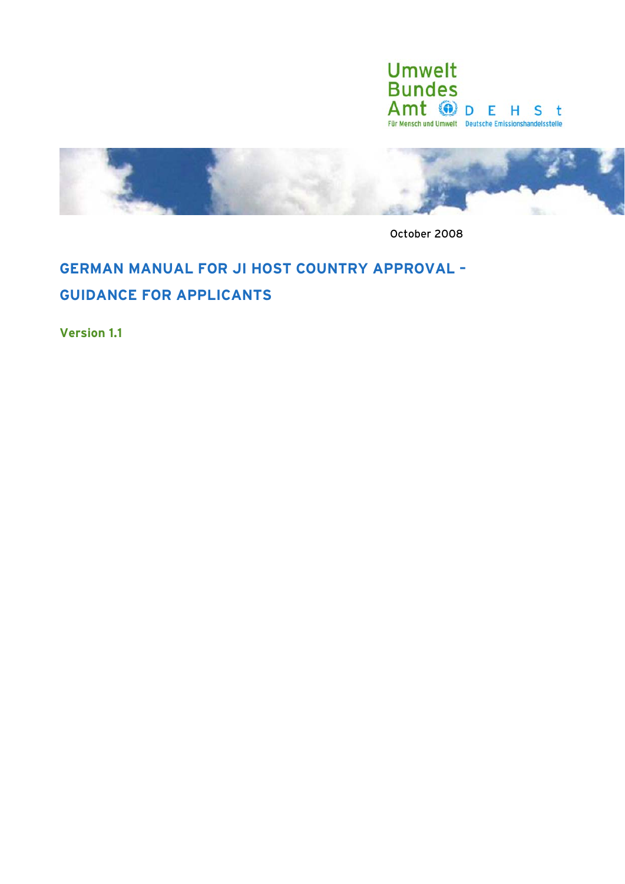Umwelt Bundes Amt

Für Mensch und Umwelt

D E H S t

Deutsche Emissionshandelsstelle

October 2008

# GERMAN MANUAL FOR JI HOST COUNTRY APPROVAL – GUIDANCE FOR APPLICANTS

**Version 1.1**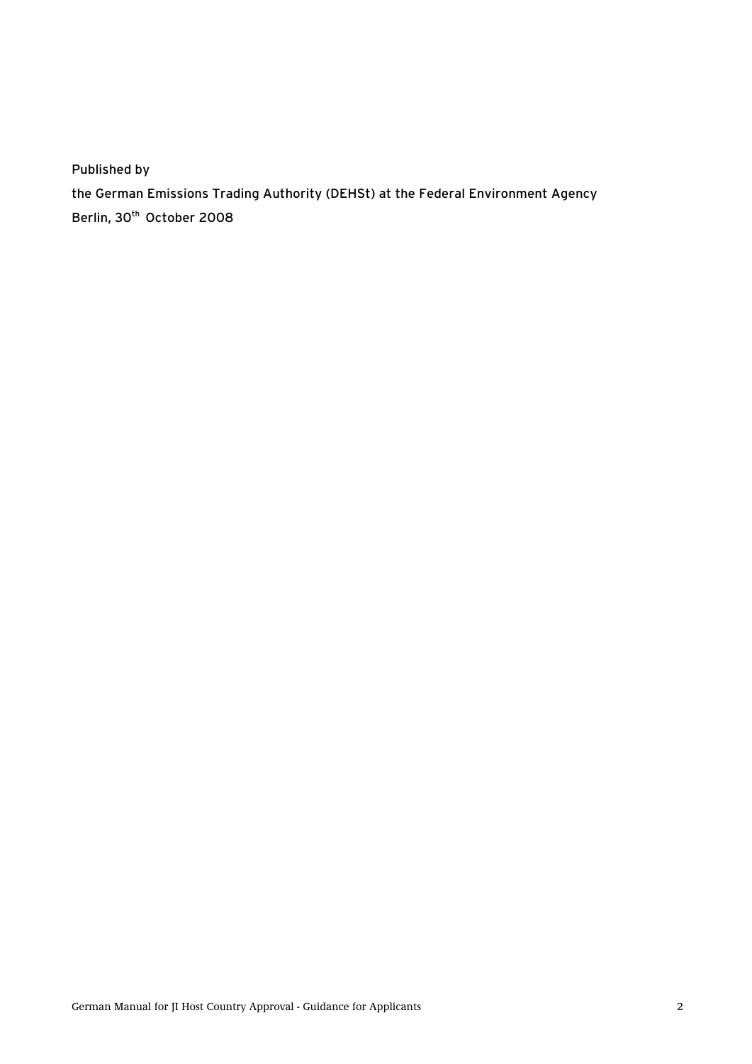Published by

the German Emissions Trading Authority (DEHSt) at the Federal Environment Agency

Berlin, 30th October 2008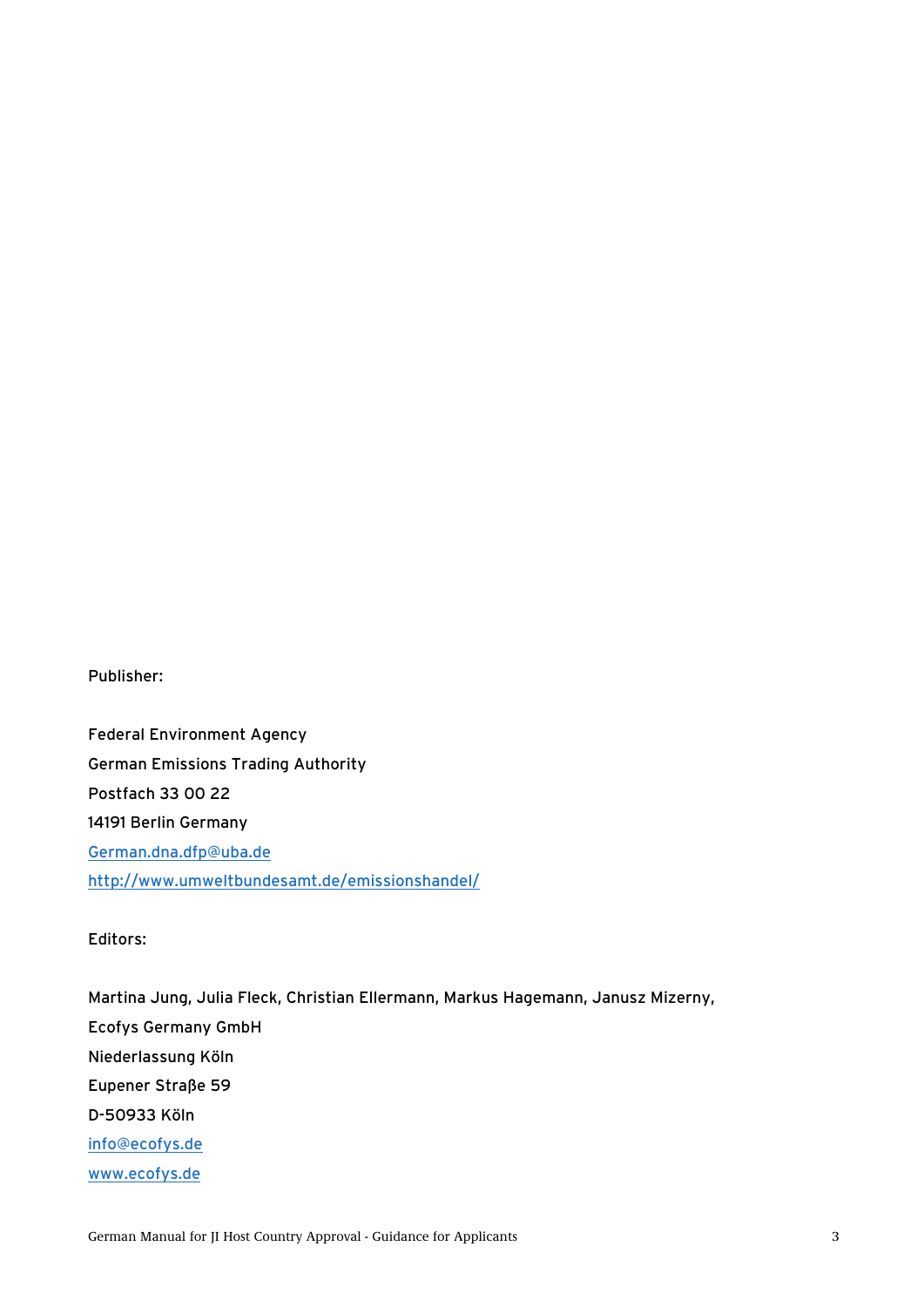Publisher:

Federal Environment Agency
German Emissions Trading Authority
Postfach 33 00 22
14191 Berlin Germany
German.dna.dfp@uba.de
http://www.umweltbundesamt.de/emissionshandel/

Editors:

Martina Jung, Julia Fleck, Christian Ellermann, Markus Hagemann, Janusz Mizerny,
Ecofys Germany GmbH
Niederlassung Köln
Eupener Straße 59
D-50933 Köln
info@ecofys.de
www.ecofys.de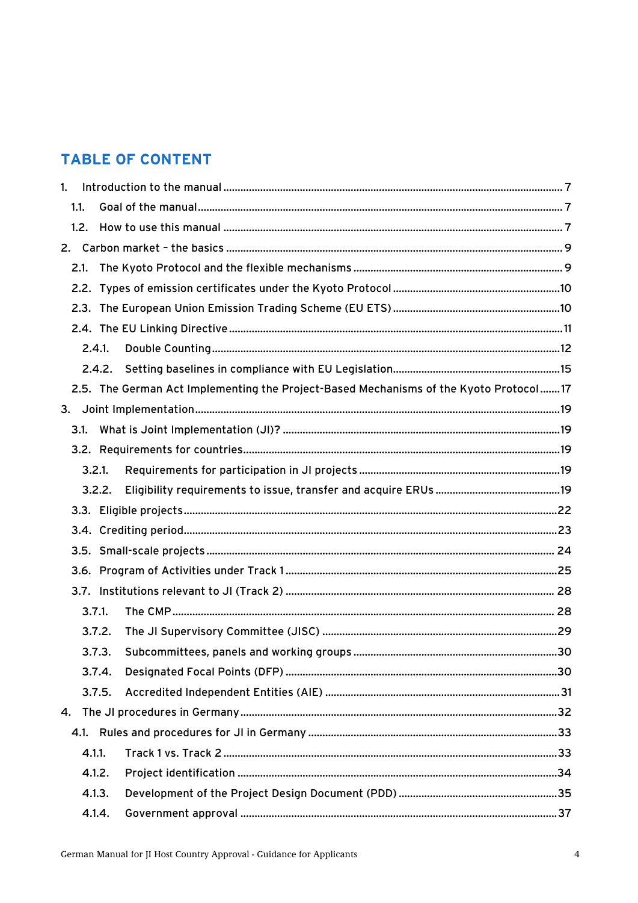# TABLE OF CONTENT

1. Introduction to the manual ........................................................................................................ 7
   1.1. Goal of the manual ............................................................................................................... 7
   1.2. How to use this manual ....................................................................................................... 7
2. Carbon market – the basics ........................................................................................................ 9
   2.1. The Kyoto Protocol and the flexible mechanisms ............................................................. 9
   2.2. Types of emission certificates under the Kyoto Protocol .................................................. 10
   2.3. The European Union Emission Trading Scheme (EU ETS) ................................................ 10
   2.4. The EU Linking Directive ..................................................................................................... 11
      2.4.1. Double Counting ............................................................................................................. 12
      2.4.2. Setting baselines in compliance with EU Legislation .................................................... 15
   2.5. The German Act Implementing the Project-Based Mechanisms of the Kyoto Protocol ....... 17
3. Joint Implementation ................................................................................................................... 19
   3.1. What is Joint Implementation (JI)? ..................................................................................... 19
   3.2. Requirements for countries .................................................................................................. 19
      3.2.1. Requirements for participation in JI projects ............................................................... 19
      3.2.2. Eligibility requirements to issue, transfer and acquire ERUs ........................................ 19
   3.3. Eligible projects ..................................................................................................................... 22
   3.4. Crediting period ..................................................................................................................... 23
   3.5. Small-scale projects .............................................................................................................. 24
   3.6. Program of Activities under Track 1 ................................................................................... 25
   3.7. Institutions relevant to JI (Track 2) ..................................................................................... 28
      3.7.1. The CMP .......................................................................................................................... 28
      3.7.2. The JI Supervisory Committee (JISC) ............................................................................. 29
      3.7.3. Subcommittees, panels and working groups ................................................................. 30
      3.7.4. Designated Focal Points (DFP) ....................................................................................... 30
      3.7.5. Accredited Independent Entities (AIE) ........................................................................... 31
4. The JI procedures in Germany ..................................................................................................... 32
   4.1. Rules and procedures for JI in Germany ............................................................................ 33
      4.1.1. Track 1 vs. Track 2 ........................................................................................................... 33
      4.1.2. Project identification ....................................................................................................... 34
      4.1.3. Development of the Project Design Document (PDD) .................................................... 35
      4.1.4. Government approval ....................................................................................................... 37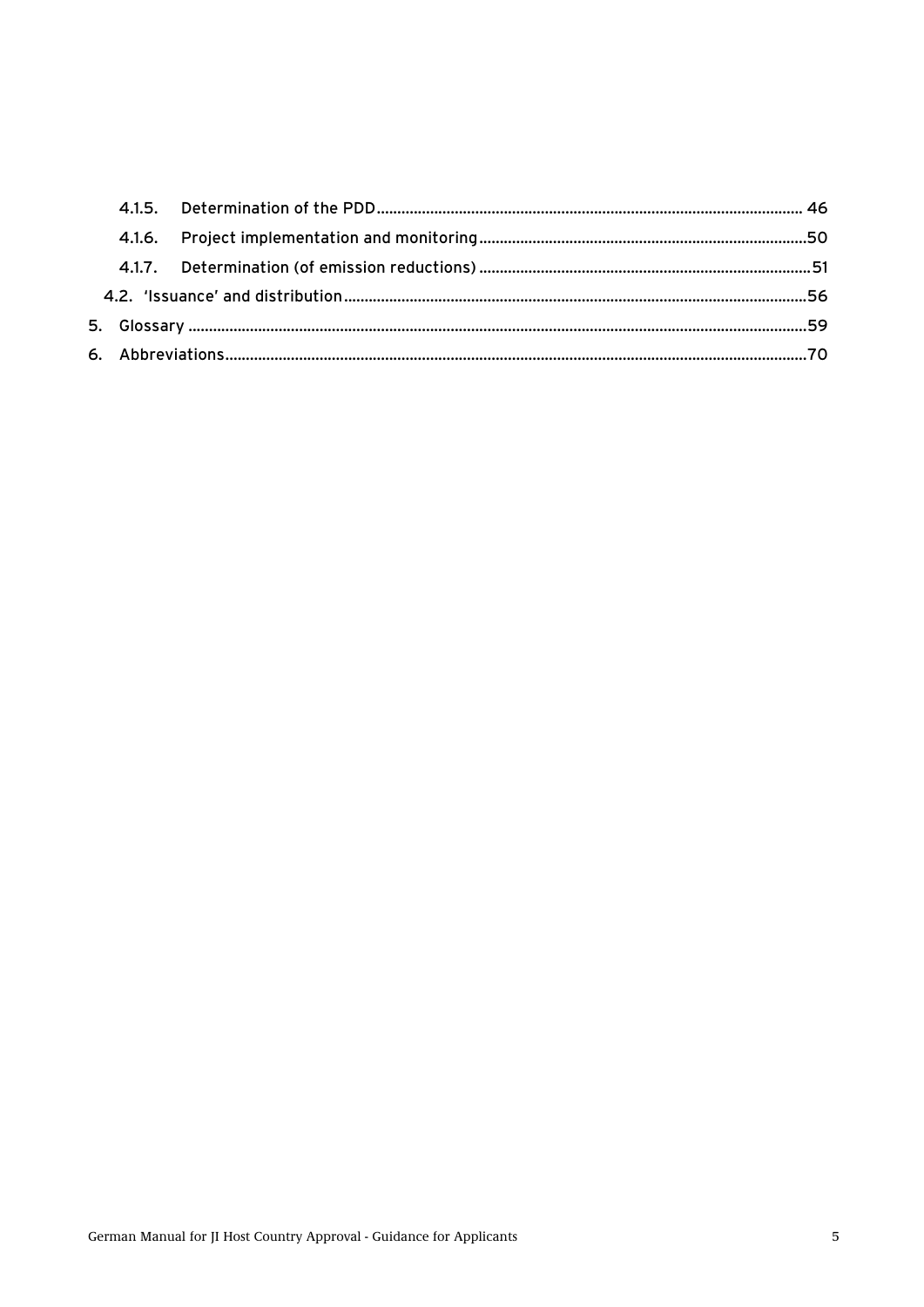4.1.5. Determination of the PDD ... 46

4.1.6. Project implementation and monitoring ... 50

4.1.7. Determination (of emission reductions) ... 51

4.2. 'Issuance' and distribution ... 56

5. Glossary ... 59

6. Abbreviations ... 70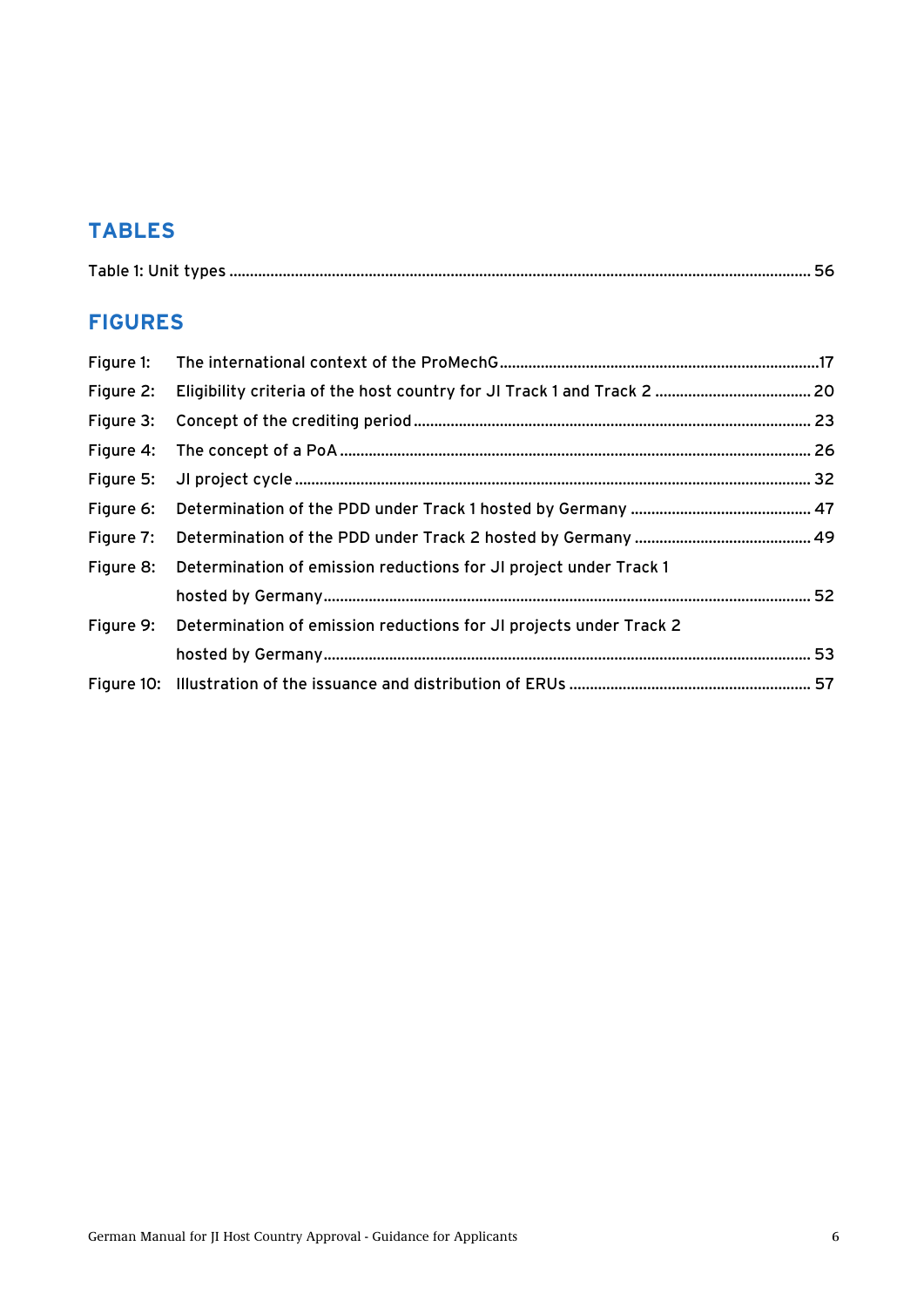## TABLES

Table 1: Unit types .......... 56

## FIGURES

Figure 1: The international context of the ProMechG .......... 17

Figure 2: Eligibility criteria of the host country for JI Track 1 and Track 2 .......... 20

Figure 3: Concept of the crediting period .......... 23

Figure 4: The concept of a PoA .......... 26

Figure 5: JI project cycle .......... 32

Figure 6: Determination of the PDD under Track 1 hosted by Germany .......... 47

Figure 7: Determination of the PDD under Track 2 hosted by Germany .......... 49

Figure 8: Determination of emission reductions for JI project under Track 1 hosted by Germany .......... 52

Figure 9: Determination of emission reductions for JI projects under Track 2 hosted by Germany .......... 53

Figure 10: Illustration of the issuance and distribution of ERUs .......... 57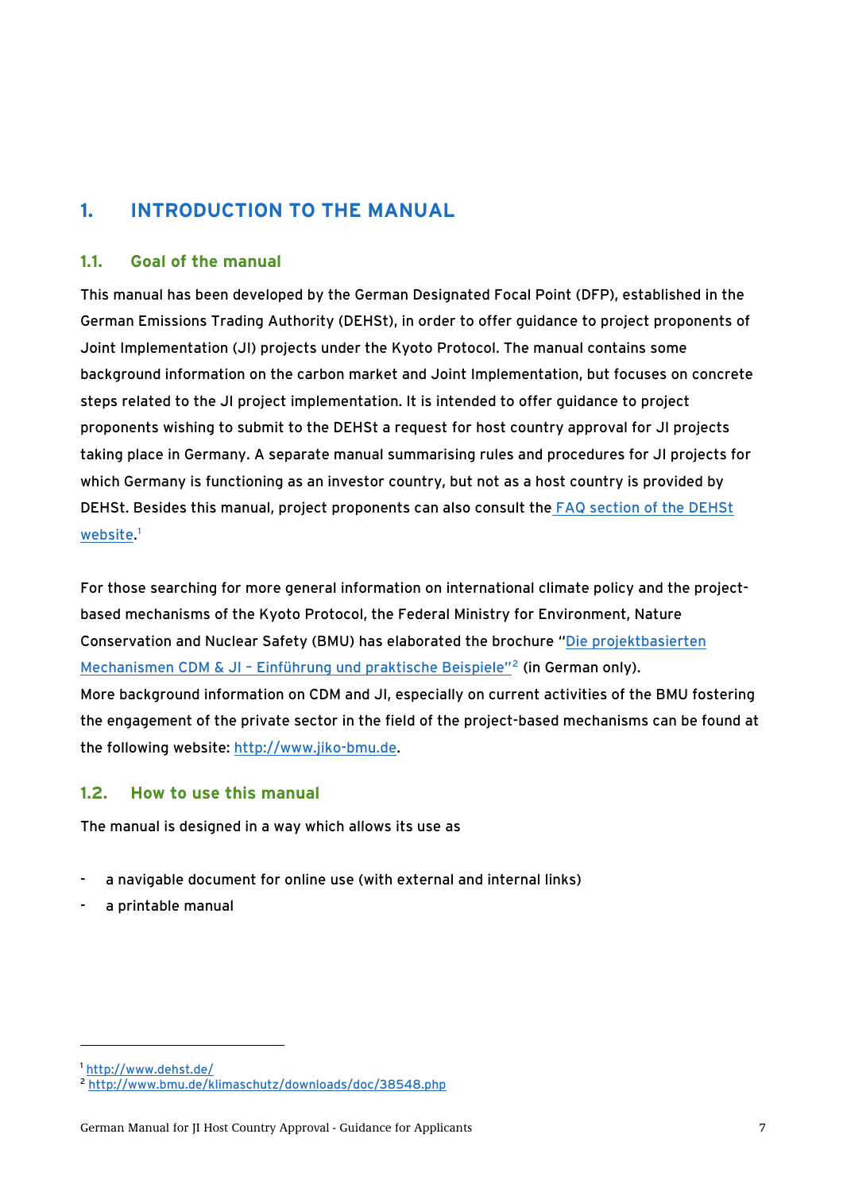# 1. INTRODUCTION TO THE MANUAL

## 1.1. Goal of the manual

This manual has been developed by the German Designated Focal Point (DFP), established in the German Emissions Trading Authority (DEHSt), in order to offer guidance to project proponents of Joint Implementation (JI) projects under the Kyoto Protocol. The manual contains some background information on the carbon market and Joint Implementation, but focuses on concrete steps related to the JI project implementation. It is intended to offer guidance to project proponents wishing to submit to the DEHSt a request for host country approval for JI projects taking place in Germany. A separate manual summarising rules and procedures for JI projects for which Germany is functioning as an investor country, but not as a host country is provided by DEHSt. Besides this manual, project proponents can also consult the FAQ section of the DEHSt website.[1]

For those searching for more general information on international climate policy and the project-based mechanisms of the Kyoto Protocol, the Federal Ministry for Environment, Nature Conservation and Nuclear Safety (BMU) has elaborated the brochure "Die projektbasierten Mechanismen CDM & JI – Einführung und praktische Beispiele"[2] (in German only).
More background information on CDM and JI, especially on current activities of the BMU fostering the engagement of the private sector in the field of the project-based mechanisms can be found at the following website: http://www.jiko-bmu.de.

## 1.2. How to use this manual

The manual is designed in a way which allows its use as

- a navigable document for online use (with external and internal links)
- a printable manual

---

[1] http://www.dehst.de/

[2] http://www.bmu.de/klimaschutz/downloads/doc/38548.php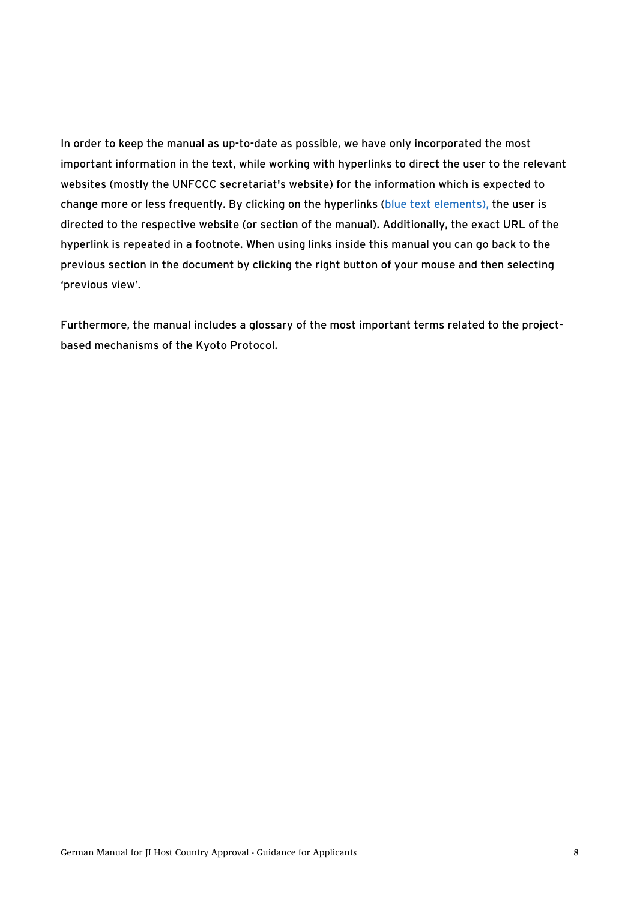In order to keep the manual as up-to-date as possible, we have only incorporated the most important information in the text, while working with hyperlinks to direct the user to the relevant websites (mostly the UNFCCC secretariat's website) for the information which is expected to change more or less frequently. By clicking on the hyperlinks (blue text elements), the user is directed to the respective website (or section of the manual). Additionally, the exact URL of the hyperlink is repeated in a footnote. When using links inside this manual you can go back to the previous section in the document by clicking the right button of your mouse and then selecting 'previous view'.

Furthermore, the manual includes a glossary of the most important terms related to the project-based mechanisms of the Kyoto Protocol.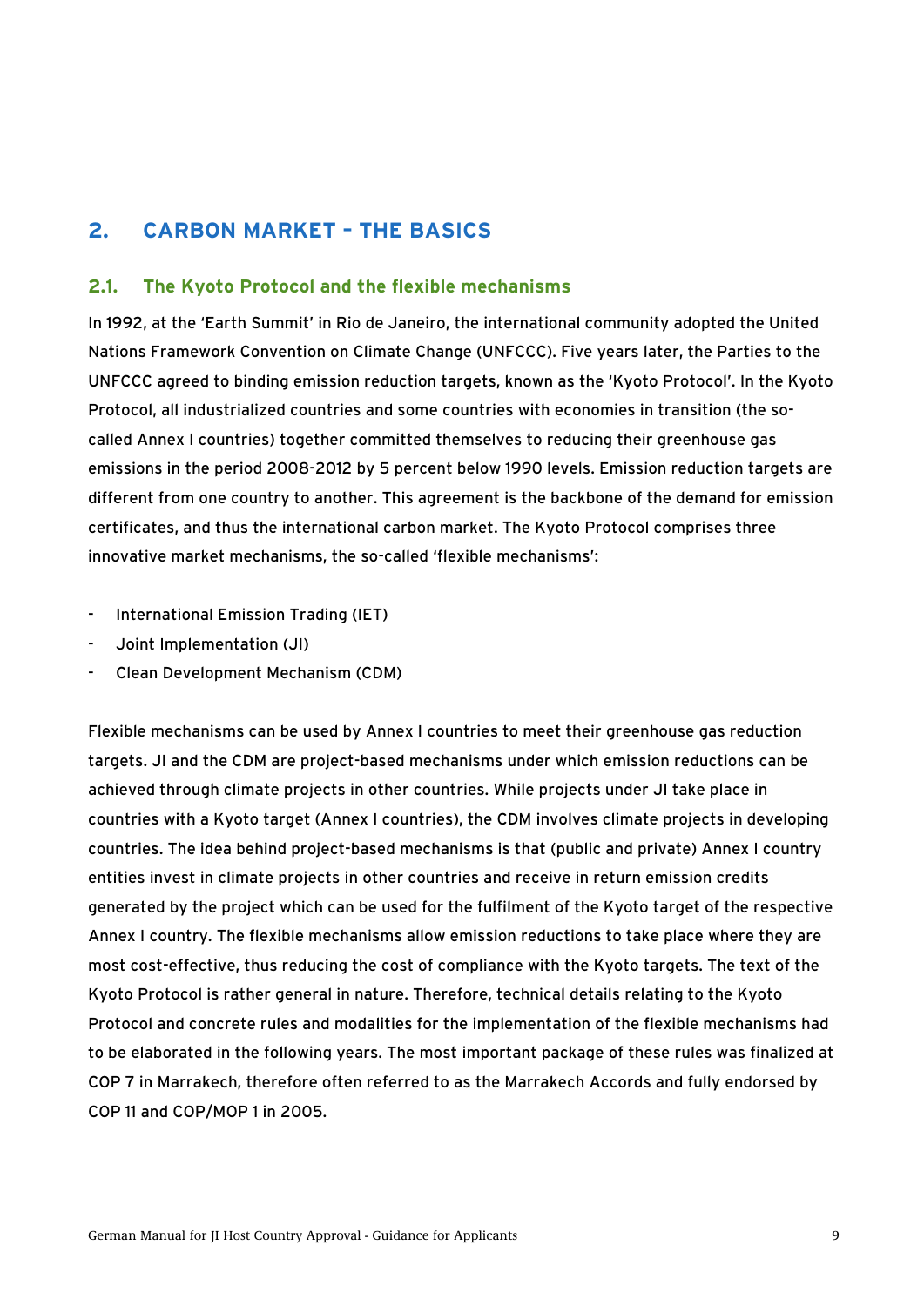# 2. CARBON MARKET – THE BASICS

## 2.1. The Kyoto Protocol and the flexible mechanisms

In 1992, at the 'Earth Summit' in Rio de Janeiro, the international community adopted the United Nations Framework Convention on Climate Change (UNFCCC). Five years later, the Parties to the UNFCCC agreed to binding emission reduction targets, known as the 'Kyoto Protocol'. In the Kyoto Protocol, all industrialized countries and some countries with economies in transition (the so-called Annex I countries) together committed themselves to reducing their greenhouse gas emissions in the period 2008-2012 by 5 percent below 1990 levels. Emission reduction targets are different from one country to another. This agreement is the backbone of the demand for emission certificates, and thus the international carbon market. The Kyoto Protocol comprises three innovative market mechanisms, the so-called 'flexible mechanisms':

- International Emission Trading (IET)
- Joint Implementation (JI)
- Clean Development Mechanism (CDM)

Flexible mechanisms can be used by Annex I countries to meet their greenhouse gas reduction targets. JI and the CDM are project-based mechanisms under which emission reductions can be achieved through climate projects in other countries. While projects under JI take place in countries with a Kyoto target (Annex I countries), the CDM involves climate projects in developing countries. The idea behind project-based mechanisms is that (public and private) Annex I country entities invest in climate projects in other countries and receive in return emission credits generated by the project which can be used for the fulfilment of the Kyoto target of the respective Annex I country. The flexible mechanisms allow emission reductions to take place where they are most cost-effective, thus reducing the cost of compliance with the Kyoto targets. The text of the Kyoto Protocol is rather general in nature. Therefore, technical details relating to the Kyoto Protocol and concrete rules and modalities for the implementation of the flexible mechanisms had to be elaborated in the following years. The most important package of these rules was finalized at COP 7 in Marrakech, therefore often referred to as the Marrakech Accords and fully endorsed by COP 11 and COP/MOP 1 in 2005.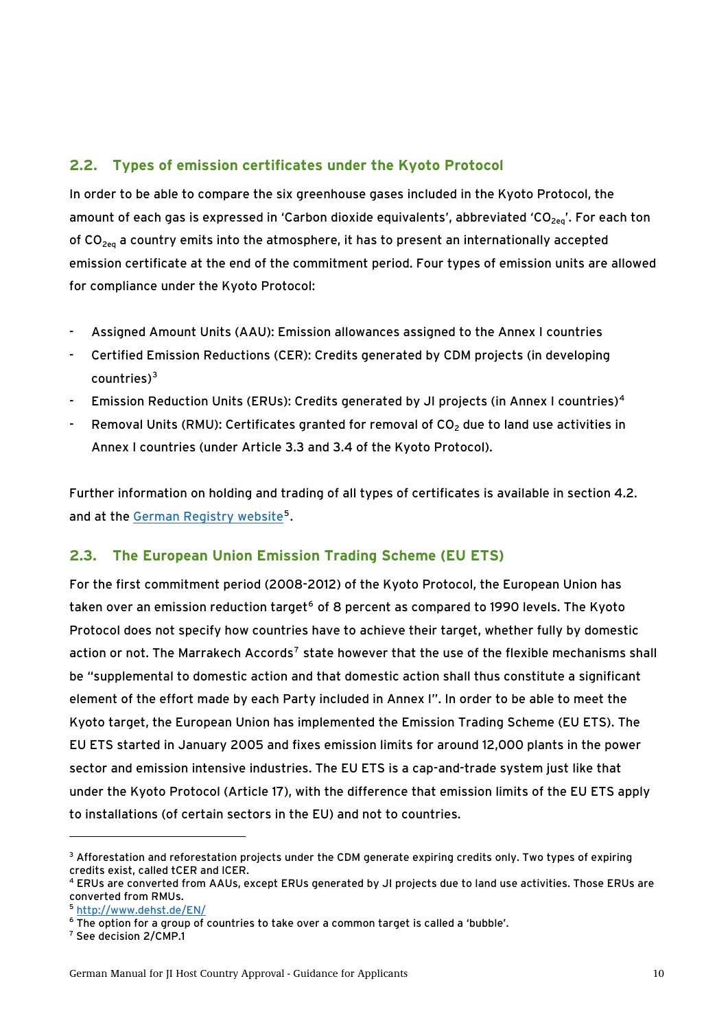## 2.2. Types of emission certificates under the Kyoto Protocol

In order to be able to compare the six greenhouse gases included in the Kyoto Protocol, the amount of each gas is expressed in 'Carbon dioxide equivalents', abbreviated '$CO_{2eq}$'. For each ton of $CO_{2eq}$ a country emits into the atmosphere, it has to present an internationally accepted emission certificate at the end of the commitment period. Four types of emission units are allowed for compliance under the Kyoto Protocol:

- Assigned Amount Units (AAU): Emission allowances assigned to the Annex I countries
- Certified Emission Reductions (CER): Credits generated by CDM projects (in developing countries)[3]
- Emission Reduction Units (ERUs): Credits generated by JI projects (in Annex I countries)[4]
- Removal Units (RMU): Certificates granted for removal of $CO_2$ due to land use activities in Annex I countries (under Article 3.3 and 3.4 of the Kyoto Protocol).

Further information on holding and trading of all types of certificates is available in section 4.2. and at the German Registry website[5].

## 2.3. The European Union Emission Trading Scheme (EU ETS)

For the first commitment period (2008-2012) of the Kyoto Protocol, the European Union has taken over an emission reduction target[6] of 8 percent as compared to 1990 levels. The Kyoto Protocol does not specify how countries have to achieve their target, whether fully by domestic action or not. The Marrakech Accords[7] state however that the use of the flexible mechanisms shall be "supplemental to domestic action and that domestic action shall thus constitute a significant element of the effort made by each Party included in Annex I". In order to be able to meet the Kyoto target, the European Union has implemented the Emission Trading Scheme (EU ETS). The EU ETS started in January 2005 and fixes emission limits for around 12,000 plants in the power sector and emission intensive industries. The EU ETS is a cap-and-trade system just like that under the Kyoto Protocol (Article 17), with the difference that emission limits of the EU ETS apply to installations (of certain sectors in the EU) and not to countries.

---

[3] Afforestation and reforestation projects under the CDM generate expiring credits only. Two types of expiring credits exist, called tCER and ICER.

[4] ERUs are converted from AAUs, except ERUs generated by JI projects due to land use activities. Those ERUs are converted from RMUs.

[5] http://www.dehst.de/EN/

[6] The option for a group of countries to take over a common target is called a 'bubble'.

[7] See decision 2/CMP.1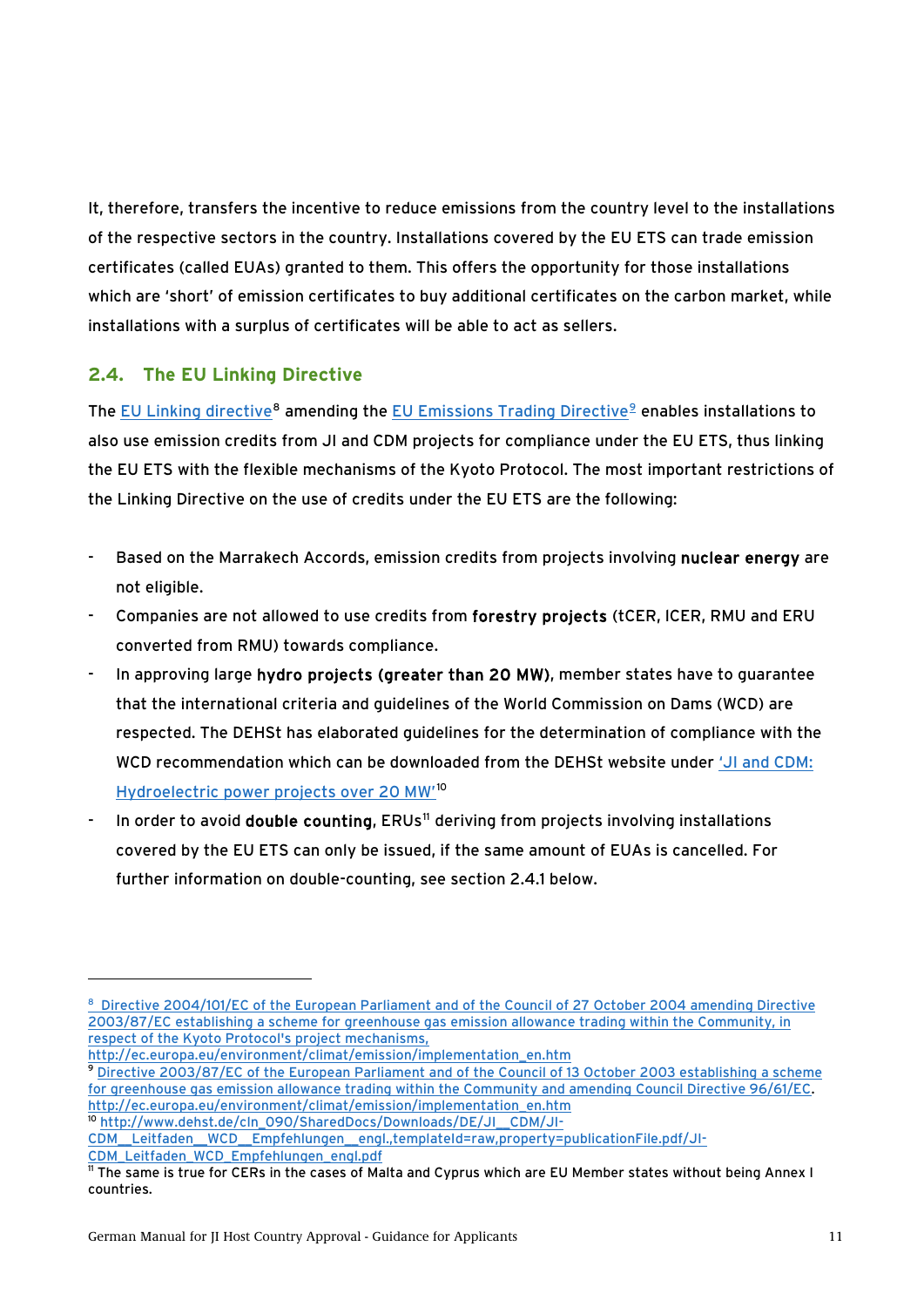It, therefore, transfers the incentive to reduce emissions from the country level to the installations of the respective sectors in the country. Installations covered by the EU ETS can trade emission certificates (called EUAs) granted to them. This offers the opportunity for those installations which are 'short' of emission certificates to buy additional certificates on the carbon market, while installations with a surplus of certificates will be able to act as sellers.

## 2.4. The EU Linking Directive

The EU Linking directive[8] amending the EU Emissions Trading Directive[9] enables installations to also use emission credits from JI and CDM projects for compliance under the EU ETS, thus linking the EU ETS with the flexible mechanisms of the Kyoto Protocol. The most important restrictions of the Linking Directive on the use of credits under the EU ETS are the following:

- Based on the Marrakech Accords, emission credits from projects involving **nuclear energy** are not eligible.
- Companies are not allowed to use credits from **forestry projects** (tCER, lCER, RMU and ERU converted from RMU) towards compliance.
- In approving large **hydro projects (greater than 20 MW)**, member states have to guarantee that the international criteria and guidelines of the World Commission on Dams (WCD) are respected. The DEHSt has elaborated guidelines for the determination of compliance with the WCD recommendation which can be downloaded from the DEHSt website under 'JI and CDM: Hydroelectric power projects over 20 MW'[10]
- In order to avoid **double counting**, ERUs[11] deriving from projects involving installations covered by the EU ETS can only be issued, if the same amount of EUAs is cancelled. For further information on double-counting, see section 2.4.1 below.

---

[8] Directive 2004/101/EC of the European Parliament and of the Council of 27 October 2004 amending Directive 2003/87/EC establishing a scheme for greenhouse gas emission allowance trading within the Community, in respect of the Kyoto Protocol's project mechanisms, http://ec.europa.eu/environment/climat/emission/implementation_en.htm

[9] Directive 2003/87/EC of the European Parliament and of the Council of 13 October 2003 establishing a scheme for greenhouse gas emission allowance trading within the Community and amending Council Directive 96/61/EC. http://ec.europa.eu/environment/climat/emission/implementation_en.htm

[10] http://www.dehst.de/cln_090/SharedDocs/Downloads/DE/JI__CDM/JI-CDM__Leitfaden__WCD__Empfehlungen__engl.,templateId=raw,property=publicationFile.pdf/JI-CDM_Leitfaden_WCD_Empfehlungen_engl.pdf

[11] The same is true for CERs in the cases of Malta and Cyprus which are EU Member states without being Annex I countries.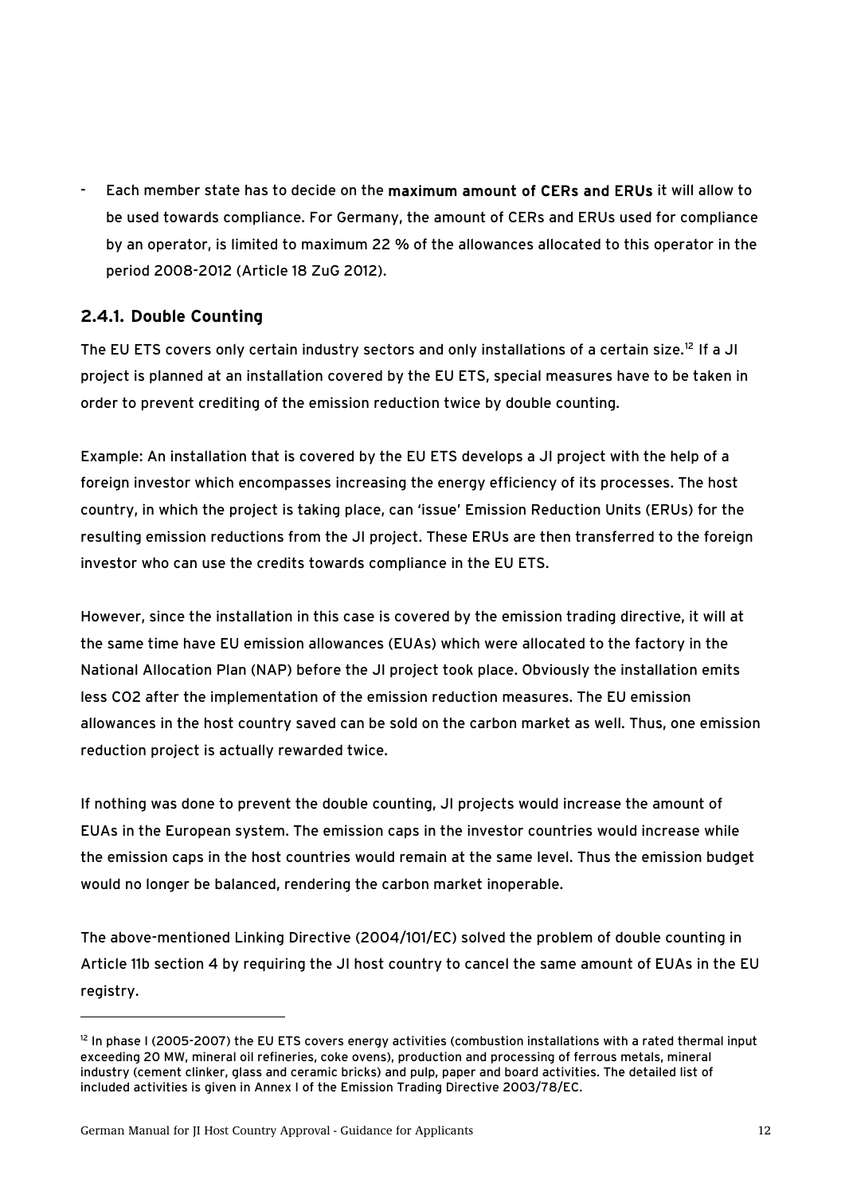- Each member state has to decide on the **maximum amount of CERs and ERUs** it will allow to be used towards compliance. For Germany, the amount of CERs and ERUs used for compliance by an operator, is limited to maximum 22 % of the allowances allocated to this operator in the period 2008-2012 (Article 18 ZuG 2012).

### 2.4.1. Double Counting

The EU ETS covers only certain industry sectors and only installations of a certain size.[12] If a JI project is planned at an installation covered by the EU ETS, special measures have to be taken in order to prevent crediting of the emission reduction twice by double counting.

Example: An installation that is covered by the EU ETS develops a JI project with the help of a foreign investor which encompasses increasing the energy efficiency of its processes. The host country, in which the project is taking place, can 'issue' Emission Reduction Units (ERUs) for the resulting emission reductions from the JI project. These ERUs are then transferred to the foreign investor who can use the credits towards compliance in the EU ETS.

However, since the installation in this case is covered by the emission trading directive, it will at the same time have EU emission allowances (EUAs) which were allocated to the factory in the National Allocation Plan (NAP) before the JI project took place. Obviously the installation emits less CO2 after the implementation of the emission reduction measures. The EU emission allowances in the host country saved can be sold on the carbon market as well. Thus, one emission reduction project is actually rewarded twice.

If nothing was done to prevent the double counting, JI projects would increase the amount of EUAs in the European system. The emission caps in the investor countries would increase while the emission caps in the host countries would remain at the same level. Thus the emission budget would no longer be balanced, rendering the carbon market inoperable.

The above-mentioned Linking Directive (2004/101/EC) solved the problem of double counting in Article 11b section 4 by requiring the JI host country to cancel the same amount of EUAs in the EU registry.

---

[12] In phase I (2005-2007) the EU ETS covers energy activities (combustion installations with a rated thermal input exceeding 20 MW, mineral oil refineries, coke ovens), production and processing of ferrous metals, mineral industry (cement clinker, glass and ceramic bricks) and pulp, paper and board activities. The detailed list of included activities is given in Annex I of the Emission Trading Directive 2003/78/EC.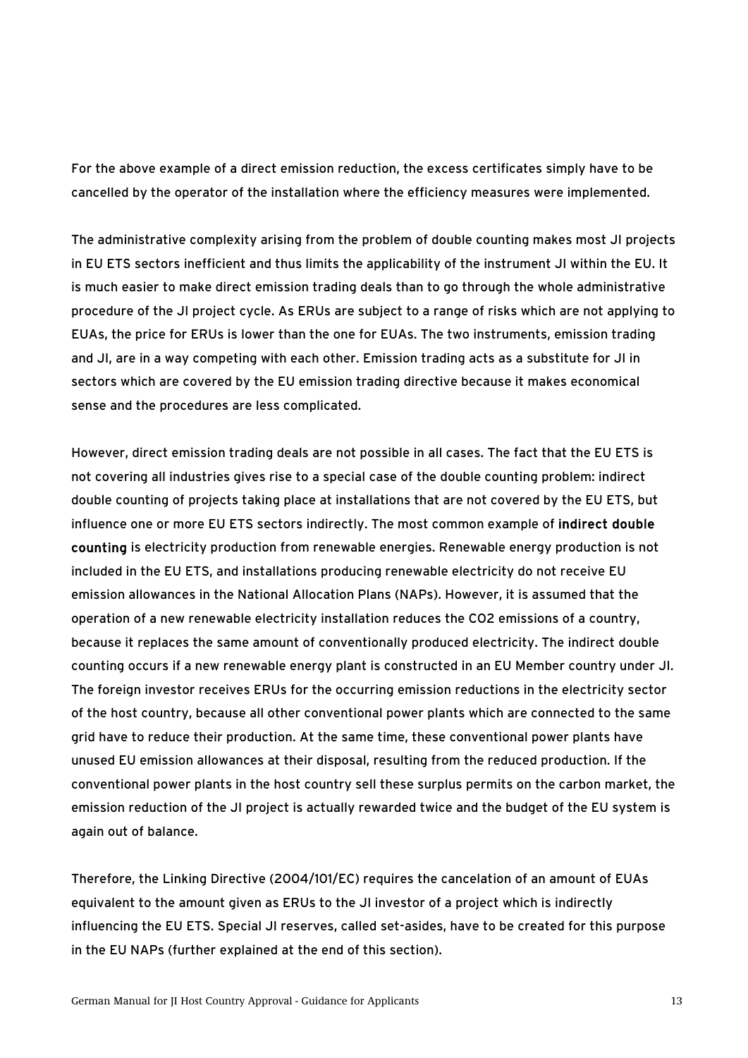For the above example of a direct emission reduction, the excess certificates simply have to be cancelled by the operator of the installation where the efficiency measures were implemented.

The administrative complexity arising from the problem of double counting makes most JI projects in EU ETS sectors inefficient and thus limits the applicability of the instrument JI within the EU. It is much easier to make direct emission trading deals than to go through the whole administrative procedure of the JI project cycle. As ERUs are subject to a range of risks which are not applying to EUAs, the price for ERUs is lower than the one for EUAs. The two instruments, emission trading and JI, are in a way competing with each other. Emission trading acts as a substitute for JI in sectors which are covered by the EU emission trading directive because it makes economical sense and the procedures are less complicated.

However, direct emission trading deals are not possible in all cases. The fact that the EU ETS is not covering all industries gives rise to a special case of the double counting problem: indirect double counting of projects taking place at installations that are not covered by the EU ETS, but influence one or more EU ETS sectors indirectly. The most common example of **indirect double counting** is electricity production from renewable energies. Renewable energy production is not included in the EU ETS, and installations producing renewable electricity do not receive EU emission allowances in the National Allocation Plans (NAPs). However, it is assumed that the operation of a new renewable electricity installation reduces the $CO_2$ emissions of a country, because it replaces the same amount of conventionally produced electricity. The indirect double counting occurs if a new renewable energy plant is constructed in an EU Member country under JI. The foreign investor receives ERUs for the occurring emission reductions in the electricity sector of the host country, because all other conventional power plants which are connected to the same grid have to reduce their production. At the same time, these conventional power plants have unused EU emission allowances at their disposal, resulting from the reduced production. If the conventional power plants in the host country sell these surplus permits on the carbon market, the emission reduction of the JI project is actually rewarded twice and the budget of the EU system is again out of balance.

Therefore, the Linking Directive (2004/101/EC) requires the cancelation of an amount of EUAs equivalent to the amount given as ERUs to the JI investor of a project which is indirectly influencing the EU ETS. Special JI reserves, called set-asides, have to be created for this purpose in the EU NAPs (further explained at the end of this section).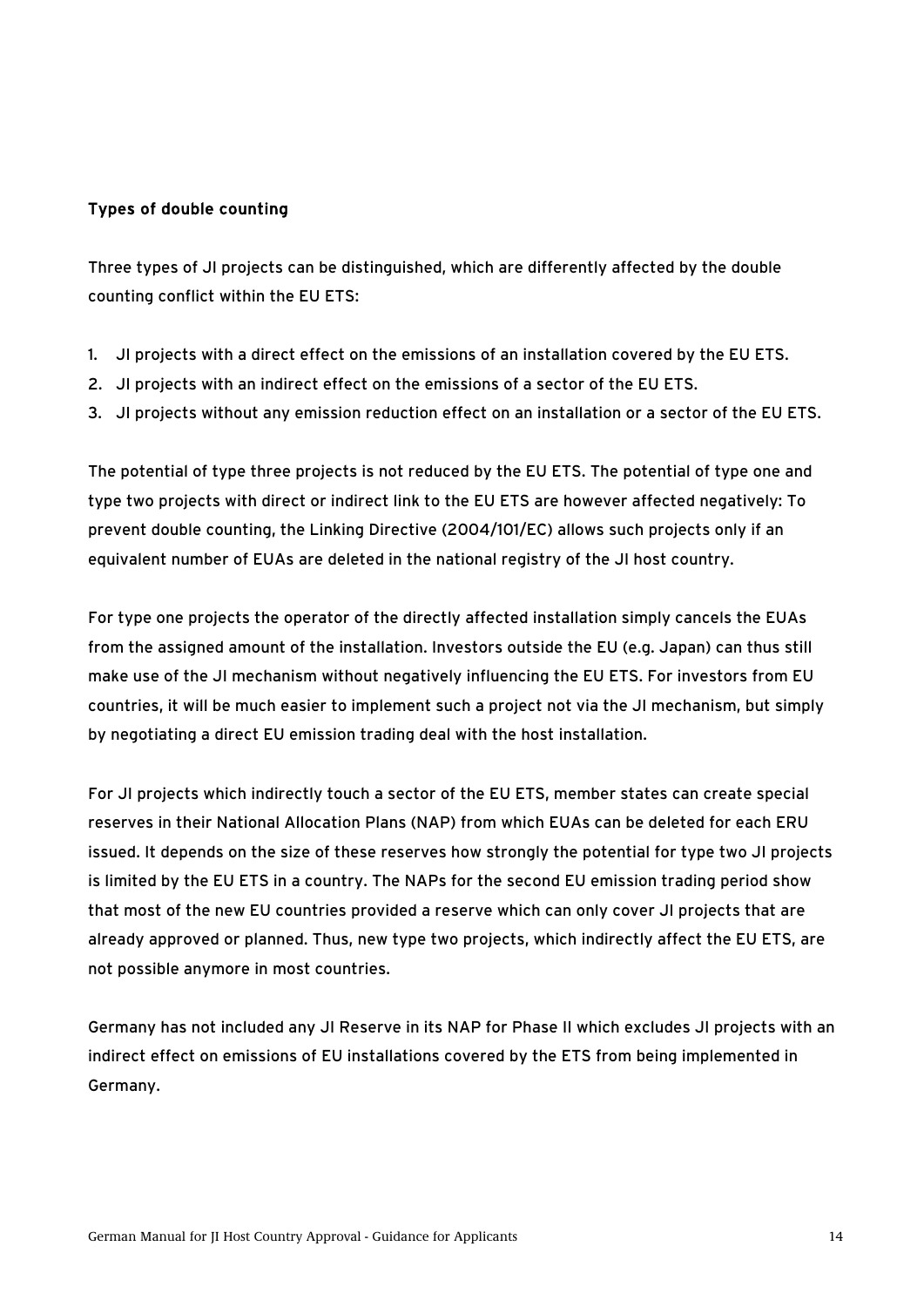### Types of double counting

Three types of JI projects can be distinguished, which are differently affected by the double counting conflict within the EU ETS:

1. JI projects with a direct effect on the emissions of an installation covered by the EU ETS.
2. JI projects with an indirect effect on the emissions of a sector of the EU ETS.
3. JI projects without any emission reduction effect on an installation or a sector of the EU ETS.

The potential of type three projects is not reduced by the EU ETS. The potential of type one and type two projects with direct or indirect link to the EU ETS are however affected negatively: To prevent double counting, the Linking Directive (2004/101/EC) allows such projects only if an equivalent number of EUAs are deleted in the national registry of the JI host country.

For type one projects the operator of the directly affected installation simply cancels the EUAs from the assigned amount of the installation. Investors outside the EU (e.g. Japan) can thus still make use of the JI mechanism without negatively influencing the EU ETS. For investors from EU countries, it will be much easier to implement such a project not via the JI mechanism, but simply by negotiating a direct EU emission trading deal with the host installation.

For JI projects which indirectly touch a sector of the EU ETS, member states can create special reserves in their National Allocation Plans (NAP) from which EUAs can be deleted for each ERU issued. It depends on the size of these reserves how strongly the potential for type two JI projects is limited by the EU ETS in a country. The NAPs for the second EU emission trading period show that most of the new EU countries provided a reserve which can only cover JI projects that are already approved or planned. Thus, new type two projects, which indirectly affect the EU ETS, are not possible anymore in most countries.

Germany has not included any JI Reserve in its NAP for Phase II which excludes JI projects with an indirect effect on emissions of EU installations covered by the ETS from being implemented in Germany.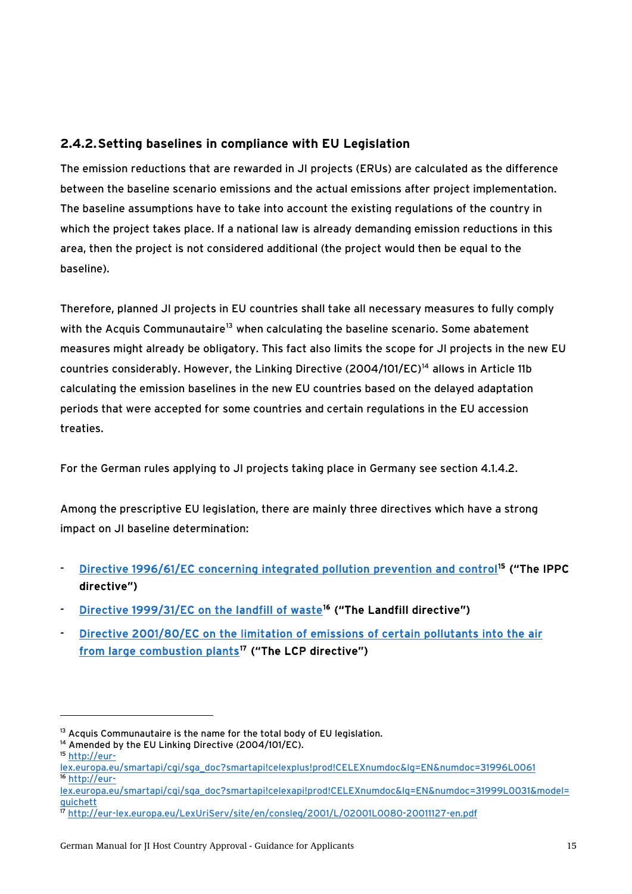### 2.4.2. Setting baselines in compliance with EU Legislation

The emission reductions that are rewarded in JI projects (ERUs) are calculated as the difference between the baseline scenario emissions and the actual emissions after project implementation. The baseline assumptions have to take into account the existing regulations of the country in which the project takes place. If a national law is already demanding emission reductions in this area, then the project is not considered additional (the project would then be equal to the baseline).

Therefore, planned JI projects in EU countries shall take all necessary measures to fully comply with the Acquis Communautaire[13] when calculating the baseline scenario. Some abatement measures might already be obligatory. This fact also limits the scope for JI projects in the new EU countries considerably. However, the Linking Directive (2004/101/EC)[14] allows in Article 11b calculating the emission baselines in the new EU countries based on the delayed adaptation periods that were accepted for some countries and certain regulations in the EU accession treaties.

For the German rules applying to JI projects taking place in Germany see section 4.1.4.2.

Among the prescriptive EU legislation, there are mainly three directives which have a strong impact on JI baseline determination:

- **Directive 1996/61/EC concerning integrated pollution prevention and control[15] ("The IPPC directive")**
- **Directive 1999/31/EC on the landfill of waste[16] ("The Landfill directive")**
- **Directive 2001/80/EC on the limitation of emissions of certain pollutants into the air from large combustion plants[17] ("The LCP directive")**

---

[13] Acquis Communautaire is the name for the total body of EU legislation.
[14] Amended by the EU Linking Directive (2004/101/EC).
[15] http://eur-lex.europa.eu/smartapi/cgi/sga_doc?smartapi!celexplus!prod!CELEXnumdoc&lg=EN&numdoc=31996L0061
[16] http://eur-lex.europa.eu/smartapi/cgi/sga_doc?smartapi!celexapi!prod!CELEXnumdoc&lg=EN&numdoc=31999L0031&model=guichett
[17] http://eur-lex.europa.eu/LexUriServ/site/en/consleg/2001/L/02001L0080-20011127-en.pdf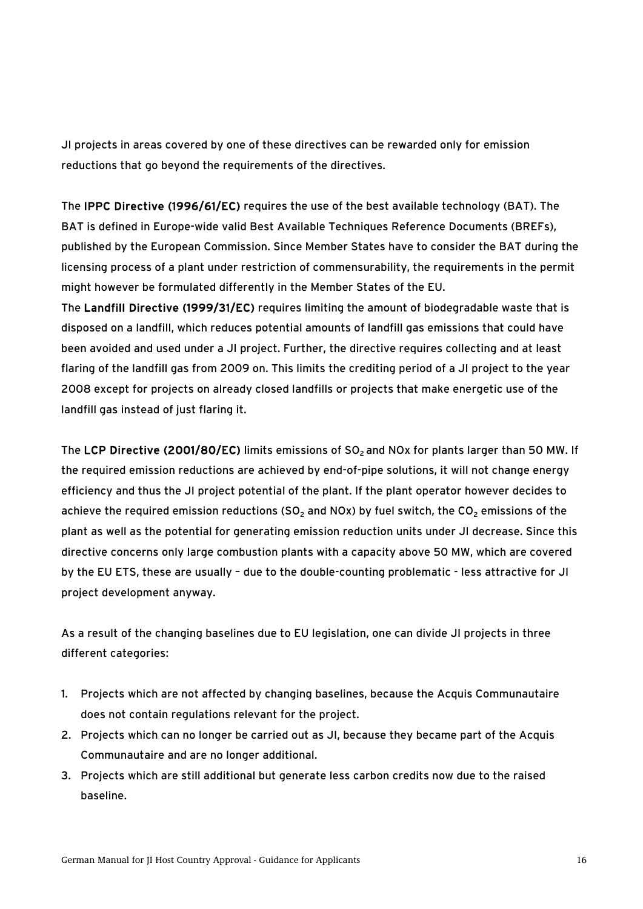JI projects in areas covered by one of these directives can be rewarded only for emission reductions that go beyond the requirements of the directives.

The **IPPC Directive (1996/61/EC)** requires the use of the best available technology (BAT). The BAT is defined in Europe-wide valid Best Available Techniques Reference Documents (BREFs), published by the European Commission. Since Member States have to consider the BAT during the licensing process of a plant under restriction of commensurability, the requirements in the permit might however be formulated differently in the Member States of the EU.

The **Landfill Directive (1999/31/EC)** requires limiting the amount of biodegradable waste that is disposed on a landfill, which reduces potential amounts of landfill gas emissions that could have been avoided and used under a JI project. Further, the directive requires collecting and at least flaring of the landfill gas from 2009 on. This limits the crediting period of a JI project to the year 2008 except for projects on already closed landfills or projects that make energetic use of the landfill gas instead of just flaring it.

The **LCP Directive (2001/80/EC)** limits emissions of $SO_2$ and NOx for plants larger than 50 MW. If the required emission reductions are achieved by end-of-pipe solutions, it will not change energy efficiency and thus the JI project potential of the plant. If the plant operator however decides to achieve the required emission reductions ($SO_2$ and NOx) by fuel switch, the $CO_2$ emissions of the plant as well as the potential for generating emission reduction units under JI decrease. Since this directive concerns only large combustion plants with a capacity above 50 MW, which are covered by the EU ETS, these are usually – due to the double-counting problematic - less attractive for JI project development anyway.

As a result of the changing baselines due to EU legislation, one can divide JI projects in three different categories:

1. Projects which are not affected by changing baselines, because the Acquis Communautaire does not contain regulations relevant for the project.
2. Projects which can no longer be carried out as JI, because they became part of the Acquis Communautaire and are no longer additional.
3. Projects which are still additional but generate less carbon credits now due to the raised baseline.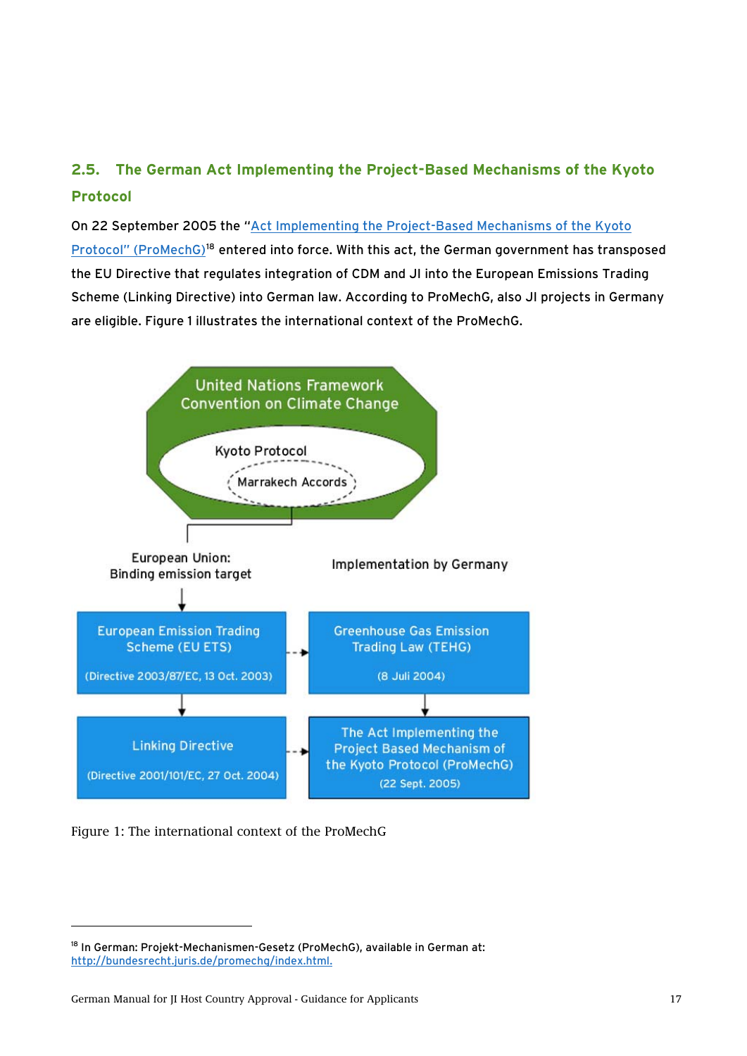## 2.5. The German Act Implementing the Project-Based Mechanisms of the Kyoto Protocol

On 22 September 2005 the "Act Implementing the Project-Based Mechanisms of the Kyoto Protocol" (ProMechG)[18] entered into force. With this act, the German government has transposed the EU Directive that regulates integration of CDM and JI into the European Emissions Trading Scheme (Linking Directive) into German law. According to ProMechG, also JI projects in Germany are eligible. Figure 1 illustrates the international context of the ProMechG.

United Nations Framework Convention on Climate Change

Kyoto Protocol

Marrakech Accords

European Union: Binding emission target

Implementation by Germany

European Emission Trading Scheme (EU ETS)

(Directive 2003/87/EC, 13 Oct. 2003)

Greenhouse Gas Emission Trading Law (TEHG)

(8 Juli 2004)

Linking Directive

(Directive 2001/101/EC, 27 Oct. 2004)

The Act Implementing the Project Based Mechanism of the Kyoto Protocol (ProMechG)

(22 Sept. 2005)

Figure 1: The international context of the ProMechG

[18] In German: Projekt-Mechanismen-Gesetz (ProMechG), available in German at: http://bundesrecht.juris.de/promechg/index.html.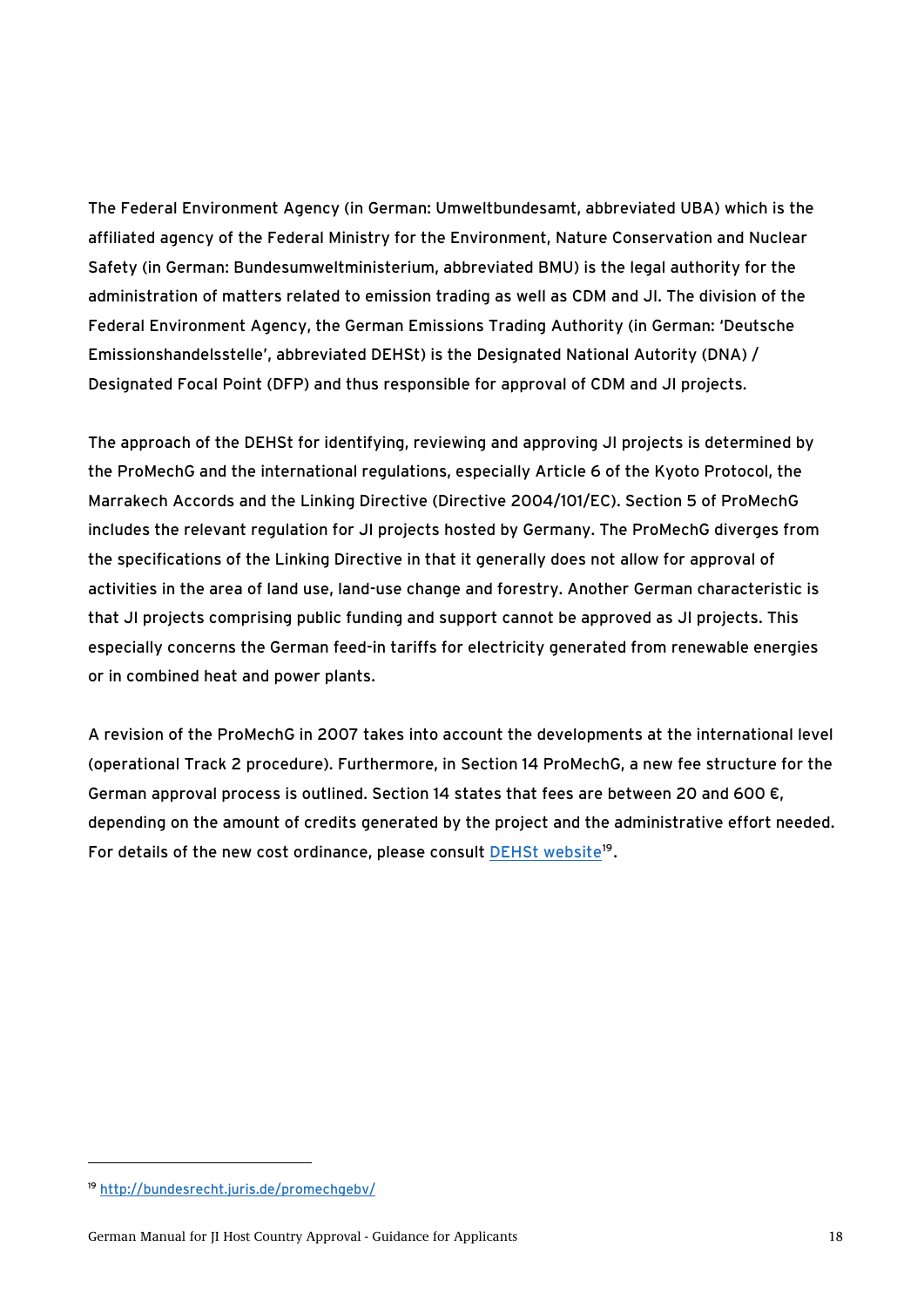The Federal Environment Agency (in German: Umweltbundesamt, abbreviated UBA) which is the affiliated agency of the Federal Ministry for the Environment, Nature Conservation and Nuclear Safety (in German: Bundesumweltministerium, abbreviated BMU) is the legal authority for the administration of matters related to emission trading as well as CDM and JI. The division of the Federal Environment Agency, the German Emissions Trading Authority (in German: 'Deutsche Emissionshandelsstelle', abbreviated DEHSt) is the Designated National Autority (DNA) / Designated Focal Point (DFP) and thus responsible for approval of CDM and JI projects.

The approach of the DEHSt for identifying, reviewing and approving JI projects is determined by the ProMechG and the international regulations, especially Article 6 of the Kyoto Protocol, the Marrakech Accords and the Linking Directive (Directive 2004/101/EC). Section 5 of ProMechG includes the relevant regulation for JI projects hosted by Germany. The ProMechG diverges from the specifications of the Linking Directive in that it generally does not allow for approval of activities in the area of land use, land-use change and forestry. Another German characteristic is that JI projects comprising public funding and support cannot be approved as JI projects. This especially concerns the German feed-in tariffs for electricity generated from renewable energies or in combined heat and power plants.

A revision of the ProMechG in 2007 takes into account the developments at the international level (operational Track 2 procedure). Furthermore, in Section 14 ProMechG, a new fee structure for the German approval process is outlined. Section 14 states that fees are between 20 and 600 €, depending on the amount of credits generated by the project and the administrative effort needed. For details of the new cost ordinance, please consult DEHSt website[19].

[19] http://bundesrecht.juris.de/promechgebv/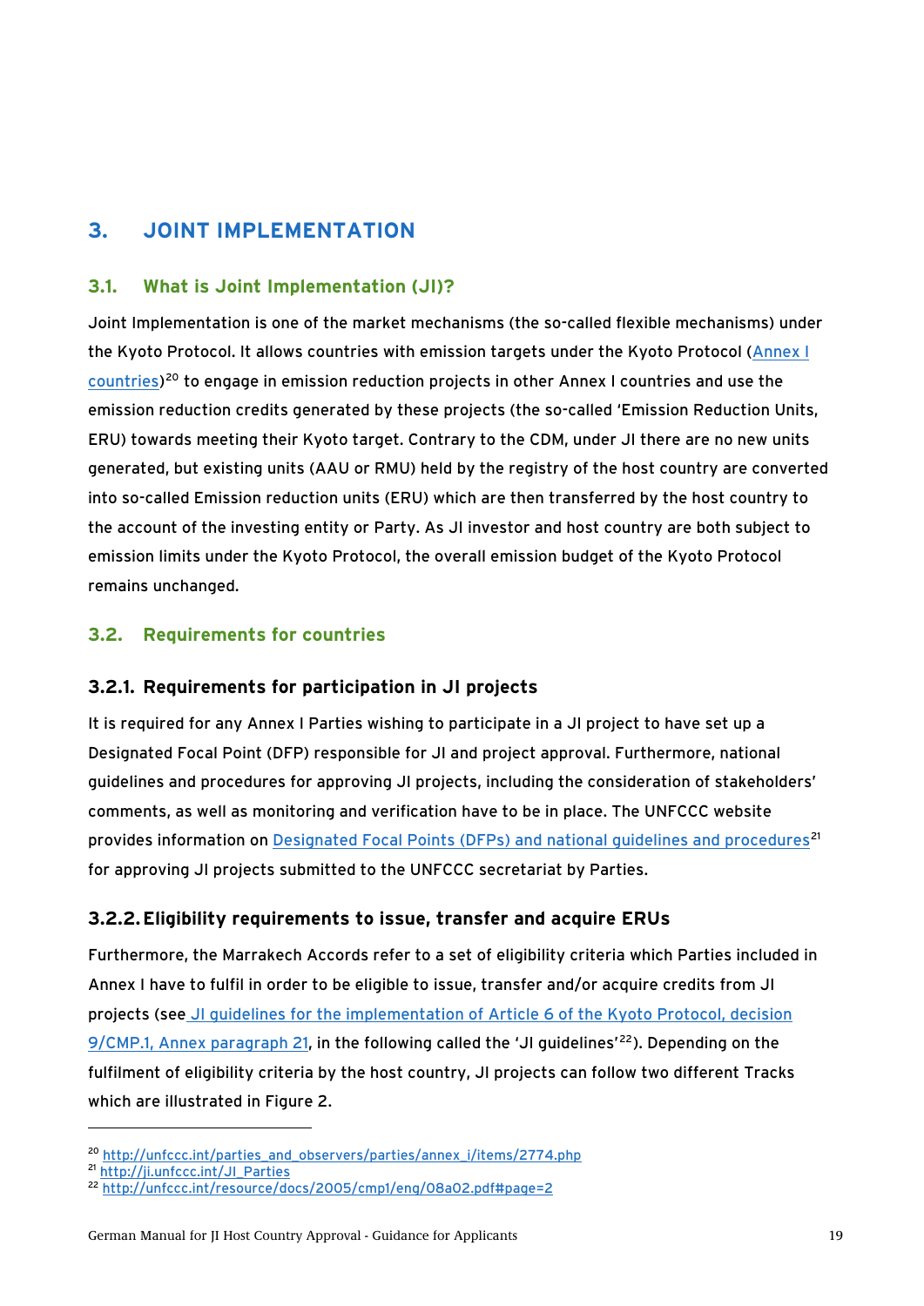# 3. JOINT IMPLEMENTATION

## 3.1. What is Joint Implementation (JI)?

Joint Implementation is one of the market mechanisms (the so-called flexible mechanisms) under the Kyoto Protocol. It allows countries with emission targets under the Kyoto Protocol (Annex I countries)[20] to engage in emission reduction projects in other Annex I countries and use the emission reduction credits generated by these projects (the so-called 'Emission Reduction Units, ERU) towards meeting their Kyoto target. Contrary to the CDM, under JI there are no new units generated, but existing units (AAU or RMU) held by the registry of the host country are converted into so-called Emission reduction units (ERU) which are then transferred by the host country to the account of the investing entity or Party. As JI investor and host country are both subject to emission limits under the Kyoto Protocol, the overall emission budget of the Kyoto Protocol remains unchanged.

## 3.2. Requirements for countries

### 3.2.1. Requirements for participation in JI projects

It is required for any Annex I Parties wishing to participate in a JI project to have set up a Designated Focal Point (DFP) responsible for JI and project approval. Furthermore, national guidelines and procedures for approving JI projects, including the consideration of stakeholders' comments, as well as monitoring and verification have to be in place. The UNFCCC website provides information on Designated Focal Points (DFPs) and national guidelines and procedures[21] for approving JI projects submitted to the UNFCCC secretariat by Parties.

### 3.2.2. Eligibility requirements to issue, transfer and acquire ERUs

Furthermore, the Marrakech Accords refer to a set of eligibility criteria which Parties included in Annex I have to fulfil in order to be eligible to issue, transfer and/or acquire credits from JI projects (see JI guidelines for the implementation of Article 6 of the Kyoto Protocol, decision 9/CMP.1, Annex paragraph 21, in the following called the 'JI guidelines'[22]). Depending on the fulfilment of eligibility criteria by the host country, JI projects can follow two different Tracks which are illustrated in Figure 2.

---

[20] http://unfccc.int/parties_and_observers/parties/annex_i/items/2774.php
[21] http://ji.unfccc.int/JI_Parties
[22] http://unfccc.int/resource/docs/2005/cmp1/eng/08a02.pdf#page=2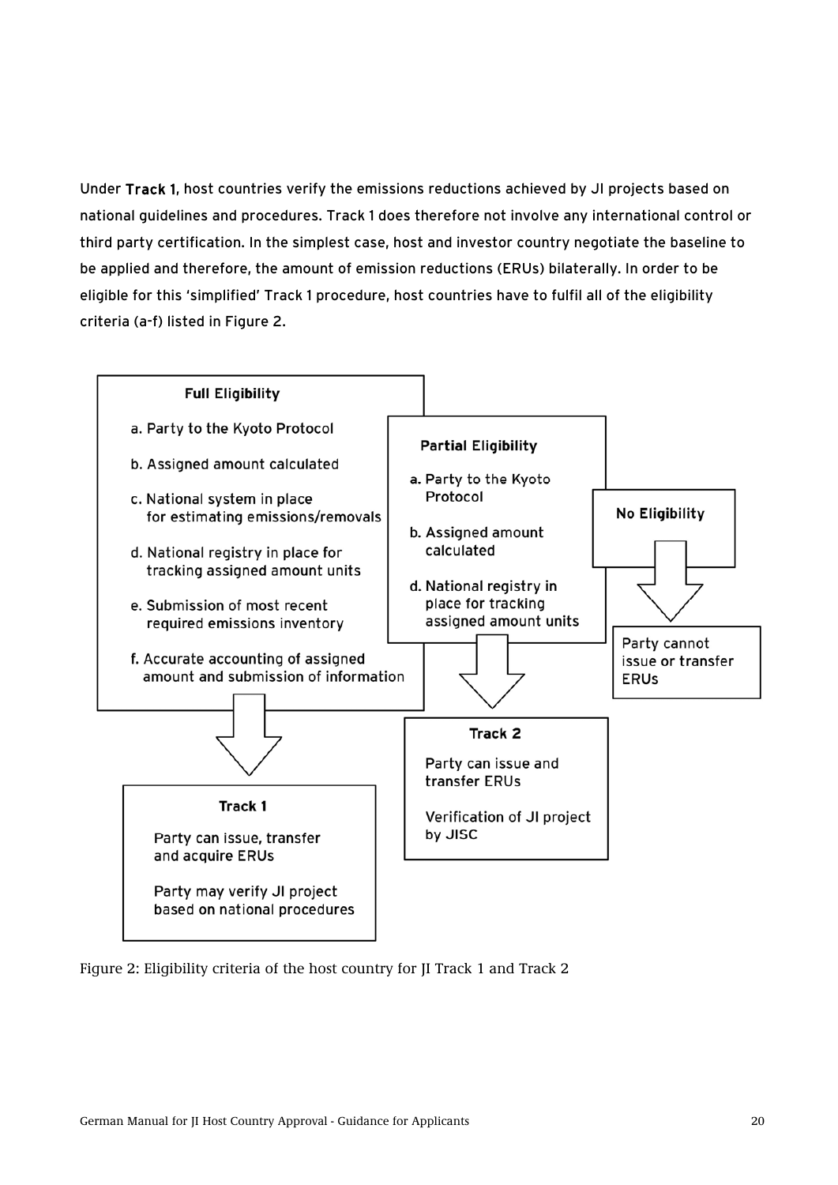Under **Track 1**, host countries verify the emissions reductions achieved by JI projects based on national guidelines and procedures. Track 1 does therefore not involve any international control or third party certification. In the simplest case, host and investor country negotiate the baseline to be applied and therefore, the amount of emission reductions (ERUs) bilaterally. In order to be eligible for this 'simplified' Track 1 procedure, host countries have to fulfil all of the eligibility criteria (a-f) listed in Figure 2.

**Full Eligibility**

a. Party to the Kyoto Protocol

b. Assigned amount calculated

c. National system in place for estimating emissions/removals

d. National registry in place for tracking assigned amount units

e. Submission of most recent required emissions inventory

f. Accurate accounting of assigned amount and submission of information

**Partial Eligibility**

a. Party to the Kyoto Protocol

b. Assigned amount calculated

d. National registry in place for tracking assigned amount units

**No Eligibility**

Party cannot issue or transfer ERUs

**Track 1**

Party can issue, transfer and acquire ERUs

Party may verify JI project based on national procedures

**Track 2**

Party can issue and transfer ERUs

Verification of JI project by JISC

Figure 2: Eligibility criteria of the host country for JI Track 1 and Track 2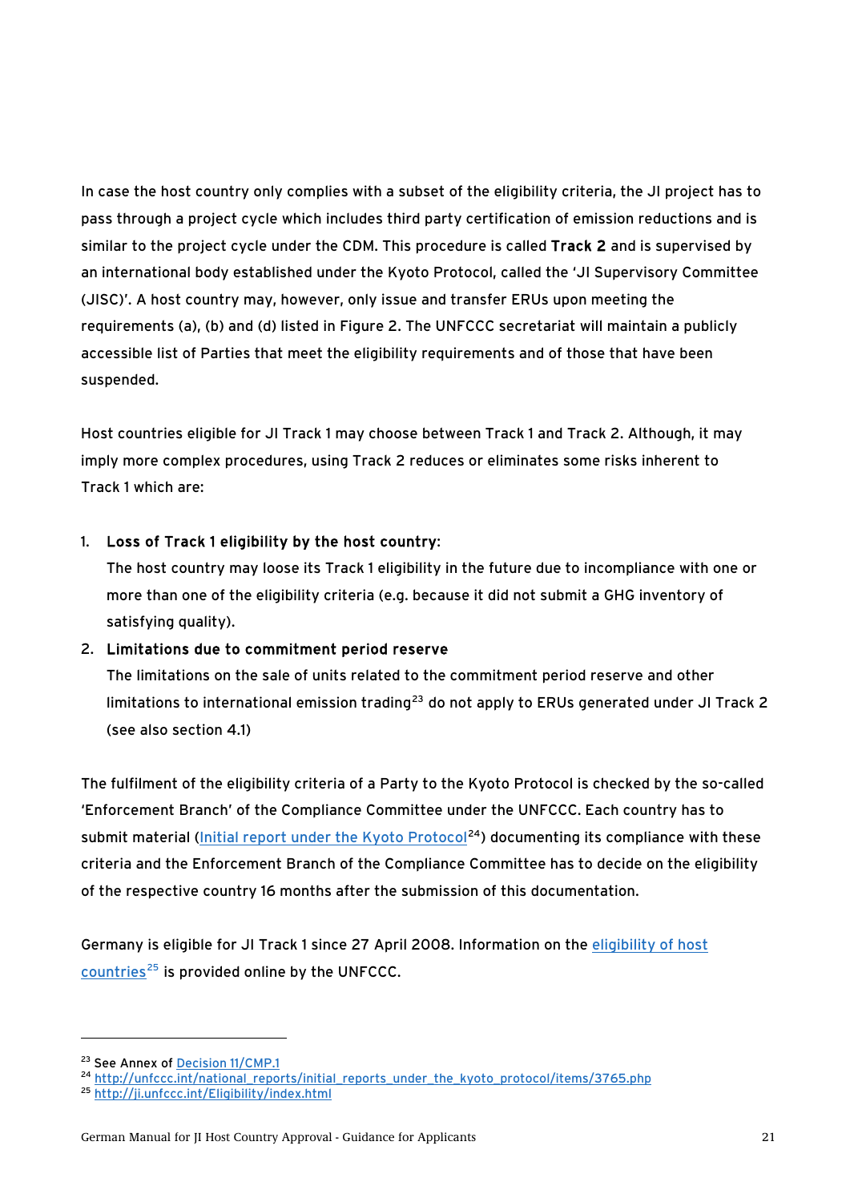In case the host country only complies with a subset of the eligibility criteria, the JI project has to pass through a project cycle which includes third party certification of emission reductions and is similar to the project cycle under the CDM. This procedure is called **Track 2** and is supervised by an international body established under the Kyoto Protocol, called the 'JI Supervisory Committee (JISC)'. A host country may, however, only issue and transfer ERUs upon meeting the requirements (a), (b) and (d) listed in Figure 2. The UNFCCC secretariat will maintain a publicly accessible list of Parties that meet the eligibility requirements and of those that have been suspended.

Host countries eligible for JI Track 1 may choose between Track 1 and Track 2. Although, it may imply more complex procedures, using Track 2 reduces or eliminates some risks inherent to Track 1 which are:

1. **Loss of Track 1 eligibility by the host country**:
   The host country may loose its Track 1 eligibility in the future due to incompliance with one or more than one of the eligibility criteria (e.g. because it did not submit a GHG inventory of satisfying quality).
2. **Limitations due to commitment period reserve**
   The limitations on the sale of units related to the commitment period reserve and other limitations to international emission trading[23] do not apply to ERUs generated under JI Track 2 (see also section 4.1)

The fulfilment of the eligibility criteria of a Party to the Kyoto Protocol is checked by the so-called 'Enforcement Branch' of the Compliance Committee under the UNFCCC. Each country has to submit material (Initial report under the Kyoto Protocol[24]) documenting its compliance with these criteria and the Enforcement Branch of the Compliance Committee has to decide on the eligibility of the respective country 16 months after the submission of this documentation.

Germany is eligible for JI Track 1 since 27 April 2008. Information on the eligibility of host countries[25] is provided online by the UNFCCC.

---

[23] See Annex of Decision 11/CMP.1
[24] http://unfccc.int/national_reports/initial_reports_under_the_kyoto_protocol/items/3765.php
[25] http://ji.unfccc.int/Eligibility/index.html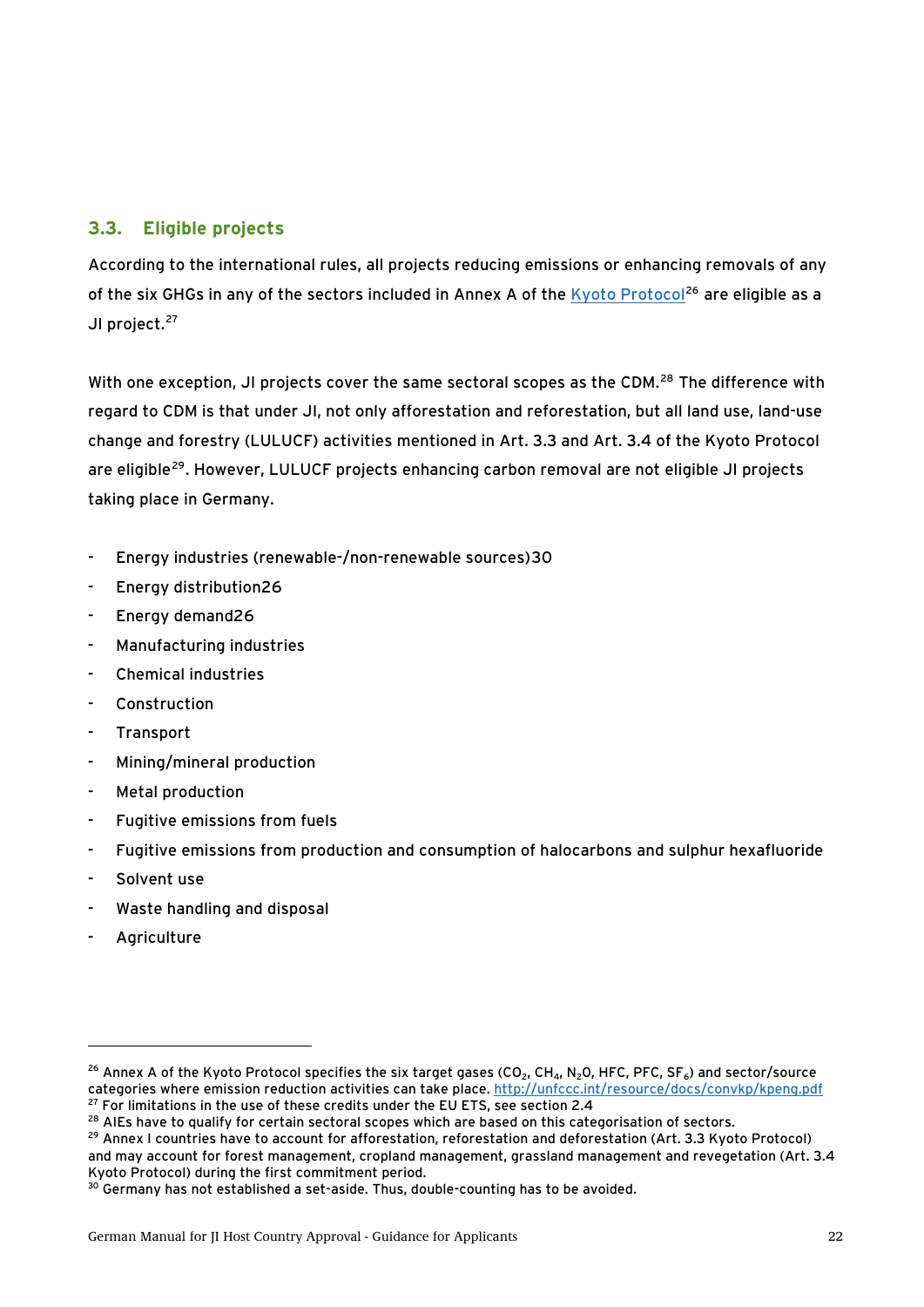## 3.3. Eligible projects

According to the international rules, all projects reducing emissions or enhancing removals of any of the six GHGs in any of the sectors included in Annex A of the [Kyoto Protocol](http://unfccc.int/resource/docs/convkp/kpeng.pdf)[26] are eligible as a JI project.[27]

With one exception, JI projects cover the same sectoral scopes as the CDM.[28] The difference with regard to CDM is that under JI, not only afforestation and reforestation, but all land use, land-use change and forestry (LULUCF) activities mentioned in Art. 3.3 and Art. 3.4 of the Kyoto Protocol are eligible[29]. However, LULUCF projects enhancing carbon removal are not eligible JI projects taking place in Germany.

- Energy industries (renewable-/non-renewable sources)30
- Energy distribution26
- Energy demand26
- Manufacturing industries
- Chemical industries
- Construction
- Transport
- Mining/mineral production
- Metal production
- Fugitive emissions from fuels
- Fugitive emissions from production and consumption of halocarbons and sulphur hexafluoride
- Solvent use
- Waste handling and disposal
- Agriculture

---

[26] Annex A of the Kyoto Protocol specifies the six target gases ($CO_2$, $CH_4$, $N_2O$, HFC, PFC, $SF_6$) and sector/source categories where emission reduction activities can take place. http://unfccc.int/resource/docs/convkp/kpeng.pdf

[27] For limitations in the use of these credits under the EU ETS, see section 2.4

[28] AIEs have to qualify for certain sectoral scopes which are based on this categorisation of sectors.

[29] Annex I countries have to account for afforestation, reforestation and deforestation (Art. 3.3 Kyoto Protocol) and may account for forest management, cropland management, grassland management and revegetation (Art. 3.4 Kyoto Protocol) during the first commitment period.

[30] Germany has not established a set-aside. Thus, double-counting has to be avoided.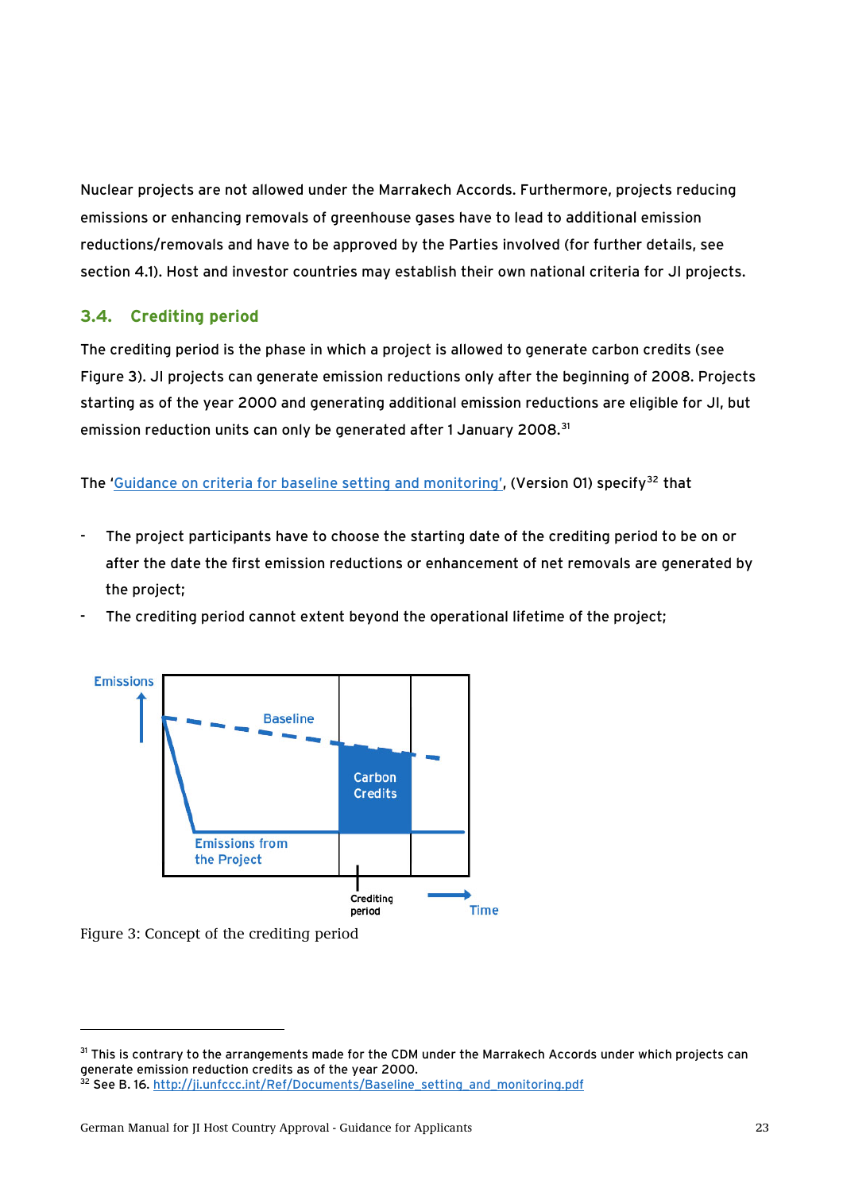Nuclear projects are not allowed under the Marrakech Accords. Furthermore, projects reducing emissions or enhancing removals of greenhouse gases have to lead to additional emission reductions/removals and have to be approved by the Parties involved (for further details, see section 4.1). Host and investor countries may establish their own national criteria for JI projects.

### 3.4. Crediting period

The crediting period is the phase in which a project is allowed to generate carbon credits (see Figure 3). JI projects can generate emission reductions only after the beginning of 2008. Projects starting as of the year 2000 and generating additional emission reductions are eligible for JI, but emission reduction units can only be generated after 1 January 2008.[31]

The 'Guidance on criteria for baseline setting and monitoring', (Version 01) specify[32] that

- The project participants have to choose the starting date of the crediting period to be on or after the date the first emission reductions or enhancement of net removals are generated by the project;
- The crediting period cannot extent beyond the operational lifetime of the project;

Emissions
Baseline
Carbon Credits
Emissions from the Project
Crediting period
Time

Figure 3: Concept of the crediting period

[31] This is contrary to the arrangements made for the CDM under the Marrakech Accords under which projects can generate emission reduction credits as of the year 2000.
[32] See B. 16. http://ji.unfccc.int/Ref/Documents/Baseline_setting_and_monitoring.pdf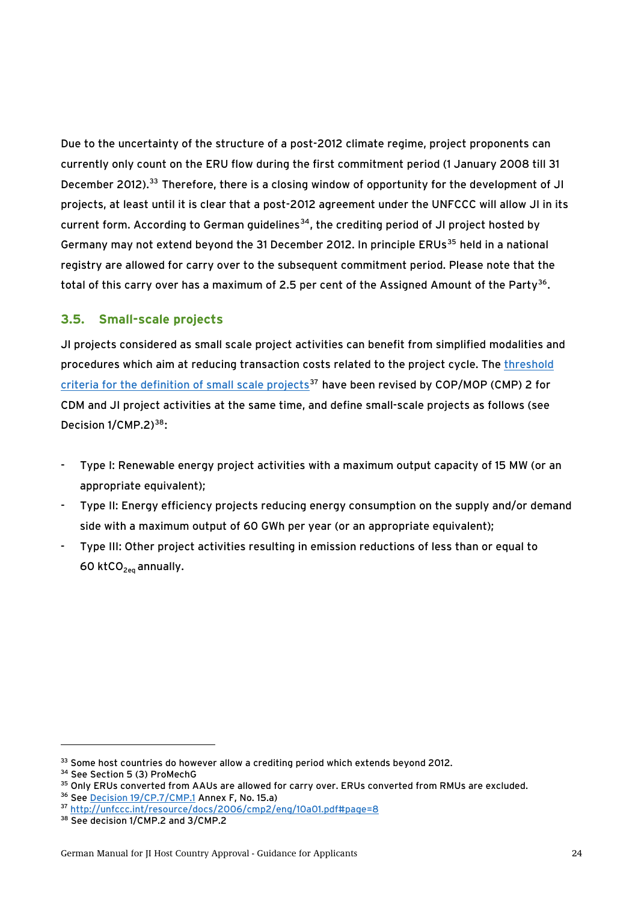Due to the uncertainty of the structure of a post-2012 climate regime, project proponents can currently only count on the ERU flow during the first commitment period (1 January 2008 till 31 December 2012).[33] Therefore, there is a closing window of opportunity for the development of JI projects, at least until it is clear that a post-2012 agreement under the UNFCCC will allow JI in its current form. According to German guidelines[34], the crediting period of JI project hosted by Germany may not extend beyond the 31 December 2012. In principle ERUs[35] held in a national registry are allowed for carry over to the subsequent commitment period. Please note that the total of this carry over has a maximum of 2.5 per cent of the Assigned Amount of the Party[36].

## 3.5. Small-scale projects

JI projects considered as small scale project activities can benefit from simplified modalities and procedures which aim at reducing transaction costs related to the project cycle. The threshold criteria for the definition of small scale projects[37] have been revised by COP/MOP (CMP) 2 for CDM and JI project activities at the same time, and define small-scale projects as follows (see Decision 1/CMP.2)[38]:

- Type I: Renewable energy project activities with a maximum output capacity of 15 MW (or an appropriate equivalent);
- Type II: Energy efficiency projects reducing energy consumption on the supply and/or demand side with a maximum output of 60 GWh per year (or an appropriate equivalent);
- Type III: Other project activities resulting in emission reductions of less than or equal to 60 kt$CO_{2eq}$ annually.

[33] Some host countries do however allow a crediting period which extends beyond 2012.
[34] See Section 5 (3) ProMechG
[35] Only ERUs converted from AAUs are allowed for carry over. ERUs converted from RMUs are excluded.
[36] See Decision 19/CP.7/CMP.1 Annex F, No. 15.a)
[37] http://unfccc.int/resource/docs/2006/cmp2/eng/10a01.pdf#page=8
[38] See decision 1/CMP.2 and 3/CMP.2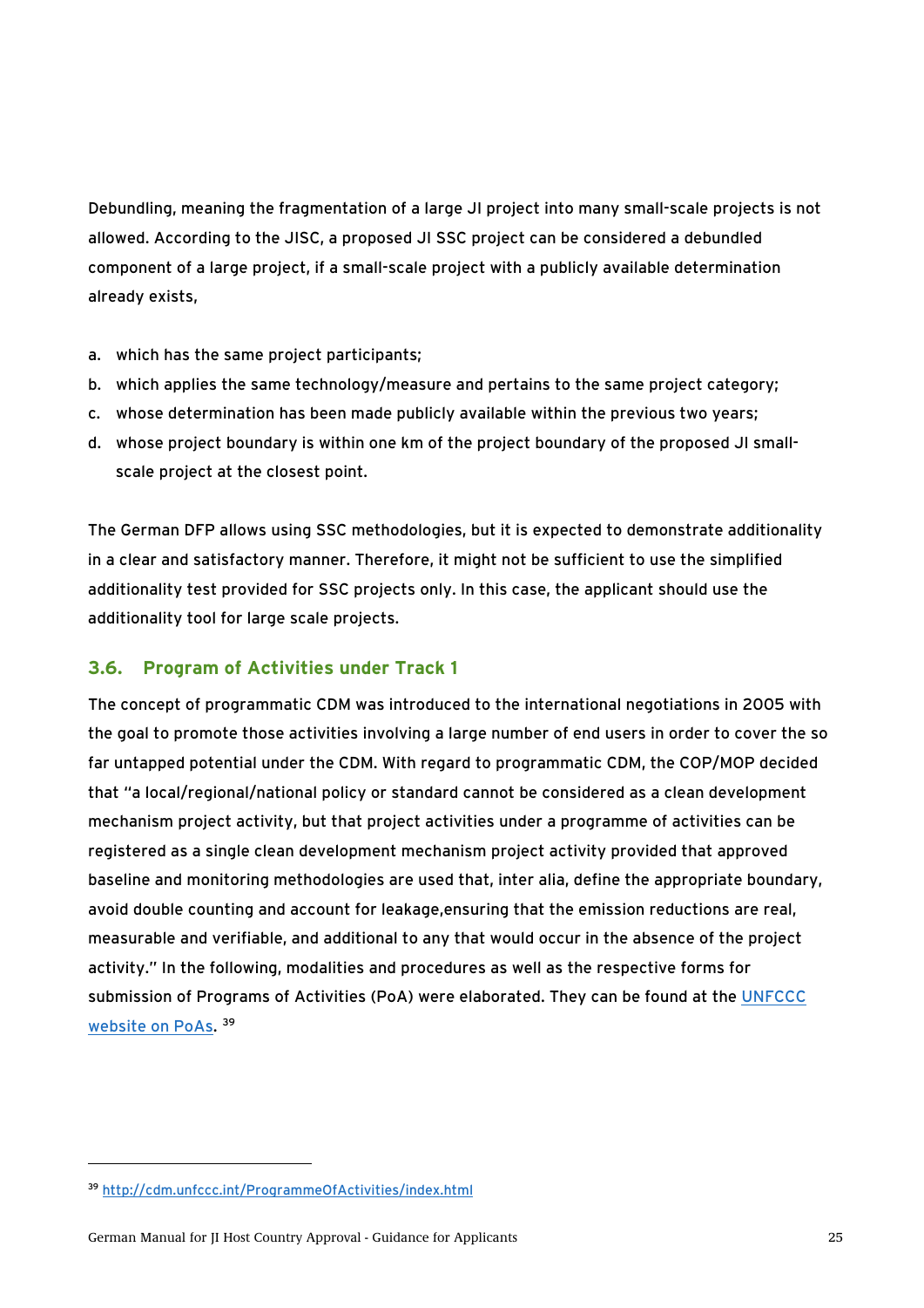Debundling, meaning the fragmentation of a large JI project into many small-scale projects is not allowed. According to the JISC, a proposed JI SSC project can be considered a debundled component of a large project, if a small-scale project with a publicly available determination already exists,

a. which has the same project participants;
b. which applies the same technology/measure and pertains to the same project category;
c. whose determination has been made publicly available within the previous two years;
d. whose project boundary is within one km of the project boundary of the proposed JI small-scale project at the closest point.

The German DFP allows using SSC methodologies, but it is expected to demonstrate additionality in a clear and satisfactory manner. Therefore, it might not be sufficient to use the simplified additionality test provided for SSC projects only. In this case, the applicant should use the additionality tool for large scale projects.

## 3.6. Program of Activities under Track 1

The concept of programmatic CDM was introduced to the international negotiations in 2005 with the goal to promote those activities involving a large number of end users in order to cover the so far untapped potential under the CDM. With regard to programmatic CDM, the COP/MOP decided that "a local/regional/national policy or standard cannot be considered as a clean development mechanism project activity, but that project activities under a programme of activities can be registered as a single clean development mechanism project activity provided that approved baseline and monitoring methodologies are used that, inter alia, define the appropriate boundary, avoid double counting and account for leakage,ensuring that the emission reductions are real, measurable and verifiable, and additional to any that would occur in the absence of the project activity." In the following, modalities and procedures as well as the respective forms for submission of Programs of Activities (PoA) were elaborated. They can be found at the [UNFCCC website on PoAs](http://cdm.unfccc.int/ProgrammeOfActivities/index.html). [39]

---

[39] http://cdm.unfccc.int/ProgrammeOfActivities/index.html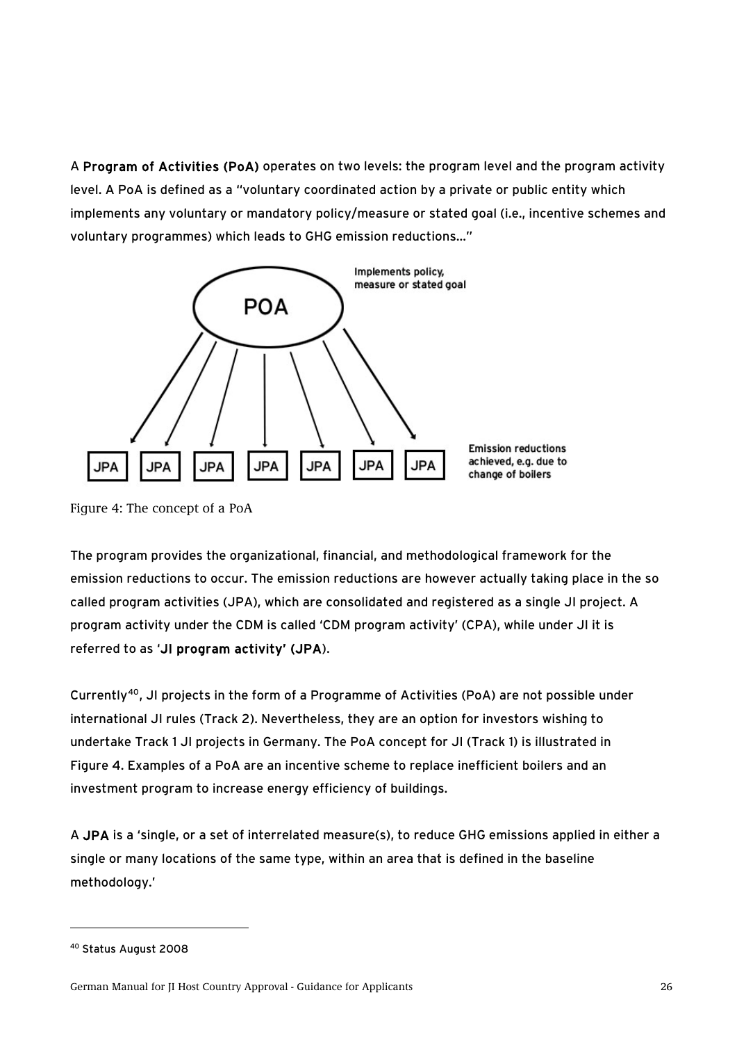A **Program of Activities (PoA)** operates on two levels: the program level and the program activity level. A PoA is defined as a "voluntary coordinated action by a private or public entity which implements any voluntary or mandatory policy/measure or stated goal (i.e., incentive schemes and voluntary programmes) which leads to GHG emission reductions…"

POA

Implements policy, measure or stated goal

JPA JPA JPA JPA JPA JPA JPA

Emission reductions achieved, e.g. due to change of boilers

Figure 4: The concept of a PoA

The program provides the organizational, financial, and methodological framework for the emission reductions to occur. The emission reductions are however actually taking place in the so called program activities (JPA), which are consolidated and registered as a single JI project. A program activity under the CDM is called 'CDM program activity' (CPA), while under JI it is referred to as '**JI program activity' (JPA**).

Currently[40], JI projects in the form of a Programme of Activities (PoA) are not possible under international JI rules (Track 2). Nevertheless, they are an option for investors wishing to undertake Track 1 JI projects in Germany. The PoA concept for JI (Track 1) is illustrated in Figure 4. Examples of a PoA are an incentive scheme to replace inefficient boilers and an investment program to increase energy efficiency of buildings.

A **JPA** is a 'single, or a set of interrelated measure(s), to reduce GHG emissions applied in either a single or many locations of the same type, within an area that is defined in the baseline methodology.'

[40] Status August 2008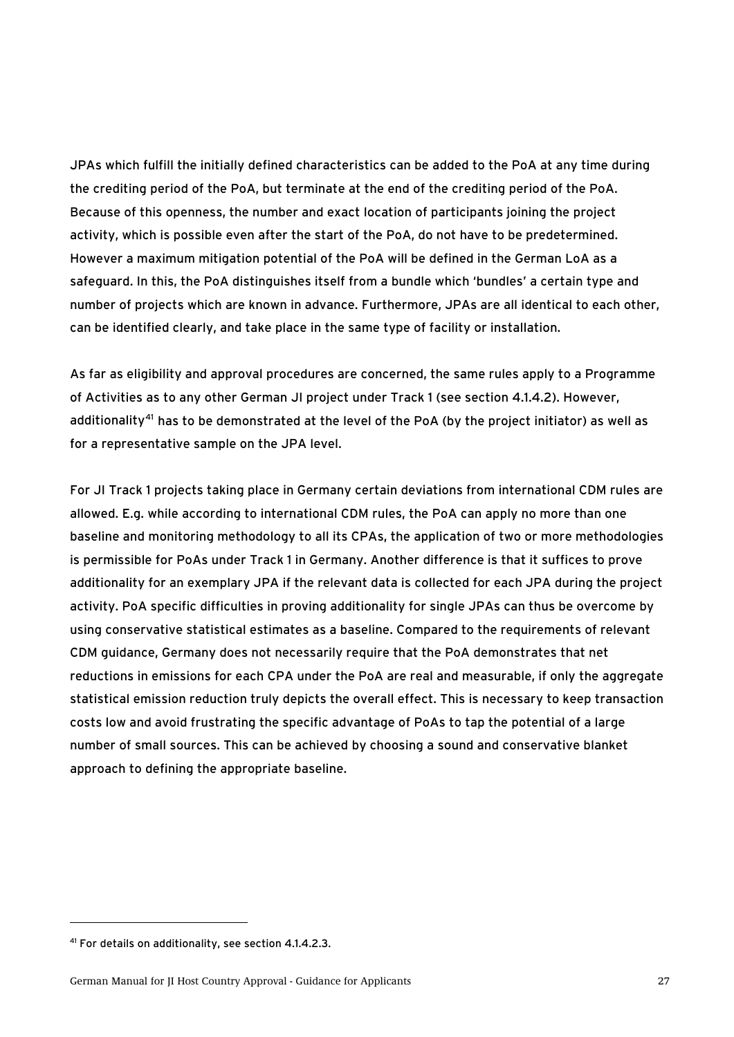JPAs which fulfill the initially defined characteristics can be added to the PoA at any time during the crediting period of the PoA, but terminate at the end of the crediting period of the PoA. Because of this openness, the number and exact location of participants joining the project activity, which is possible even after the start of the PoA, do not have to be predetermined. However a maximum mitigation potential of the PoA will be defined in the German LoA as a safeguard. In this, the PoA distinguishes itself from a bundle which 'bundles' a certain type and number of projects which are known in advance. Furthermore, JPAs are all identical to each other, can be identified clearly, and take place in the same type of facility or installation.

As far as eligibility and approval procedures are concerned, the same rules apply to a Programme of Activities as to any other German JI project under Track 1 (see section 4.1.4.2). However, additionality[41] has to be demonstrated at the level of the PoA (by the project initiator) as well as for a representative sample on the JPA level.

For JI Track 1 projects taking place in Germany certain deviations from international CDM rules are allowed. E.g. while according to international CDM rules, the PoA can apply no more than one baseline and monitoring methodology to all its CPAs, the application of two or more methodologies is permissible for PoAs under Track 1 in Germany. Another difference is that it suffices to prove additionality for an exemplary JPA if the relevant data is collected for each JPA during the project activity. PoA specific difficulties in proving additionality for single JPAs can thus be overcome by using conservative statistical estimates as a baseline. Compared to the requirements of relevant CDM guidance, Germany does not necessarily require that the PoA demonstrates that net reductions in emissions for each CPA under the PoA are real and measurable, if only the aggregate statistical emission reduction truly depicts the overall effect. This is necessary to keep transaction costs low and avoid frustrating the specific advantage of PoAs to tap the potential of a large number of small sources. This can be achieved by choosing a sound and conservative blanket approach to defining the appropriate baseline.

---

[41] For details on additionality, see section 4.1.4.2.3.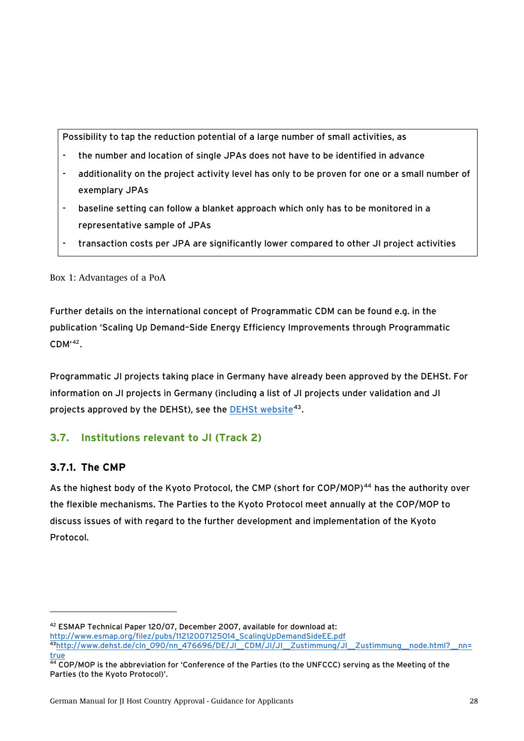| Possibility to tap the reduction potential of a large number of small activities, as |
| --- |
| - the number and location of single JPAs does not have to be identified in advance |
| - additionality on the project activity level has only to be proven for one or a small number of exemplary JPAs |
| - baseline setting can follow a blanket approach which only has to be monitored in a representative sample of JPAs |
| - transaction costs per JPA are significantly lower compared to other JI project activities |

Box 1: Advantages of a PoA

Further details on the international concept of Programmatic CDM can be found e.g. in the publication 'Scaling Up Demand-Side Energy Efficiency Improvements through Programmatic CDM'[42].

Programmatic JI projects taking place in Germany have already been approved by the DEHSt. For information on JI projects in Germany (including a list of JI projects under validation and JI projects approved by the DEHSt), see the DEHSt website[43].

## 3.7. Institutions relevant to JI (Track 2)

### 3.7.1. The CMP

As the highest body of the Kyoto Protocol, the CMP (short for COP/MOP)[44] has the authority over the flexible mechanisms. The Parties to the Kyoto Protocol meet annually at the COP/MOP to discuss issues of with regard to the further development and implementation of the Kyoto Protocol.

---

[42] ESMAP Technical Paper 120/07, December 2007, available for download at: http://www.esmap.org/filez/pubs/11212007125014_ScalingUpDemandSideEE.pdf

[43] http://www.dehst.de/cln_090/nn_476696/DE/JI__CDM/JI/JI__Zustimmung/JI__Zustimmung__node.html?__nn=true

[44] COP/MOP is the abbreviation for 'Conference of the Parties (to the UNFCCC) serving as the Meeting of the Parties (to the Kyoto Protocol)'.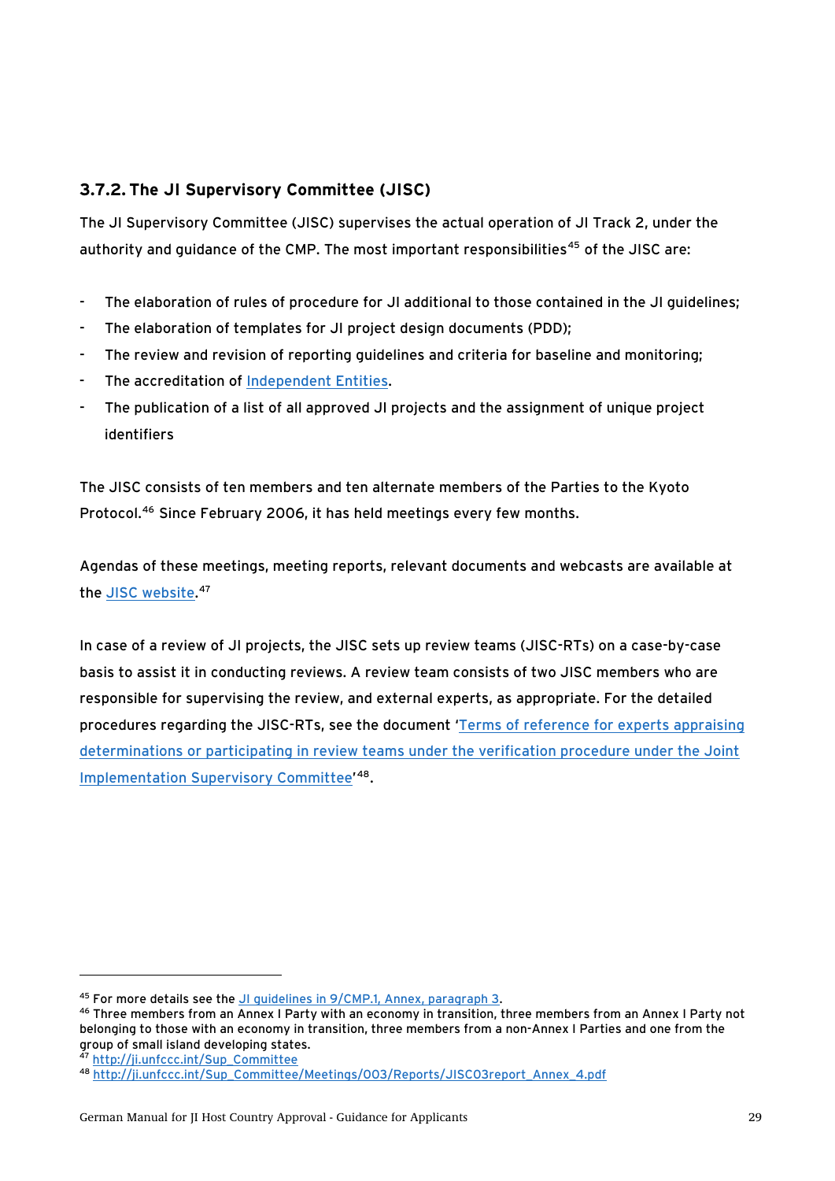### 3.7.2. The JI Supervisory Committee (JISC)

The JI Supervisory Committee (JISC) supervises the actual operation of JI Track 2, under the authority and guidance of the CMP. The most important responsibilities[45] of the JISC are:

- The elaboration of rules of procedure for JI additional to those contained in the JI guidelines;
- The elaboration of templates for JI project design documents (PDD);
- The review and revision of reporting guidelines and criteria for baseline and monitoring;
- The accreditation of Independent Entities.
- The publication of a list of all approved JI projects and the assignment of unique project identifiers

The JISC consists of ten members and ten alternate members of the Parties to the Kyoto Protocol.[46] Since February 2006, it has held meetings every few months.

Agendas of these meetings, meeting reports, relevant documents and webcasts are available at the JISC website.[47]

In case of a review of JI projects, the JISC sets up review teams (JISC-RTs) on a case-by-case basis to assist it in conducting reviews. A review team consists of two JISC members who are responsible for supervising the review, and external experts, as appropriate. For the detailed procedures regarding the JISC-RTs, see the document 'Terms of reference for experts appraising determinations or participating in review teams under the verification procedure under the Joint Implementation Supervisory Committee'[48].

---

[45] For more details see the JI guidelines in 9/CMP.1, Annex, paragraph 3.

[46] Three members from an Annex I Party with an economy in transition, three members from an Annex I Party not belonging to those with an economy in transition, three members from a non-Annex I Parties and one from the group of small island developing states.

[47] http://ji.unfccc.int/Sup_Committee

[48] http://ji.unfccc.int/Sup_Committee/Meetings/003/Reports/JISC03report_Annex_4.pdf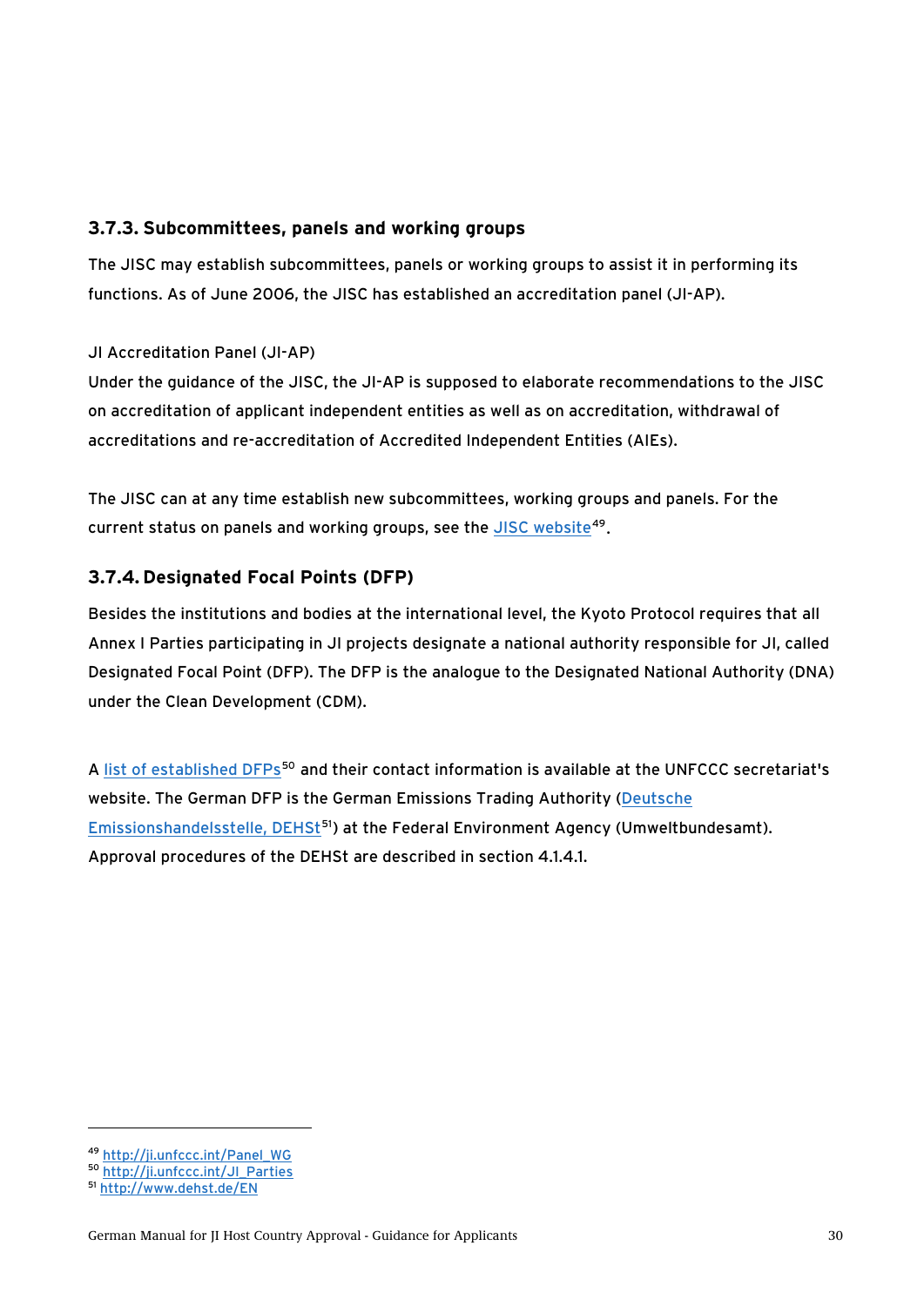### 3.7.3. Subcommittees, panels and working groups

The JISC may establish subcommittees, panels or working groups to assist it in performing its functions. As of June 2006, the JISC has established an accreditation panel (JI-AP).

JI Accreditation Panel (JI-AP)

Under the guidance of the JISC, the JI-AP is supposed to elaborate recommendations to the JISC on accreditation of applicant independent entities as well as on accreditation, withdrawal of accreditations and re-accreditation of Accredited Independent Entities (AIEs).

The JISC can at any time establish new subcommittees, working groups and panels. For the current status on panels and working groups, see the JISC website[49].

### 3.7.4. Designated Focal Points (DFP)

Besides the institutions and bodies at the international level, the Kyoto Protocol requires that all Annex I Parties participating in JI projects designate a national authority responsible for JI, called Designated Focal Point (DFP). The DFP is the analogue to the Designated National Authority (DNA) under the Clean Development (CDM).

A list of established DFPs[50] and their contact information is available at the UNFCCC secretariat's website. The German DFP is the German Emissions Trading Authority (Deutsche Emissionshandelsstelle, DEHSt[51]) at the Federal Environment Agency (Umweltbundesamt). Approval procedures of the DEHSt are described in section 4.1.4.1.

---

[49] http://ji.unfccc.int/Panel_WG
[50] http://ji.unfccc.int/JI_Parties
[51] http://www.dehst.de/EN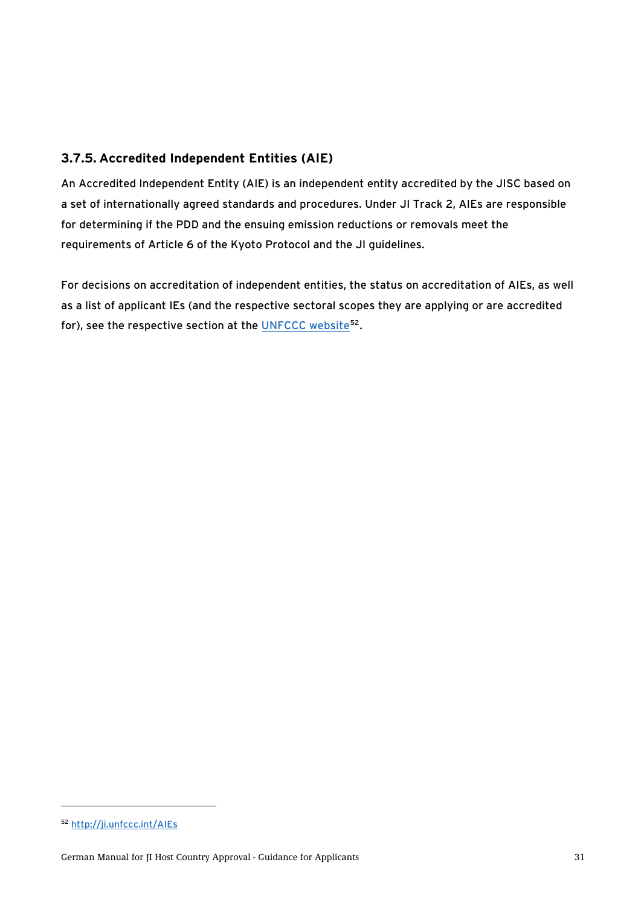### 3.7.5. Accredited Independent Entities (AIE)

An Accredited Independent Entity (AIE) is an independent entity accredited by the JISC based on a set of internationally agreed standards and procedures. Under JI Track 2, AIEs are responsible for determining if the PDD and the ensuing emission reductions or removals meet the requirements of Article 6 of the Kyoto Protocol and the JI guidelines.

For decisions on accreditation of independent entities, the status on accreditation of AIEs, as well as a list of applicant IEs (and the respective sectoral scopes they are applying or are accredited for), see the respective section at the UNFCCC website[52].

[52] http://ji.unfccc.int/AIEs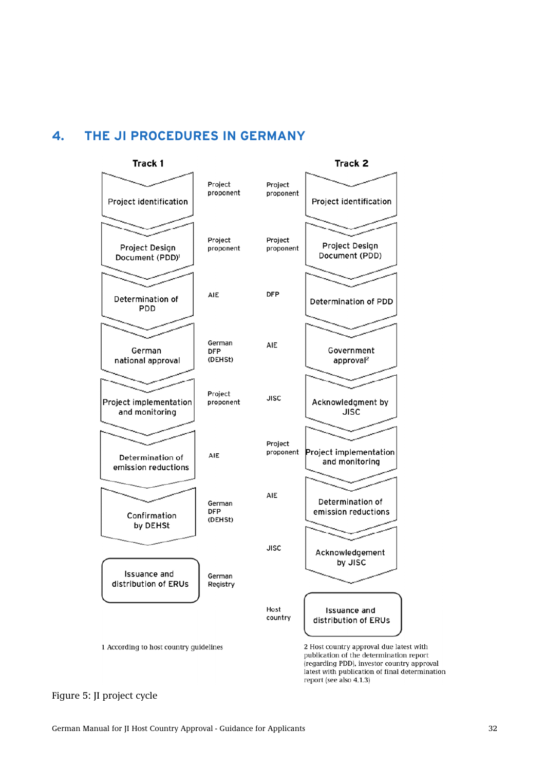# 4. THE JI PROCEDURES IN GERMANY

Track 1

Project identification — Project proponent

Project Design Document (PDD)[1] — Project proponent

Determination of PDD — AIE

German national approval — German DFP (DEHSt)

Project implementation and monitoring — Project proponent

Determination of emission reductions — AIE

Confirmation by DEHSt — German DFP (DEHSt)

Issuance and distribution of ERUs — German Registry

Track 2

Project identification — Project proponent

Project Design Document (PDD) — Project proponent

Determination of PDD — DFP

Government approval[2] — AIE

Acknowledgment by JISC — JISC

Project implementation and monitoring — Project proponent

Determination of emission reductions — AIE

Acknowledgement by JISC — JISC

Issuance and distribution of ERUs — Host country

1 According to host country guidelines

2 Host country approval due latest with publication of the determination report (regarding PDD), investor country approval latest with publication of final determination report (see also 4.1.3)

Figure 5: JI project cycle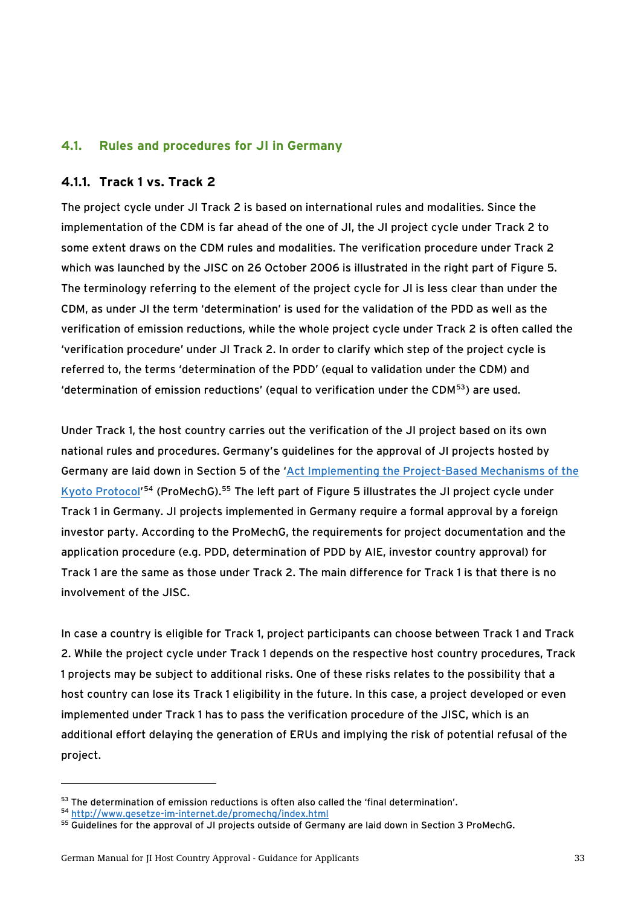## 4.1. Rules and procedures for JI in Germany

### 4.1.1. Track 1 vs. Track 2

The project cycle under JI Track 2 is based on international rules and modalities. Since the implementation of the CDM is far ahead of the one of JI, the JI project cycle under Track 2 to some extent draws on the CDM rules and modalities. The verification procedure under Track 2 which was launched by the JISC on 26 October 2006 is illustrated in the right part of Figure 5. The terminology referring to the element of the project cycle for JI is less clear than under the CDM, as under JI the term 'determination' is used for the validation of the PDD as well as the verification of emission reductions, while the whole project cycle under Track 2 is often called the 'verification procedure' under JI Track 2. In order to clarify which step of the project cycle is referred to, the terms 'determination of the PDD' (equal to validation under the CDM) and 'determination of emission reductions' (equal to verification under the CDM[53]) are used.

Under Track 1, the host country carries out the verification of the JI project based on its own national rules and procedures. Germany's guidelines for the approval of JI projects hosted by Germany are laid down in Section 5 of the '[Act Implementing the Project-Based Mechanisms of the Kyoto Protocol](http://www.gesetze-im-internet.de/promechg/index.html)'[54] (ProMechG).[55] The left part of Figure 5 illustrates the JI project cycle under Track 1 in Germany. JI projects implemented in Germany require a formal approval by a foreign investor party. According to the ProMechG, the requirements for project documentation and the application procedure (e.g. PDD, determination of PDD by AIE, investor country approval) for Track 1 are the same as those under Track 2. The main difference for Track 1 is that there is no involvement of the JISC.

In case a country is eligible for Track 1, project participants can choose between Track 1 and Track 2. While the project cycle under Track 1 depends on the respective host country procedures, Track 1 projects may be subject to additional risks. One of these risks relates to the possibility that a host country can lose its Track 1 eligibility in the future. In this case, a project developed or even implemented under Track 1 has to pass the verification procedure of the JISC, which is an additional effort delaying the generation of ERUs and implying the risk of potential refusal of the project.

---

[53] The determination of emission reductions is often also called the 'final determination'.

[54] http://www.gesetze-im-internet.de/promechg/index.html

[55] Guidelines for the approval of JI projects outside of Germany are laid down in Section 3 ProMechG.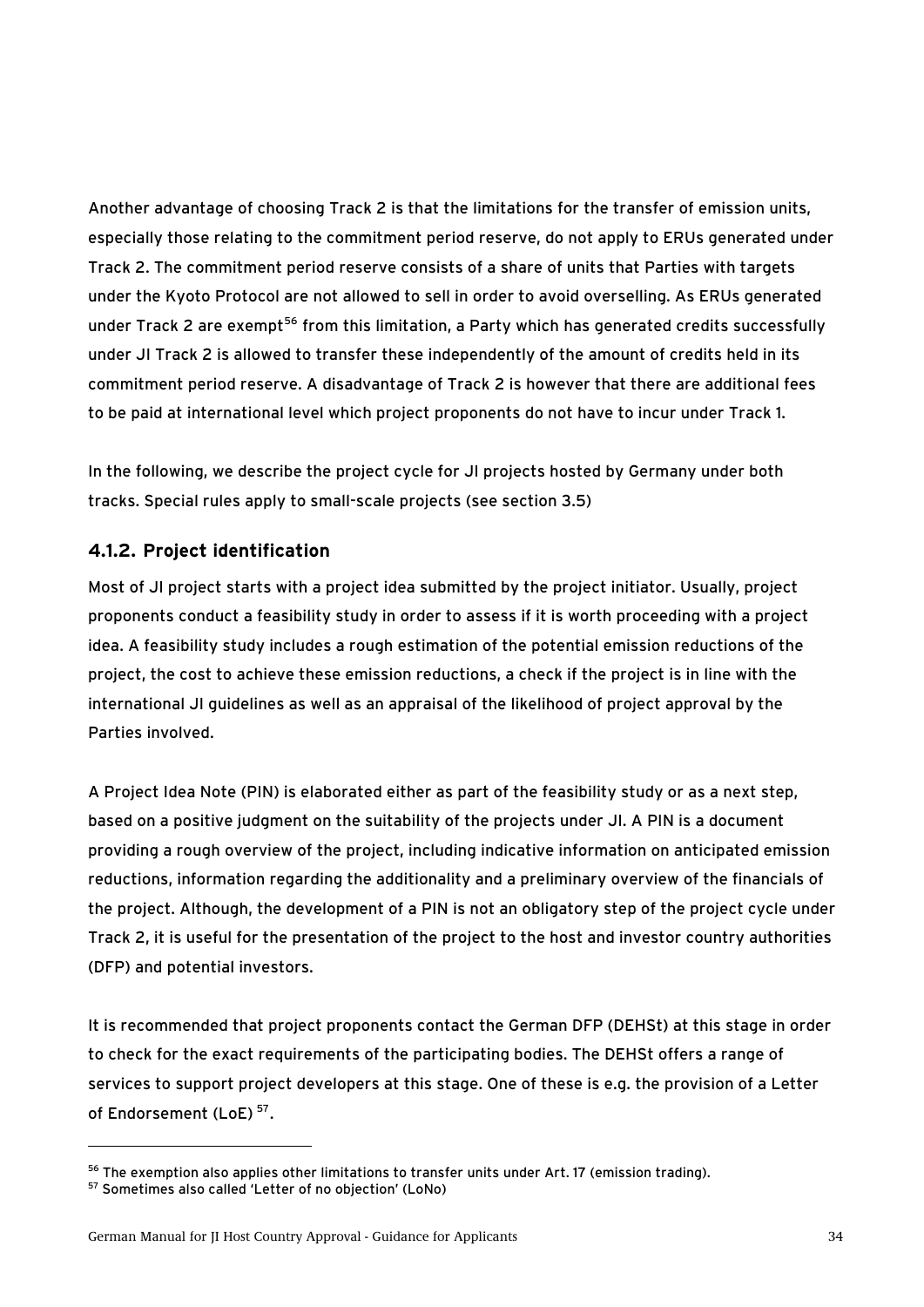Another advantage of choosing Track 2 is that the limitations for the transfer of emission units, especially those relating to the commitment period reserve, do not apply to ERUs generated under Track 2. The commitment period reserve consists of a share of units that Parties with targets under the Kyoto Protocol are not allowed to sell in order to avoid overselling. As ERUs generated under Track 2 are exempt[56] from this limitation, a Party which has generated credits successfully under JI Track 2 is allowed to transfer these independently of the amount of credits held in its commitment period reserve. A disadvantage of Track 2 is however that there are additional fees to be paid at international level which project proponents do not have to incur under Track 1.

In the following, we describe the project cycle for JI projects hosted by Germany under both tracks. Special rules apply to small-scale projects (see section 3.5)

### 4.1.2. Project identification

Most of JI project starts with a project idea submitted by the project initiator. Usually, project proponents conduct a feasibility study in order to assess if it is worth proceeding with a project idea. A feasibility study includes a rough estimation of the potential emission reductions of the project, the cost to achieve these emission reductions, a check if the project is in line with the international JI guidelines as well as an appraisal of the likelihood of project approval by the Parties involved.

A Project Idea Note (PIN) is elaborated either as part of the feasibility study or as a next step, based on a positive judgment on the suitability of the projects under JI. A PIN is a document providing a rough overview of the project, including indicative information on anticipated emission reductions, information regarding the additionality and a preliminary overview of the financials of the project. Although, the development of a PIN is not an obligatory step of the project cycle under Track 2, it is useful for the presentation of the project to the host and investor country authorities (DFP) and potential investors.

It is recommended that project proponents contact the German DFP (DEHSt) at this stage in order to check for the exact requirements of the participating bodies. The DEHSt offers a range of services to support project developers at this stage. One of these is e.g. the provision of a Letter of Endorsement (LoE) [57].

---

[56] The exemption also applies other limitations to transfer units under Art. 17 (emission trading).

[57] Sometimes also called 'Letter of no objection' (LoNo)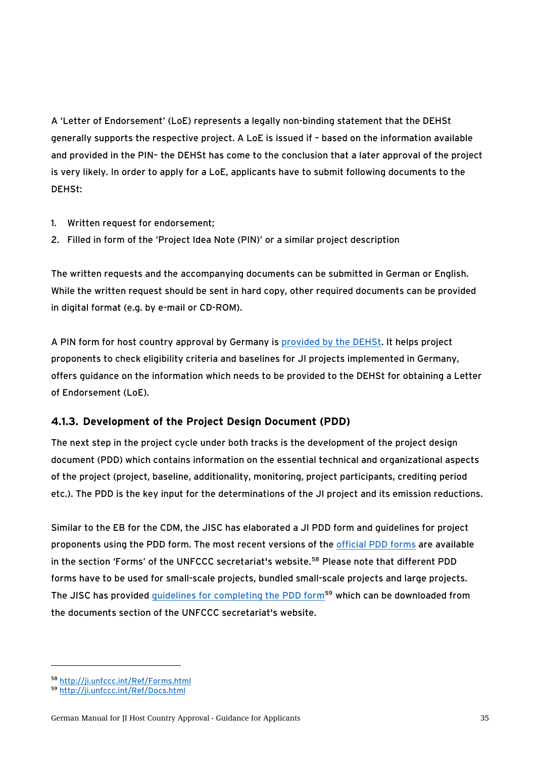A 'Letter of Endorsement' (LoE) represents a legally non-binding statement that the DEHSt generally supports the respective project. A LoE is issued if – based on the information available and provided in the PIN– the DEHSt has come to the conclusion that a later approval of the project is very likely. In order to apply for a LoE, applicants have to submit following documents to the DEHSt:

1. Written request for endorsement;
2. Filled in form of the 'Project Idea Note (PIN)' or a similar project description

The written requests and the accompanying documents can be submitted in German or English. While the written request should be sent in hard copy, other required documents can be provided in digital format (e.g. by e-mail or CD-ROM).

A PIN form for host country approval by Germany is provided by the DEHSt. It helps project proponents to check eligibility criteria and baselines for JI projects implemented in Germany, offers guidance on the information which needs to be provided to the DEHSt for obtaining a Letter of Endorsement (LoE).

### 4.1.3. Development of the Project Design Document (PDD)

The next step in the project cycle under both tracks is the development of the project design document (PDD) which contains information on the essential technical and organizational aspects of the project (project, baseline, additionality, monitoring, project participants, crediting period etc.). The PDD is the key input for the determinations of the JI project and its emission reductions.

Similar to the EB for the CDM, the JISC has elaborated a JI PDD form and guidelines for project proponents using the PDD form. The most recent versions of the official PDD forms are available in the section 'Forms' of the UNFCCC secretariat's website.[58] Please note that different PDD forms have to be used for small-scale projects, bundled small-scale projects and large projects. The JISC has provided guidelines for completing the PDD form[59] which can be downloaded from the documents section of the UNFCCC secretariat's website.

[58] http://ji.unfccc.int/Ref/Forms.html
[59] http://ji.unfccc.int/Ref/Docs.html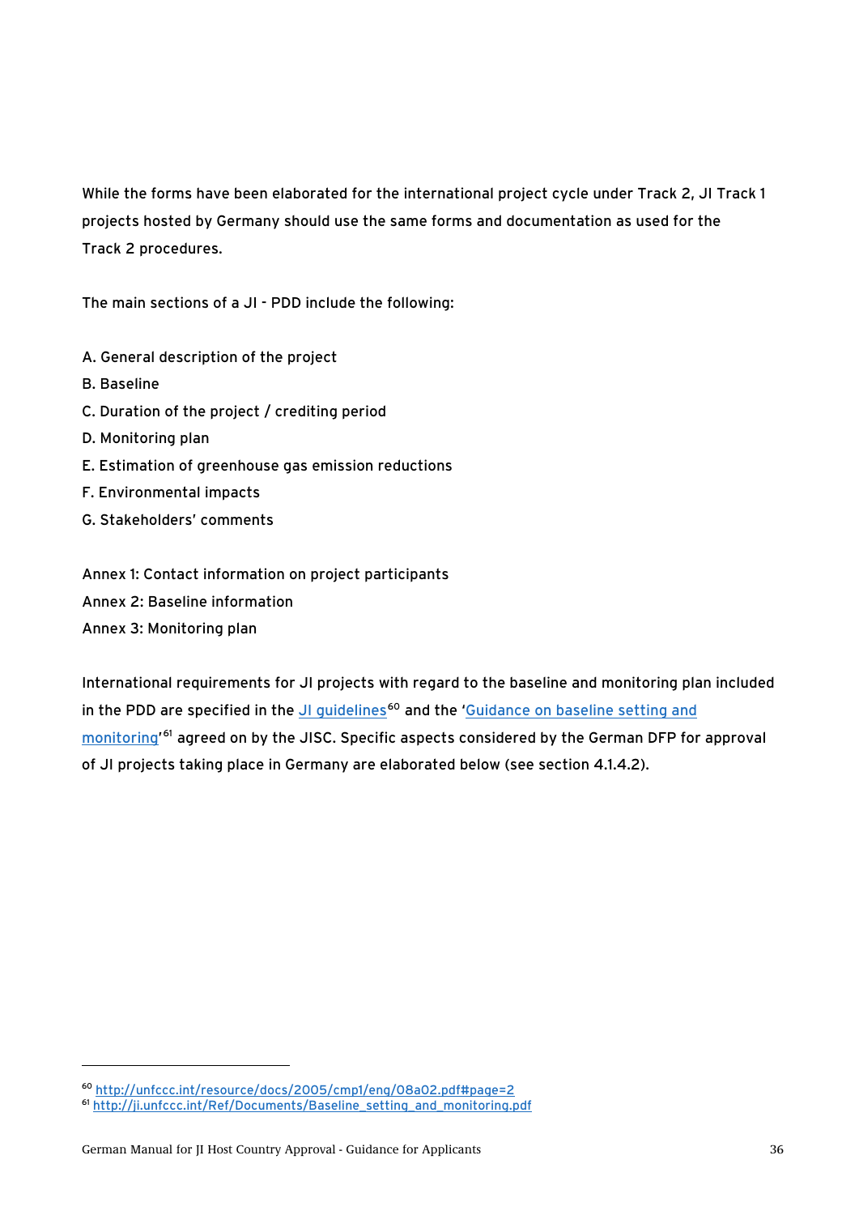While the forms have been elaborated for the international project cycle under Track 2, JI Track 1 projects hosted by Germany should use the same forms and documentation as used for the Track 2 procedures.

The main sections of a JI - PDD include the following:

A. General description of the project
B. Baseline
C. Duration of the project / crediting period
D. Monitoring plan
E. Estimation of greenhouse gas emission reductions
F. Environmental impacts
G. Stakeholders' comments

Annex 1: Contact information on project participants
Annex 2: Baseline information
Annex 3: Monitoring plan

International requirements for JI projects with regard to the baseline and monitoring plan included in the PDD are specified in the [JI guidelines](http://unfccc.int/resource/docs/2005/cmp1/eng/08a02.pdf#page=2)[60] and the '[Guidance on baseline setting and monitoring](http://ji.unfccc.int/Ref/Documents/Baseline_setting_and_monitoring.pdf)'[61] agreed on by the JISC. Specific aspects considered by the German DFP for approval of JI projects taking place in Germany are elaborated below (see section 4.1.4.2).

---

[60] http://unfccc.int/resource/docs/2005/cmp1/eng/08a02.pdf#page=2

[61] http://ji.unfccc.int/Ref/Documents/Baseline_setting_and_monitoring.pdf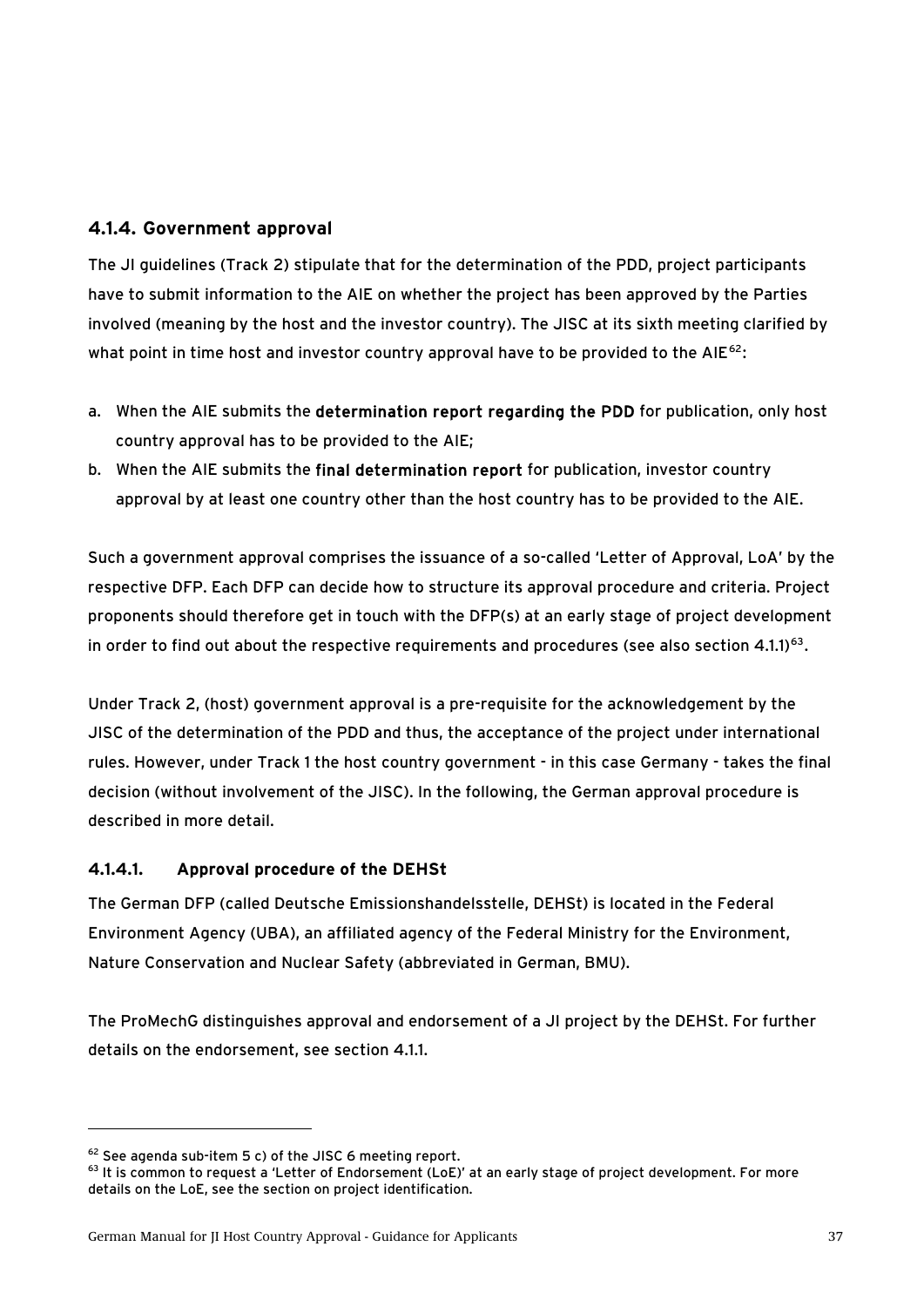### 4.1.4. Government approval

The JI guidelines (Track 2) stipulate that for the determination of the PDD, project participants have to submit information to the AIE on whether the project has been approved by the Parties involved (meaning by the host and the investor country). The JISC at its sixth meeting clarified by what point in time host and investor country approval have to be provided to the AIE[62]:

a. When the AIE submits the **determination report regarding the PDD** for publication, only host country approval has to be provided to the AIE;
b. When the AIE submits the **final determination report** for publication, investor country approval by at least one country other than the host country has to be provided to the AIE.

Such a government approval comprises the issuance of a so-called 'Letter of Approval, LoA' by the respective DFP. Each DFP can decide how to structure its approval procedure and criteria. Project proponents should therefore get in touch with the DFP(s) at an early stage of project development in order to find out about the respective requirements and procedures (see also section 4.1.1)[63].

Under Track 2, (host) government approval is a pre-requisite for the acknowledgement by the JISC of the determination of the PDD and thus, the acceptance of the project under international rules. However, under Track 1 the host country government - in this case Germany - takes the final decision (without involvement of the JISC). In the following, the German approval procedure is described in more detail.

#### 4.1.4.1. Approval procedure of the DEHSt

The German DFP (called Deutsche Emissionshandelsstelle, DEHSt) is located in the Federal Environment Agency (UBA), an affiliated agency of the Federal Ministry for the Environment, Nature Conservation and Nuclear Safety (abbreviated in German, BMU).

The ProMechG distinguishes approval and endorsement of a JI project by the DEHSt. For further details on the endorsement, see section 4.1.1.

---

[62] See agenda sub-item 5 c) of the JISC 6 meeting report.

[63] It is common to request a 'Letter of Endorsement (LoE)' at an early stage of project development. For more details on the LoE, see the section on project identification.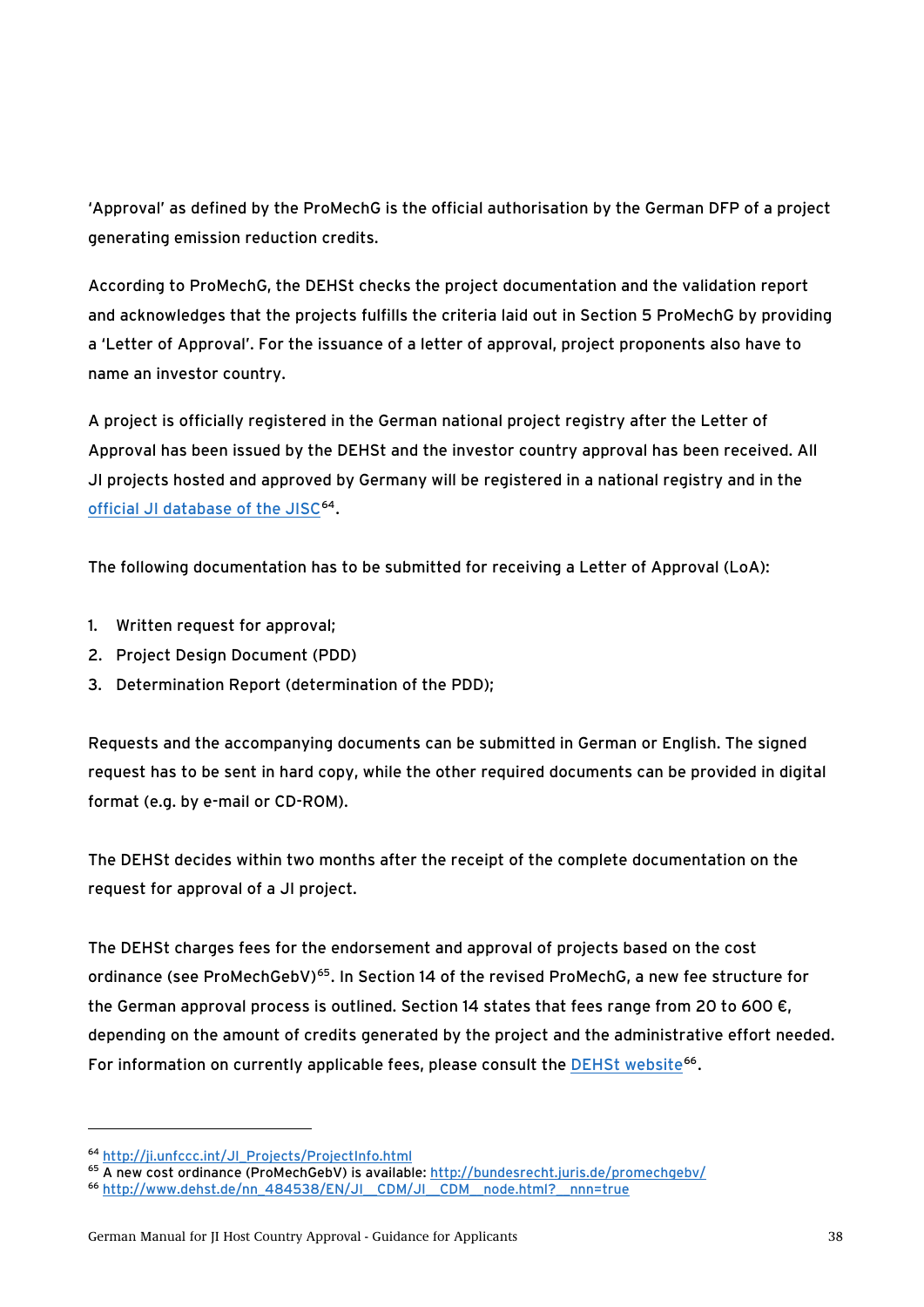'Approval' as defined by the ProMechG is the official authorisation by the German DFP of a project generating emission reduction credits.

According to ProMechG, the DEHSt checks the project documentation and the validation report and acknowledges that the projects fulfills the criteria laid out in Section 5 ProMechG by providing a 'Letter of Approval'. For the issuance of a letter of approval, project proponents also have to name an investor country.

A project is officially registered in the German national project registry after the Letter of Approval has been issued by the DEHSt and the investor country approval has been received. All JI projects hosted and approved by Germany will be registered in a national registry and in the official JI database of the JISC[64].

The following documentation has to be submitted for receiving a Letter of Approval (LoA):

1. Written request for approval;
2. Project Design Document (PDD)
3. Determination Report (determination of the PDD);

Requests and the accompanying documents can be submitted in German or English. The signed request has to be sent in hard copy, while the other required documents can be provided in digital format (e.g. by e-mail or CD-ROM).

The DEHSt decides within two months after the receipt of the complete documentation on the request for approval of a JI project.

The DEHSt charges fees for the endorsement and approval of projects based on the cost ordinance (see ProMechGebV)[65]. In Section 14 of the revised ProMechG, a new fee structure for the German approval process is outlined. Section 14 states that fees range from 20 to 600 €, depending on the amount of credits generated by the project and the administrative effort needed. For information on currently applicable fees, please consult the DEHSt website[66].

---

[64] http://ji.unfccc.int/JI_Projects/ProjectInfo.html
[65] A new cost ordinance (ProMechGebV) is available: http://bundesrecht.juris.de/promechgebv/
[66] http://www.dehst.de/nn_484538/EN/JI__CDM/JI__CDM__node.html?__nnn=true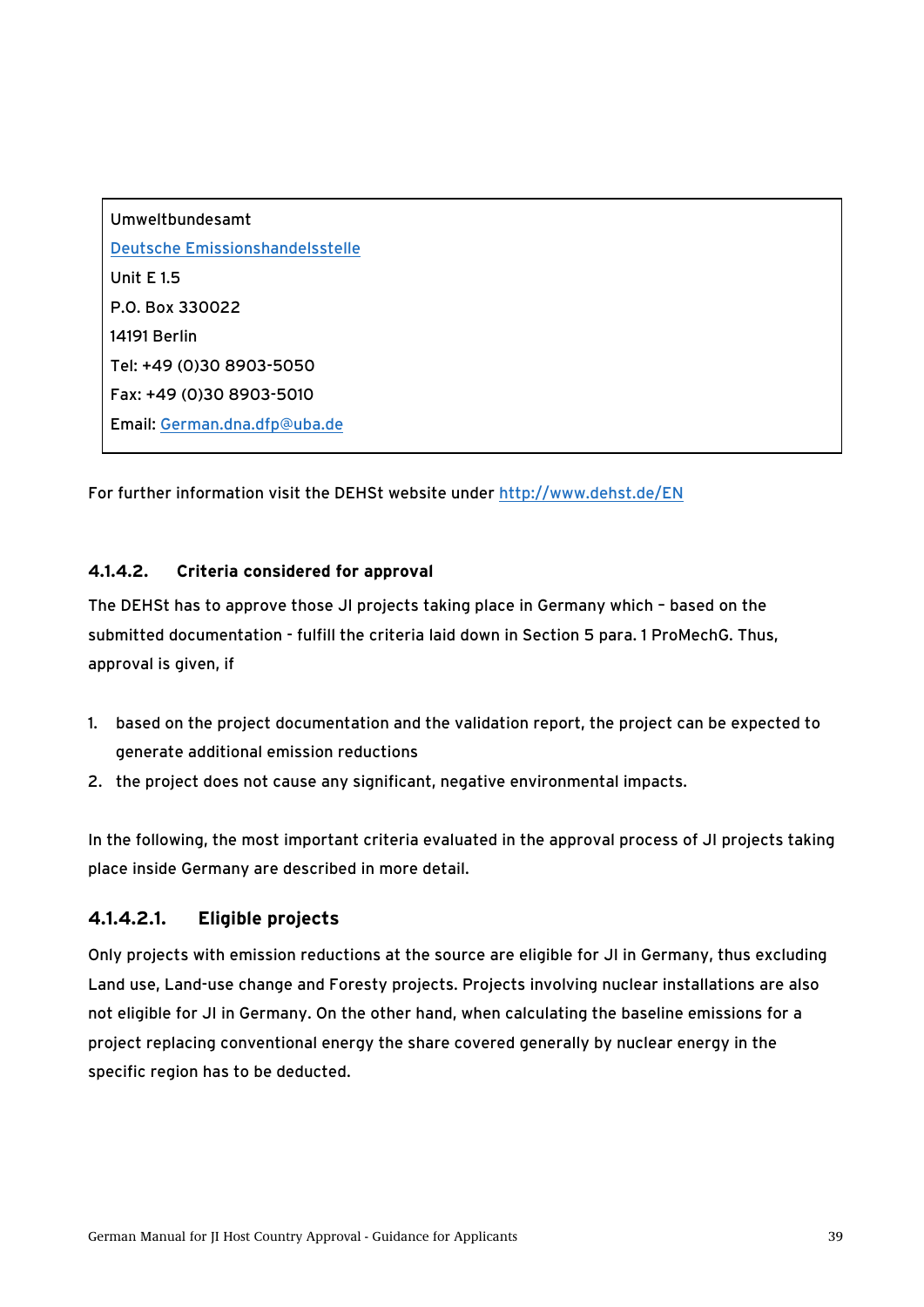Umweltbundesamt

Deutsche Emissionshandelsstelle

Unit E 1.5

P.O. Box 330022

14191 Berlin

Tel: +49 (0)30 8903-5050

Fax: +49 (0)30 8903-5010

Email: German.dna.dfp@uba.de

For further information visit the DEHSt website under http://www.dehst.de/EN

#### 4.1.4.2. Criteria considered for approval

The DEHSt has to approve those JI projects taking place in Germany which – based on the submitted documentation - fulfill the criteria laid down in Section 5 para. 1 ProMechG. Thus, approval is given, if

1. based on the project documentation and the validation report, the project can be expected to generate additional emission reductions
2. the project does not cause any significant, negative environmental impacts.

In the following, the most important criteria evaluated in the approval process of JI projects taking place inside Germany are described in more detail.

##### 4.1.4.2.1. Eligible projects

Only projects with emission reductions at the source are eligible for JI in Germany, thus excluding Land use, Land-use change and Foresty projects. Projects involving nuclear installations are also not eligible for JI in Germany. On the other hand, when calculating the baseline emissions for a project replacing conventional energy the share covered generally by nuclear energy in the specific region has to be deducted.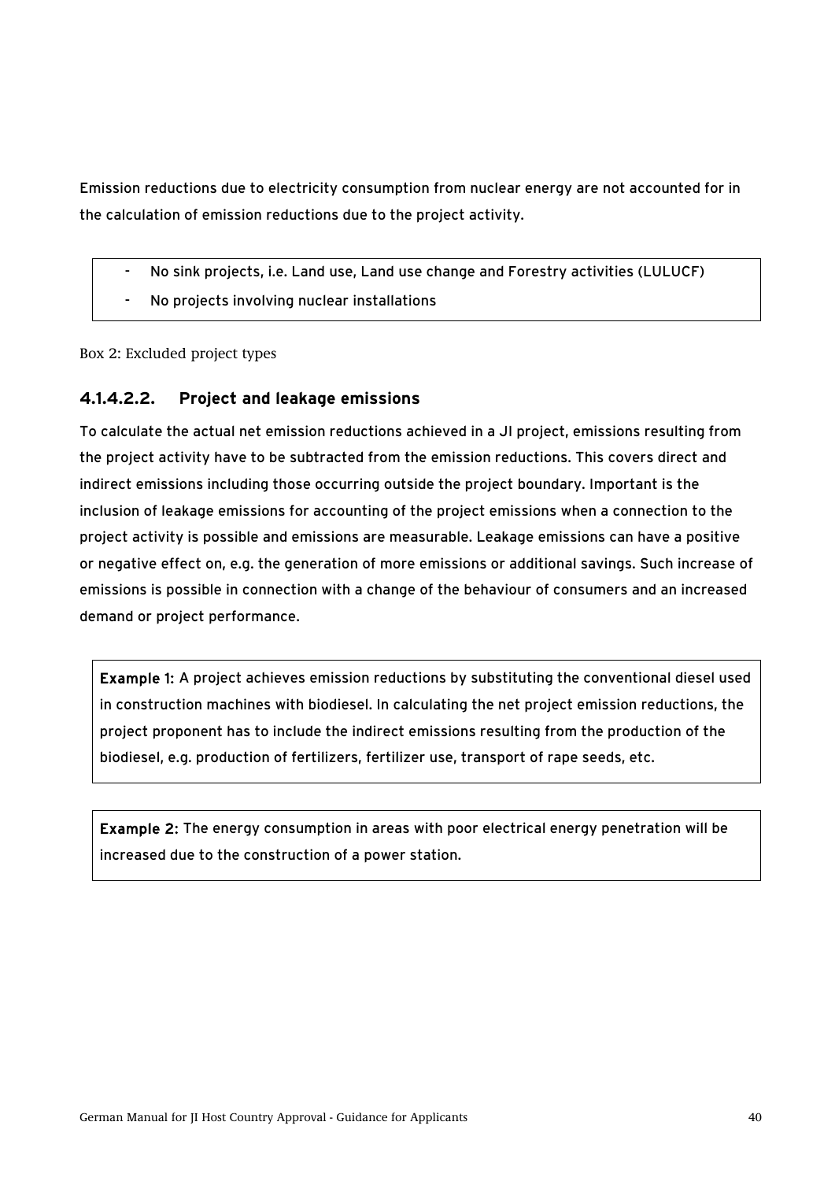Emission reductions due to electricity consumption from nuclear energy are not accounted for in the calculation of emission reductions due to the project activity.

- No sink projects, i.e. Land use, Land use change and Forestry activities (LULUCF)
- No projects involving nuclear installations

Box 2: Excluded project types

#### 4.1.4.2.2. Project and leakage emissions

To calculate the actual net emission reductions achieved in a JI project, emissions resulting from the project activity have to be subtracted from the emission reductions. This covers direct and indirect emissions including those occurring outside the project boundary. Important is the inclusion of leakage emissions for accounting of the project emissions when a connection to the project activity is possible and emissions are measurable. Leakage emissions can have a positive or negative effect on, e.g. the generation of more emissions or additional savings. Such increase of emissions is possible in connection with a change of the behaviour of consumers and an increased demand or project performance.

**Example 1:** A project achieves emission reductions by substituting the conventional diesel used in construction machines with biodiesel. In calculating the net project emission reductions, the project proponent has to include the indirect emissions resulting from the production of the biodiesel, e.g. production of fertilizers, fertilizer use, transport of rape seeds, etc.

**Example 2:** The energy consumption in areas with poor electrical energy penetration will be increased due to the construction of a power station.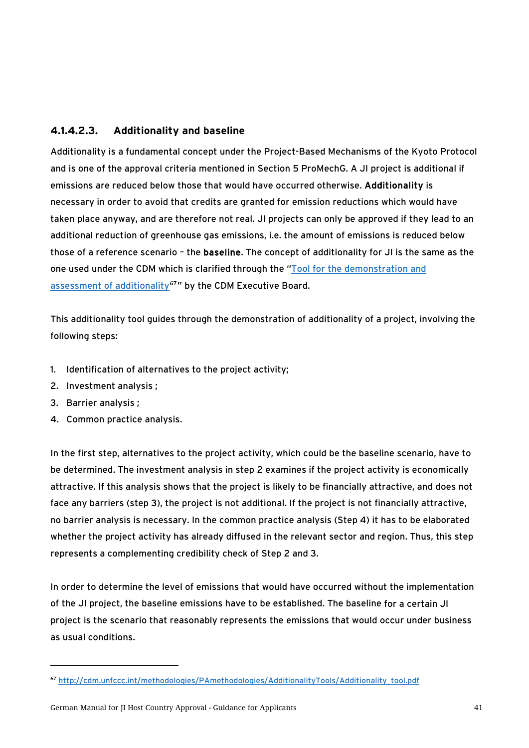#### 4.1.4.2.3. Additionality and baseline

Additionality is a fundamental concept under the Project-Based Mechanisms of the Kyoto Protocol and is one of the approval criteria mentioned in Section 5 ProMechG. A JI project is additional if emissions are reduced below those that would have occurred otherwise. **Additionality** is necessary in order to avoid that credits are granted for emission reductions which would have taken place anyway, and are therefore not real. JI projects can only be approved if they lead to an additional reduction of greenhouse gas emissions, i.e. the amount of emissions is reduced below those of a reference scenario – the **baseline**. The concept of additionality for JI is the same as the one used under the CDM which is clarified through the "[Tool for the demonstration and assessment of additionality](http://cdm.unfccc.int/methodologies/PAmethodologies/AdditionalityTools/Additionality_tool.pdf)[67]" by the CDM Executive Board.

This additionality tool guides through the demonstration of additionality of a project, involving the following steps:

1. Identification of alternatives to the project activity;
2. Investment analysis ;
3. Barrier analysis ;
4. Common practice analysis.

In the first step, alternatives to the project activity, which could be the baseline scenario, have to be determined. The investment analysis in step 2 examines if the project activity is economically attractive. If this analysis shows that the project is likely to be financially attractive, and does not face any barriers (step 3), the project is not additional. If the project is not financially attractive, no barrier analysis is necessary. In the common practice analysis (Step 4) it has to be elaborated whether the project activity has already diffused in the relevant sector and region. Thus, this step represents a complementing credibility check of Step 2 and 3.

In order to determine the level of emissions that would have occurred without the implementation of the JI project, the baseline emissions have to be established. The baseline for a certain JI project is the scenario that reasonably represents the emissions that would occur under business as usual conditions.

---

[67] http://cdm.unfccc.int/methodologies/PAmethodologies/AdditionalityTools/Additionality_tool.pdf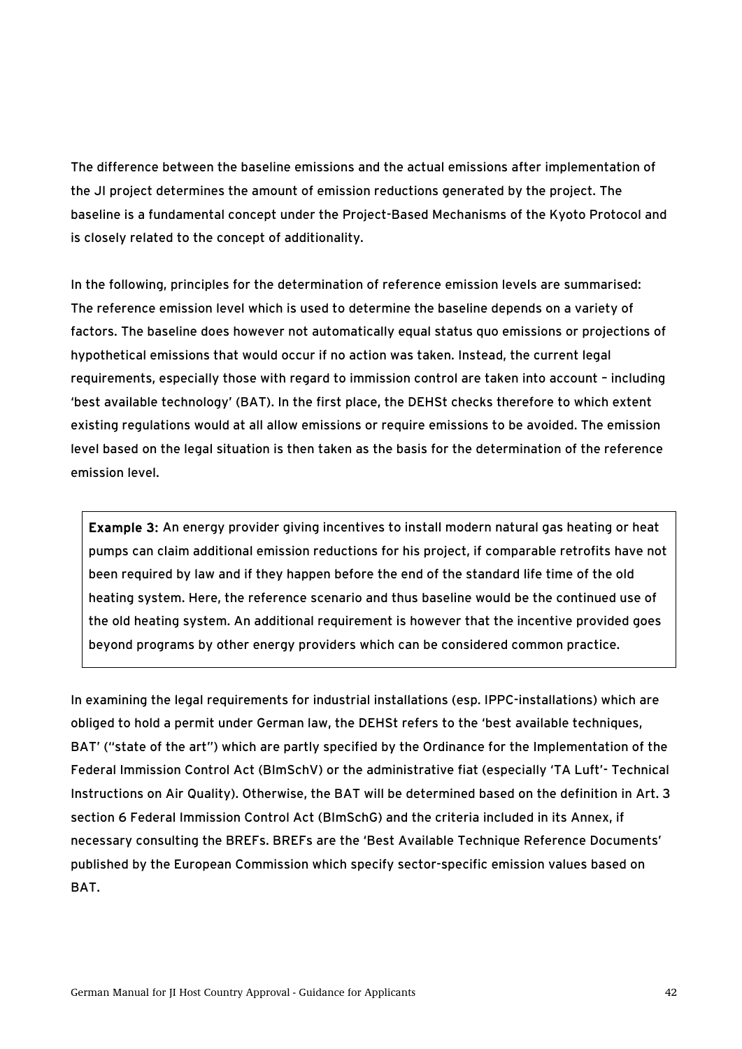The difference between the baseline emissions and the actual emissions after implementation of the JI project determines the amount of emission reductions generated by the project. The baseline is a fundamental concept under the Project-Based Mechanisms of the Kyoto Protocol and is closely related to the concept of additionality.

In the following, principles for the determination of reference emission levels are summarised: The reference emission level which is used to determine the baseline depends on a variety of factors. The baseline does however not automatically equal status quo emissions or projections of hypothetical emissions that would occur if no action was taken. Instead, the current legal requirements, especially those with regard to immission control are taken into account – including 'best available technology' (BAT). In the first place, the DEHSt checks therefore to which extent existing regulations would at all allow emissions or require emissions to be avoided. The emission level based on the legal situation is then taken as the basis for the determination of the reference emission level.

> **Example 3:** An energy provider giving incentives to install modern natural gas heating or heat pumps can claim additional emission reductions for his project, if comparable retrofits have not been required by law and if they happen before the end of the standard life time of the old heating system. Here, the reference scenario and thus baseline would be the continued use of the old heating system. An additional requirement is however that the incentive provided goes beyond programs by other energy providers which can be considered common practice.

In examining the legal requirements for industrial installations (esp. IPPC-installations) which are obliged to hold a permit under German law, the DEHSt refers to the 'best available techniques, BAT' ("state of the art") which are partly specified by the Ordinance for the Implementation of the Federal Immission Control Act (BImSchV) or the administrative fiat (especially 'TA Luft'- Technical Instructions on Air Quality). Otherwise, the BAT will be determined based on the definition in Art. 3 section 6 Federal Immission Control Act (BImSchG) and the criteria included in its Annex, if necessary consulting the BREFs. BREFs are the 'Best Available Technique Reference Documents' published by the European Commission which specify sector-specific emission values based on BAT.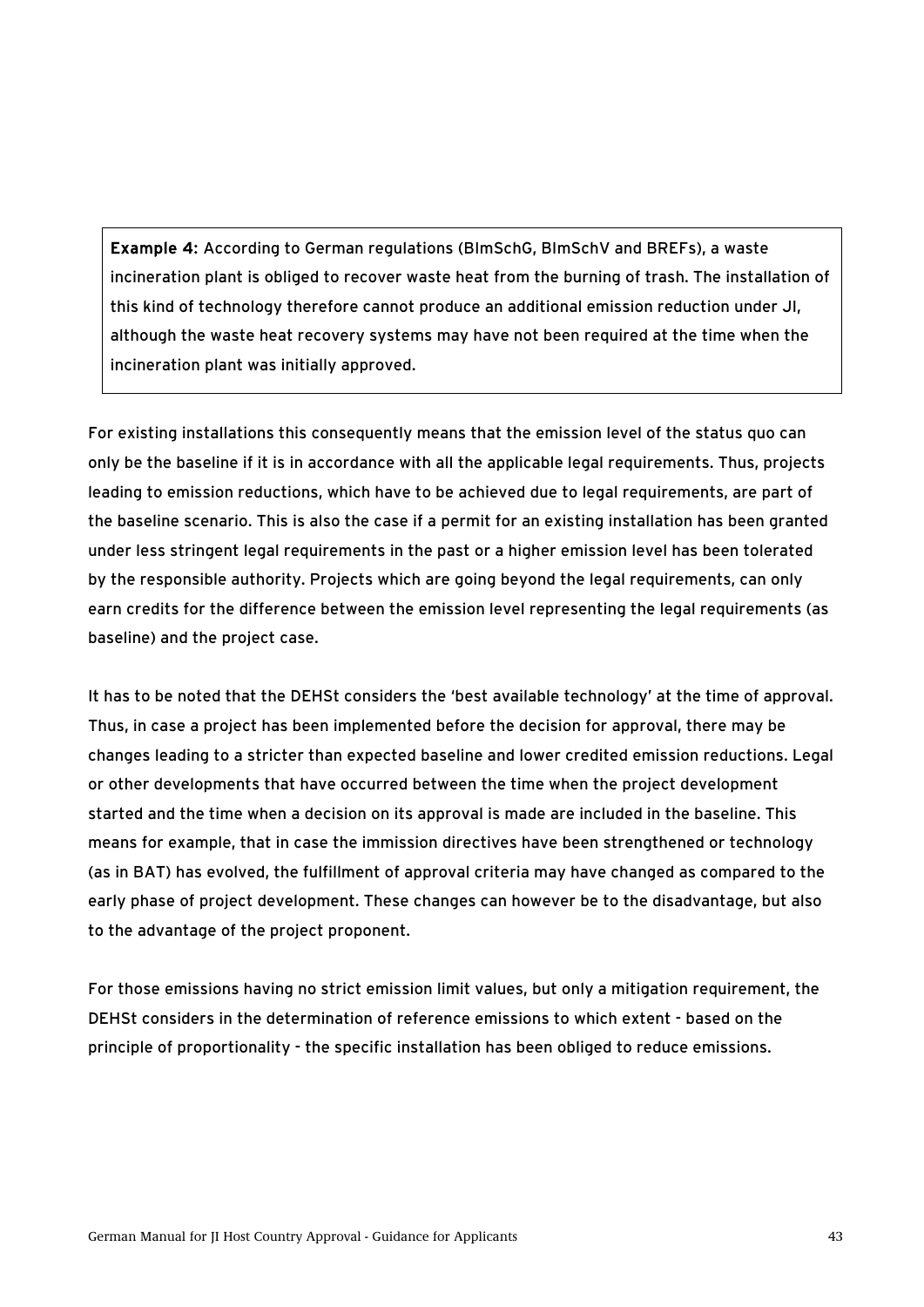**Example 4:** According to German regulations (BImSchG, BImSchV and BREFs), a waste incineration plant is obliged to recover waste heat from the burning of trash. The installation of this kind of technology therefore cannot produce an additional emission reduction under JI, although the waste heat recovery systems may have not been required at the time when the incineration plant was initially approved.

For existing installations this consequently means that the emission level of the status quo can only be the baseline if it is in accordance with all the applicable legal requirements. Thus, projects leading to emission reductions, which have to be achieved due to legal requirements, are part of the baseline scenario. This is also the case if a permit for an existing installation has been granted under less stringent legal requirements in the past or a higher emission level has been tolerated by the responsible authority. Projects which are going beyond the legal requirements, can only earn credits for the difference between the emission level representing the legal requirements (as baseline) and the project case.

It has to be noted that the DEHSt considers the 'best available technology' at the time of approval. Thus, in case a project has been implemented before the decision for approval, there may be changes leading to a stricter than expected baseline and lower credited emission reductions. Legal or other developments that have occurred between the time when the project development started and the time when a decision on its approval is made are included in the baseline. This means for example, that in case the immission directives have been strengthened or technology (as in BAT) has evolved, the fulfillment of approval criteria may have changed as compared to the early phase of project development. These changes can however be to the disadvantage, but also to the advantage of the project proponent.

For those emissions having no strict emission limit values, but only a mitigation requirement, the DEHSt considers in the determination of reference emissions to which extent - based on the principle of proportionality - the specific installation has been obliged to reduce emissions.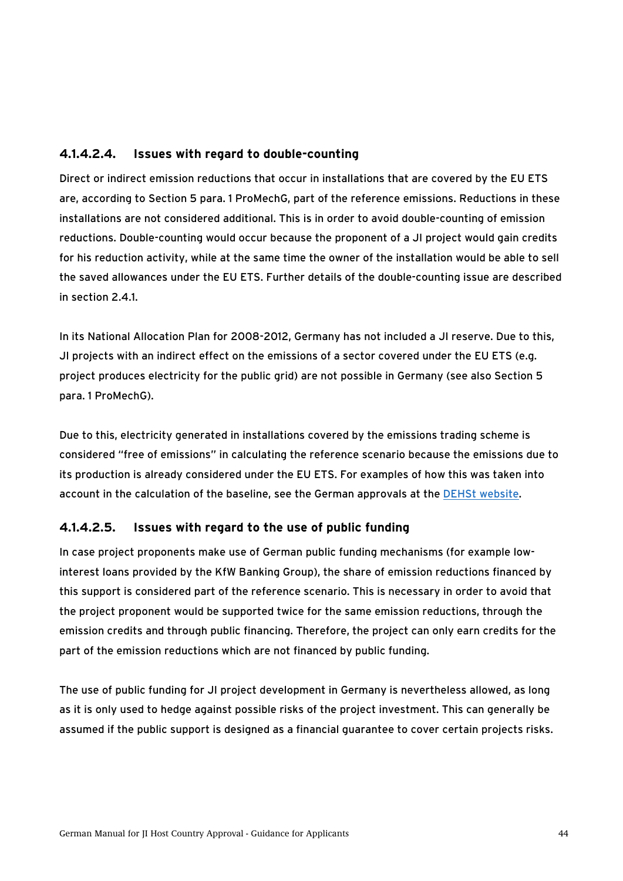#### 4.1.4.2.4. Issues with regard to double-counting

Direct or indirect emission reductions that occur in installations that are covered by the EU ETS are, according to Section 5 para. 1 ProMechG, part of the reference emissions. Reductions in these installations are not considered additional. This is in order to avoid double-counting of emission reductions. Double-counting would occur because the proponent of a JI project would gain credits for his reduction activity, while at the same time the owner of the installation would be able to sell the saved allowances under the EU ETS. Further details of the double-counting issue are described in section 2.4.1.

In its National Allocation Plan for 2008-2012, Germany has not included a JI reserve. Due to this, JI projects with an indirect effect on the emissions of a sector covered under the EU ETS (e.g. project produces electricity for the public grid) are not possible in Germany (see also Section 5 para. 1 ProMechG).

Due to this, electricity generated in installations covered by the emissions trading scheme is considered "free of emissions" in calculating the reference scenario because the emissions due to its production is already considered under the EU ETS. For examples of how this was taken into account in the calculation of the baseline, see the German approvals at the DEHSt website.

#### 4.1.4.2.5. Issues with regard to the use of public funding

In case project proponents make use of German public funding mechanisms (for example low-interest loans provided by the KfW Banking Group), the share of emission reductions financed by this support is considered part of the reference scenario. This is necessary in order to avoid that the project proponent would be supported twice for the same emission reductions, through the emission credits and through public financing. Therefore, the project can only earn credits for the part of the emission reductions which are not financed by public funding.

The use of public funding for JI project development in Germany is nevertheless allowed, as long as it is only used to hedge against possible risks of the project investment. This can generally be assumed if the public support is designed as a financial guarantee to cover certain projects risks.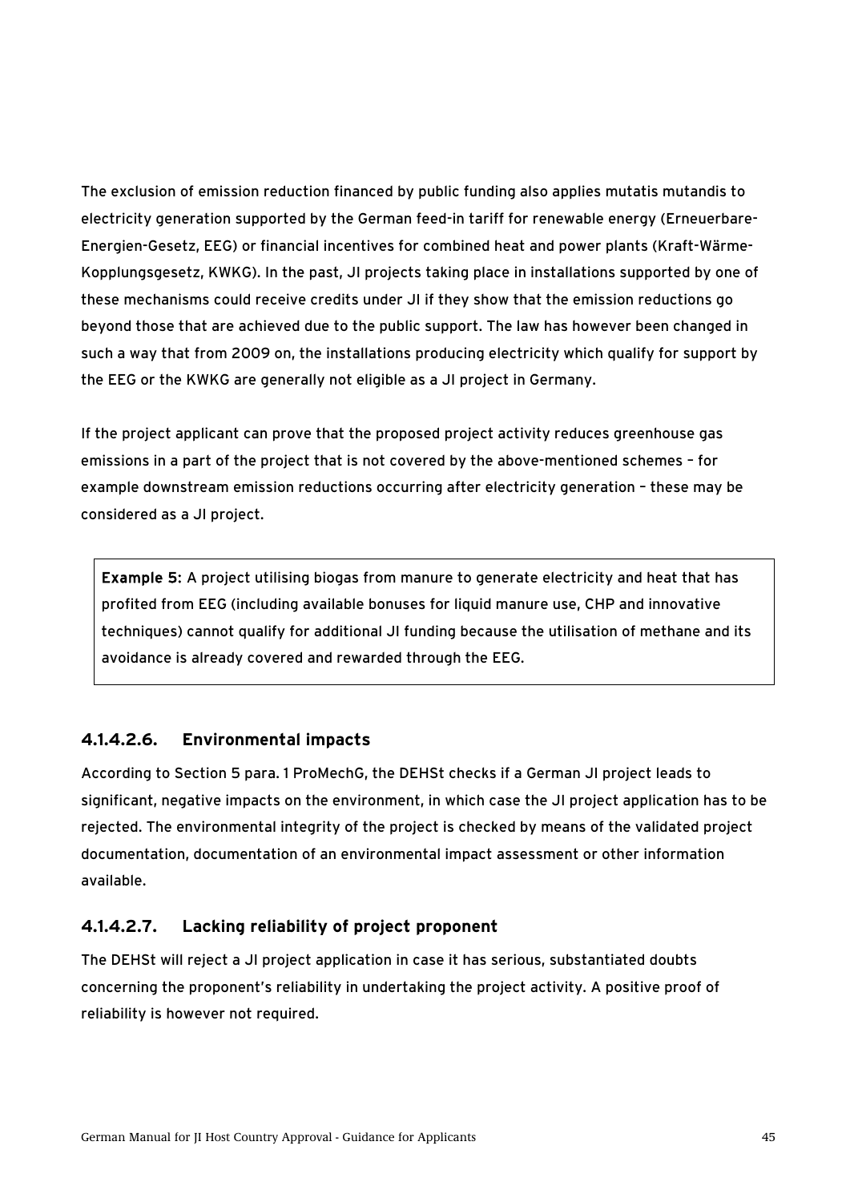The exclusion of emission reduction financed by public funding also applies mutatis mutandis to electricity generation supported by the German feed-in tariff for renewable energy (Erneuerbare-Energien-Gesetz, EEG) or financial incentives for combined heat and power plants (Kraft-Wärme-Kopplungsgesetz, KWKG). In the past, JI projects taking place in installations supported by one of these mechanisms could receive credits under JI if they show that the emission reductions go beyond those that are achieved due to the public support. The law has however been changed in such a way that from 2009 on, the installations producing electricity which qualify for support by the EEG or the KWKG are generally not eligible as a JI project in Germany.

If the project applicant can prove that the proposed project activity reduces greenhouse gas emissions in a part of the project that is not covered by the above-mentioned schemes – for example downstream emission reductions occurring after electricity generation – these may be considered as a JI project.

> **Example 5:** A project utilising biogas from manure to generate electricity and heat that has profited from EEG (including available bonuses for liquid manure use, CHP and innovative techniques) cannot qualify for additional JI funding because the utilisation of methane and its avoidance is already covered and rewarded through the EEG.

#### 4.1.4.2.6. Environmental impacts

According to Section 5 para. 1 ProMechG, the DEHSt checks if a German JI project leads to significant, negative impacts on the environment, in which case the JI project application has to be rejected. The environmental integrity of the project is checked by means of the validated project documentation, documentation of an environmental impact assessment or other information available.

#### 4.1.4.2.7. Lacking reliability of project proponent

The DEHSt will reject a JI project application in case it has serious, substantiated doubts concerning the proponent's reliability in undertaking the project activity. A positive proof of reliability is however not required.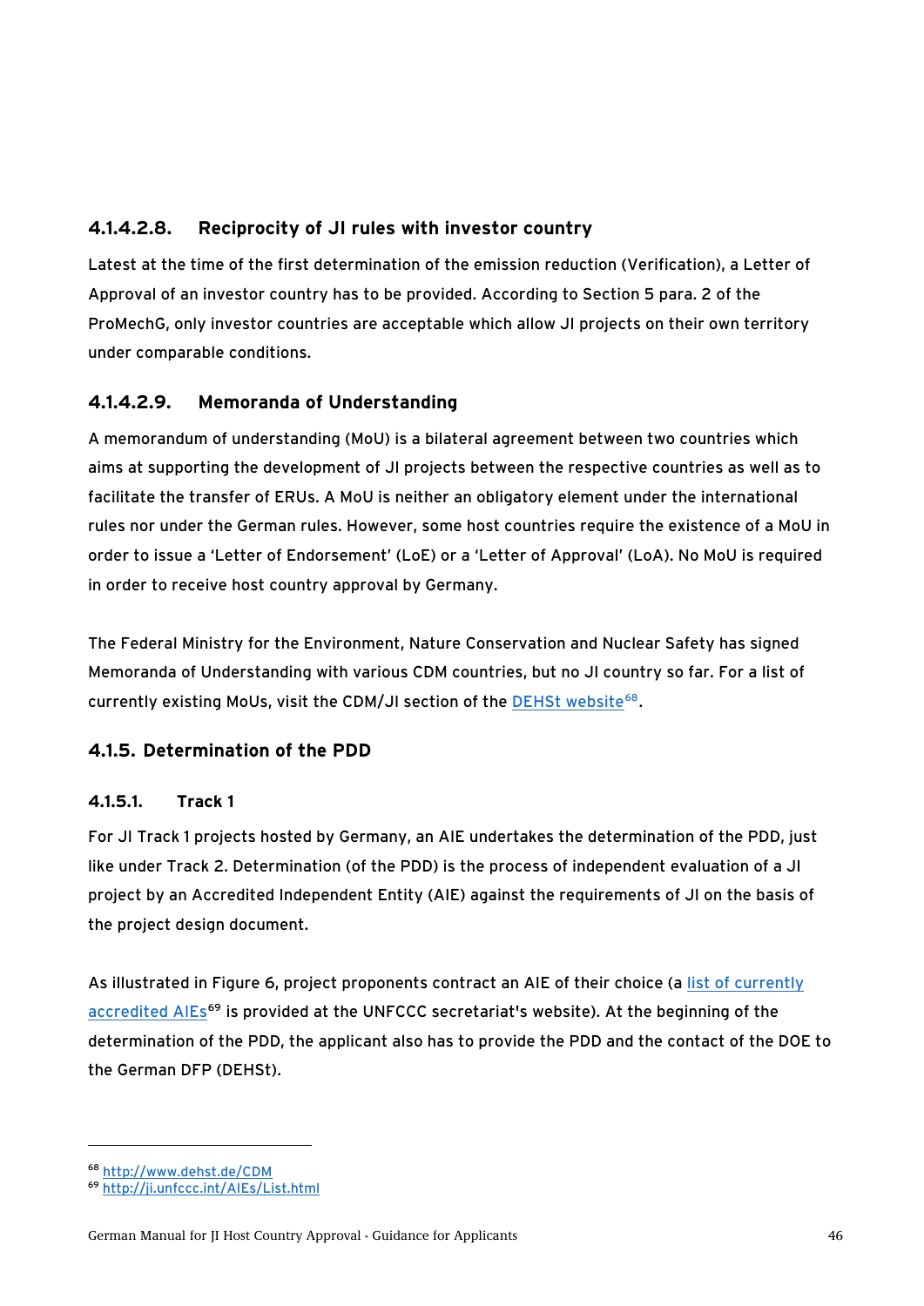#### 4.1.4.2.8. Reciprocity of JI rules with investor country

Latest at the time of the first determination of the emission reduction (Verification), a Letter of Approval of an investor country has to be provided. According to Section 5 para. 2 of the ProMechG, only investor countries are acceptable which allow JI projects on their own territory under comparable conditions.

#### 4.1.4.2.9. Memoranda of Understanding

A memorandum of understanding (MoU) is a bilateral agreement between two countries which aims at supporting the development of JI projects between the respective countries as well as to facilitate the transfer of ERUs. A MoU is neither an obligatory element under the international rules nor under the German rules. However, some host countries require the existence of a MoU in order to issue a 'Letter of Endorsement' (LoE) or a 'Letter of Approval' (LoA). No MoU is required in order to receive host country approval by Germany.

The Federal Ministry for the Environment, Nature Conservation and Nuclear Safety has signed Memoranda of Understanding with various CDM countries, but no JI country so far. For a list of currently existing MoUs, visit the CDM/JI section of the DEHSt website[68].

## 4.1.5. Determination of the PDD

### 4.1.5.1. Track 1

For JI Track 1 projects hosted by Germany, an AIE undertakes the determination of the PDD, just like under Track 2. Determination (of the PDD) is the process of independent evaluation of a JI project by an Accredited Independent Entity (AIE) against the requirements of JI on the basis of the project design document.

As illustrated in Figure 6, project proponents contract an AIE of their choice (a list of currently accredited AIEs[69] is provided at the UNFCCC secretariat's website). At the beginning of the determination of the PDD, the applicant also has to provide the PDD and the contact of the DOE to the German DFP (DEHSt).

[68] http://www.dehst.de/CDM
[69] http://ji.unfccc.int/AIEs/List.html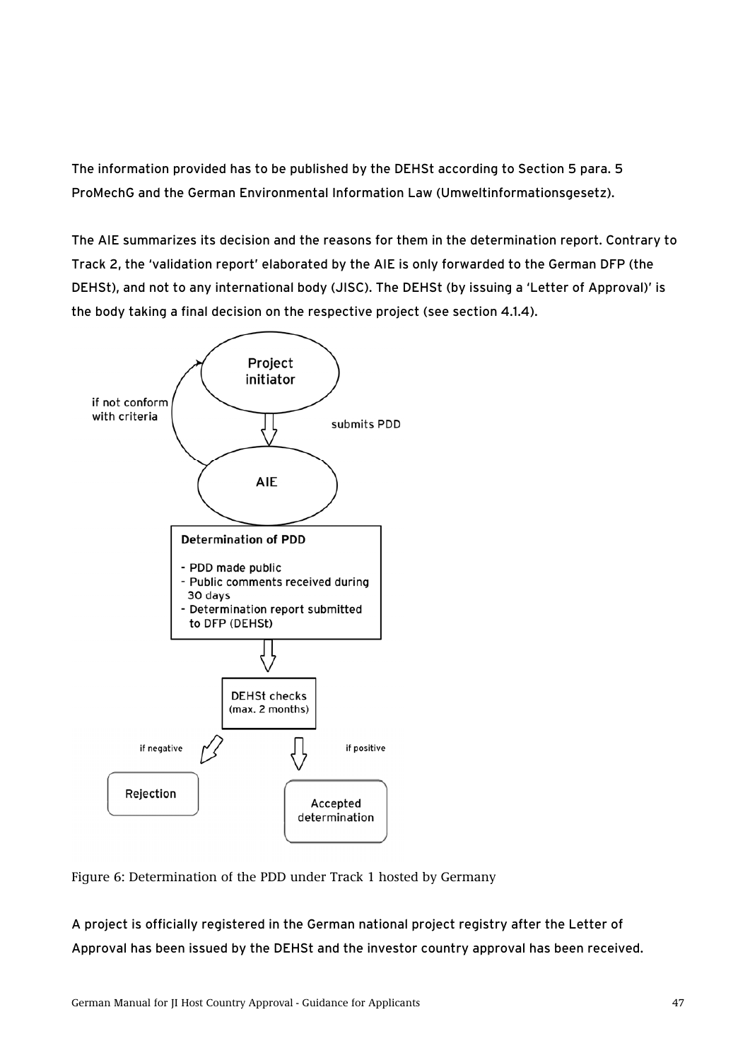The information provided has to be published by the DEHSt according to Section 5 para. 5 ProMechG and the German Environmental Information Law (Umweltinformationsgesetz).

The AIE summarizes its decision and the reasons for them in the determination report. Contrary to Track 2, the 'validation report' elaborated by the AIE is only forwarded to the German DFP (the DEHSt), and not to any international body (JISC). The DEHSt (by issuing a 'Letter of Approval)' is the body taking a final decision on the respective project (see section 4.1.4).

Project initiator

submits PDD

if not conform with criteria

AIE

**Determination of PDD**

- PDD made public
- Public comments received during 30 days
- Determination report submitted to DFP (DEHSt)

DEHSt checks (max. 2 months)

if negative

if positive

Rejection

Accepted determination

Figure 6: Determination of the PDD under Track 1 hosted by Germany

A project is officially registered in the German national project registry after the Letter of Approval has been issued by the DEHSt and the investor country approval has been received.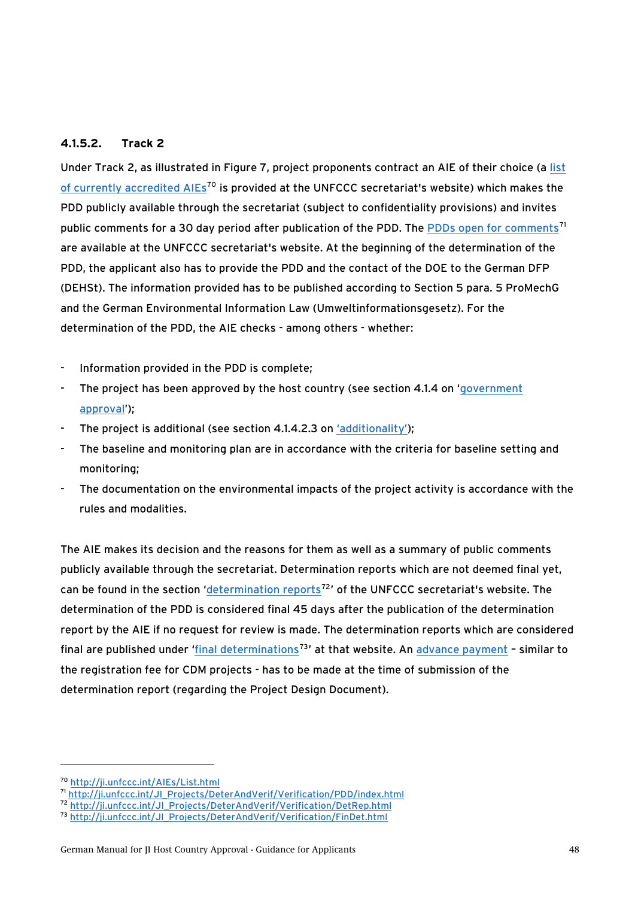#### 4.1.5.2. Track 2

Under Track 2, as illustrated in Figure 7, project proponents contract an AIE of their choice (a list of currently accredited AIEs[70] is provided at the UNFCCC secretariat's website) which makes the PDD publicly available through the secretariat (subject to confidentiality provisions) and invites public comments for a 30 day period after publication of the PDD. The PDDs open for comments[71] are available at the UNFCCC secretariat's website. At the beginning of the determination of the PDD, the applicant also has to provide the PDD and the contact of the DOE to the German DFP (DEHSt). The information provided has to be published according to Section 5 para. 5 ProMechG and the German Environmental Information Law (Umweltinformationsgesetz). For the determination of the PDD, the AIE checks - among others - whether:

- Information provided in the PDD is complete;
- The project has been approved by the host country (see section 4.1.4 on 'government approval');
- The project is additional (see section 4.1.4.2.3 on 'additionality');
- The baseline and monitoring plan are in accordance with the criteria for baseline setting and monitoring;
- The documentation on the environmental impacts of the project activity is accordance with the rules and modalities.

The AIE makes its decision and the reasons for them as well as a summary of public comments publicly available through the secretariat. Determination reports which are not deemed final yet, can be found in the section 'determination reports[72]' of the UNFCCC secretariat's website. The determination of the PDD is considered final 45 days after the publication of the determination report by the AIE if no request for review is made. The determination reports which are considered final are published under 'final determinations[73]' at that website. An advance payment – similar to the registration fee for CDM projects - has to be made at the time of submission of the determination report (regarding the Project Design Document).

---

[70] http://ji.unfccc.int/AIEs/List.html
[71] http://ji.unfccc.int/JI_Projects/DeterAndVerif/Verification/PDD/index.html
[72] http://ji.unfccc.int/JI_Projects/DeterAndVerif/Verification/DetRep.html
[73] http://ji.unfccc.int/JI_Projects/DeterAndVerif/Verification/FinDet.html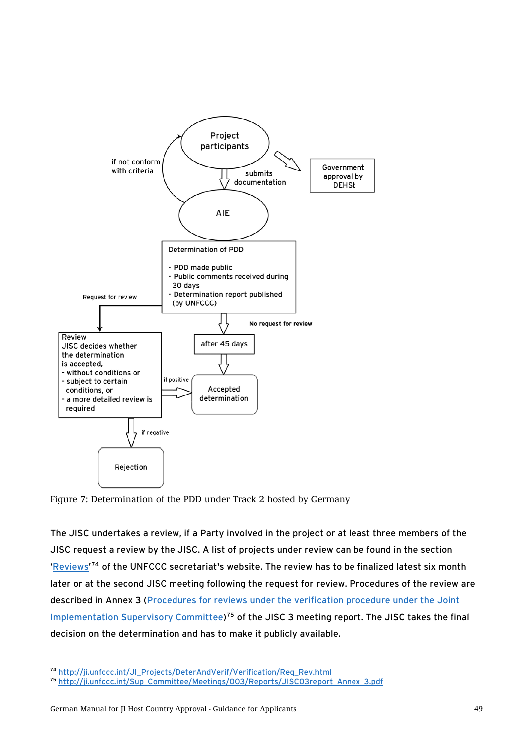Project participants

if not conform with criteria

submits documentation

Government approval by DEHSt

AIE

Determination of PDD

- PDD made public
- Public comments received during 30 days
- Determination report published (by UNFCCC)

Request for review

No request for review

Review
JISC decides whether the determination is accepted,
- without conditions or
- subject to certain conditions, or
- a more detailed review is required

after 45 days

if positive

Accepted determination

if negative

Rejection

Figure 7: Determination of the PDD under Track 2 hosted by Germany

The JISC undertakes a review, if a Party involved in the project or at least three members of the JISC request a review by the JISC. A list of projects under review can be found in the section 'Reviews'[74] of the UNFCCC secretariat's website. The review has to be finalized latest six month later or at the second JISC meeting following the request for review. Procedures of the review are described in Annex 3 (Procedures for reviews under the verification procedure under the Joint Implementation Supervisory Committee)[75] of the JISC 3 meeting report. The JISC takes the final decision on the determination and has to make it publicly available.

[74] http://ji.unfccc.int/JI_Projects/DeterAndVerif/Verification/Req_Rev.html
[75] http://ji.unfccc.int/Sup_Committee/Meetings/003/Reports/JISC03report_Annex_3.pdf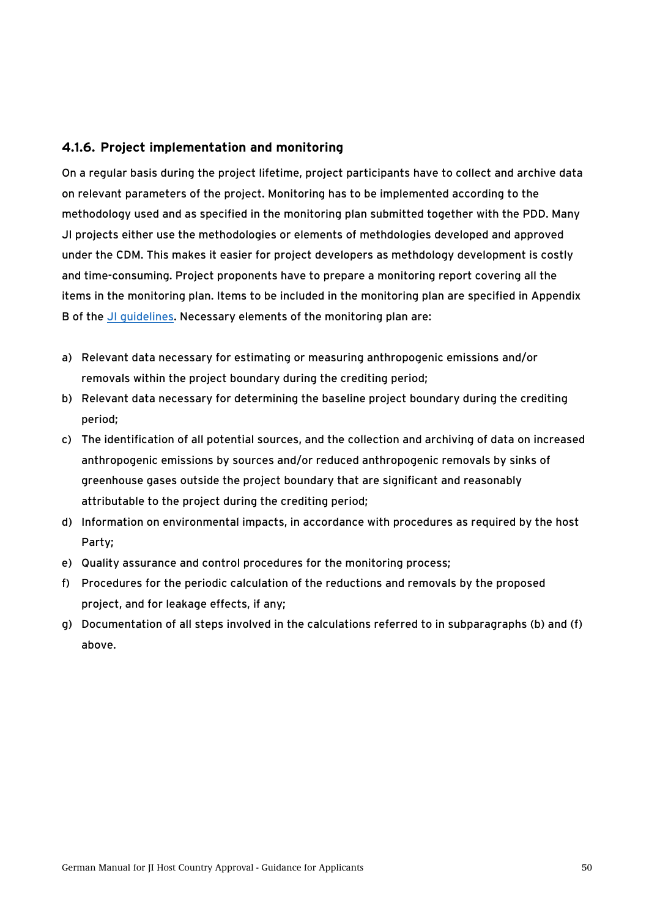### 4.1.6. Project implementation and monitoring

On a regular basis during the project lifetime, project participants have to collect and archive data on relevant parameters of the project. Monitoring has to be implemented according to the methodology used and as specified in the monitoring plan submitted together with the PDD. Many JI projects either use the methodologies or elements of methdologies developed and approved under the CDM. This makes it easier for project developers as methdology development is costly and time-consuming. Project proponents have to prepare a monitoring report covering all the items in the monitoring plan. Items to be included in the monitoring plan are specified in Appendix B of the JI guidelines. Necessary elements of the monitoring plan are:

a) Relevant data necessary for estimating or measuring anthropogenic emissions and/or removals within the project boundary during the crediting period;
b) Relevant data necessary for determining the baseline project boundary during the crediting period;
c) The identification of all potential sources, and the collection and archiving of data on increased anthropogenic emissions by sources and/or reduced anthropogenic removals by sinks of greenhouse gases outside the project boundary that are significant and reasonably attributable to the project during the crediting period;
d) Information on environmental impacts, in accordance with procedures as required by the host Party;
e) Quality assurance and control procedures for the monitoring process;
f) Procedures for the periodic calculation of the reductions and removals by the proposed project, and for leakage effects, if any;
g) Documentation of all steps involved in the calculations referred to in subparagraphs (b) and (f) above.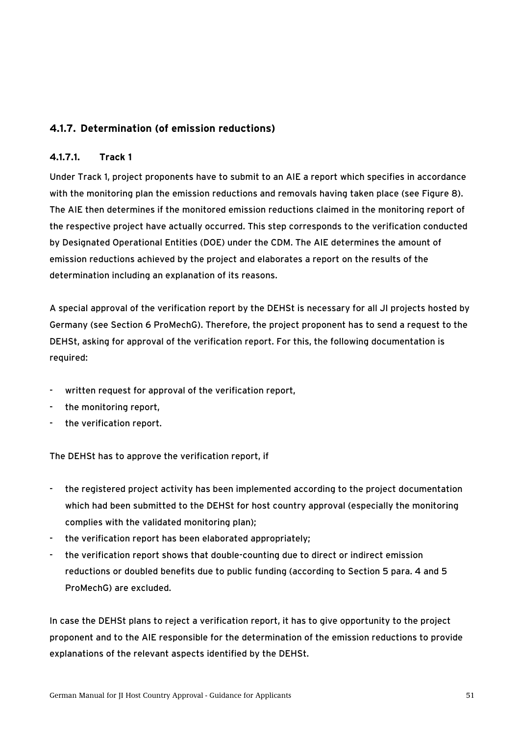### 4.1.7. Determination (of emission reductions)

#### 4.1.7.1. Track 1

Under Track 1, project proponents have to submit to an AIE a report which specifies in accordance with the monitoring plan the emission reductions and removals having taken place (see Figure 8). The AIE then determines if the monitored emission reductions claimed in the monitoring report of the respective project have actually occurred. This step corresponds to the verification conducted by Designated Operational Entities (DOE) under the CDM. The AIE determines the amount of emission reductions achieved by the project and elaborates a report on the results of the determination including an explanation of its reasons.

A special approval of the verification report by the DEHSt is necessary for all JI projects hosted by Germany (see Section 6 ProMechG). Therefore, the project proponent has to send a request to the DEHSt, asking for approval of the verification report. For this, the following documentation is required:

- written request for approval of the verification report,
- the monitoring report,
- the verification report.

The DEHSt has to approve the verification report, if

- the registered project activity has been implemented according to the project documentation which had been submitted to the DEHSt for host country approval (especially the monitoring complies with the validated monitoring plan);
- the verification report has been elaborated appropriately;
- the verification report shows that double-counting due to direct or indirect emission reductions or doubled benefits due to public funding (according to Section 5 para. 4 and 5 ProMechG) are excluded.

In case the DEHSt plans to reject a verification report, it has to give opportunity to the project proponent and to the AIE responsible for the determination of the emission reductions to provide explanations of the relevant aspects identified by the DEHSt.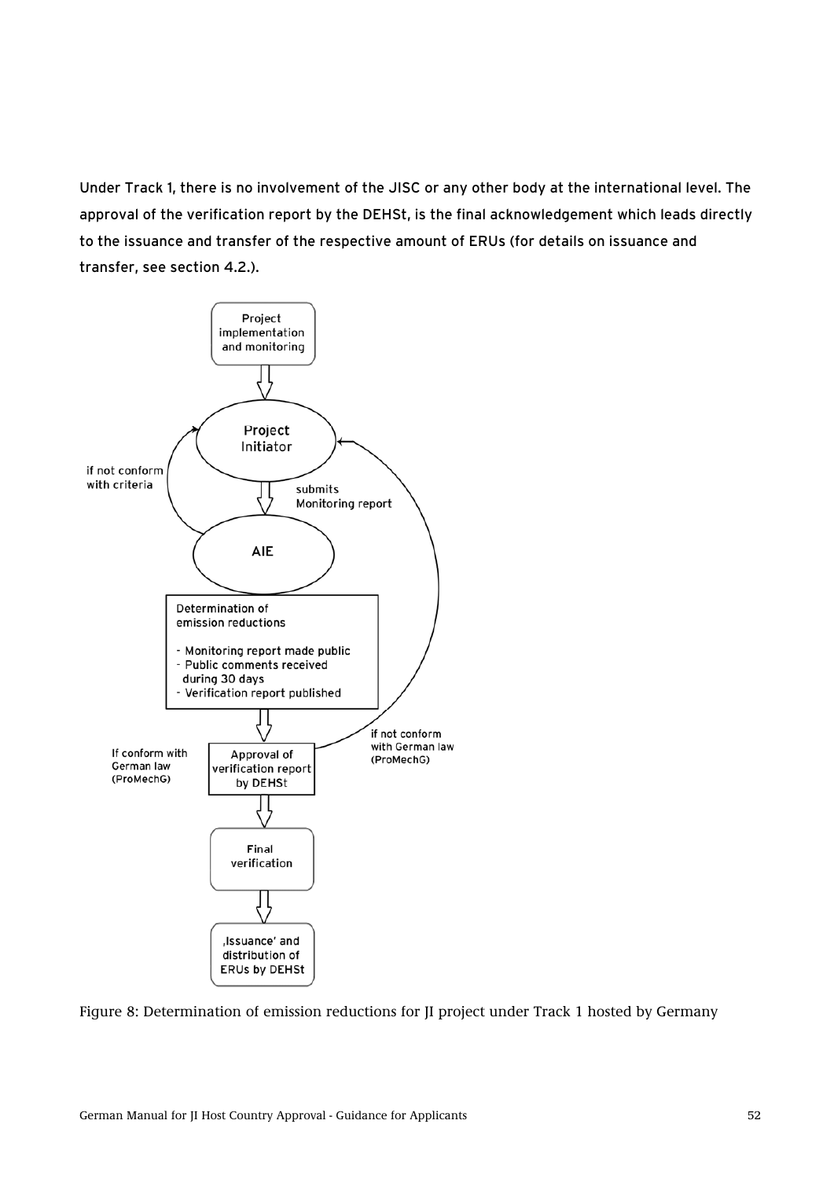Under Track 1, there is no involvement of the JISC or any other body at the international level. The approval of the verification report by the DEHSt, is the final acknowledgement which leads directly to the issuance and transfer of the respective amount of ERUs (for details on issuance and transfer, see section 4.2.).

Project implementation and monitoring

Project Initiator

if not conform with criteria

submits Monitoring report

AIE

Determination of emission reductions

- Monitoring report made public
- Public comments received during 30 days
- Verification report published

if not conform with German law (ProMechG)

If conform with German law (ProMechG)

Approval of verification report by DEHSt

Final verification

‚Issuance' and distribution of ERUs by DEHSt

Figure 8: Determination of emission reductions for JI project under Track 1 hosted by Germany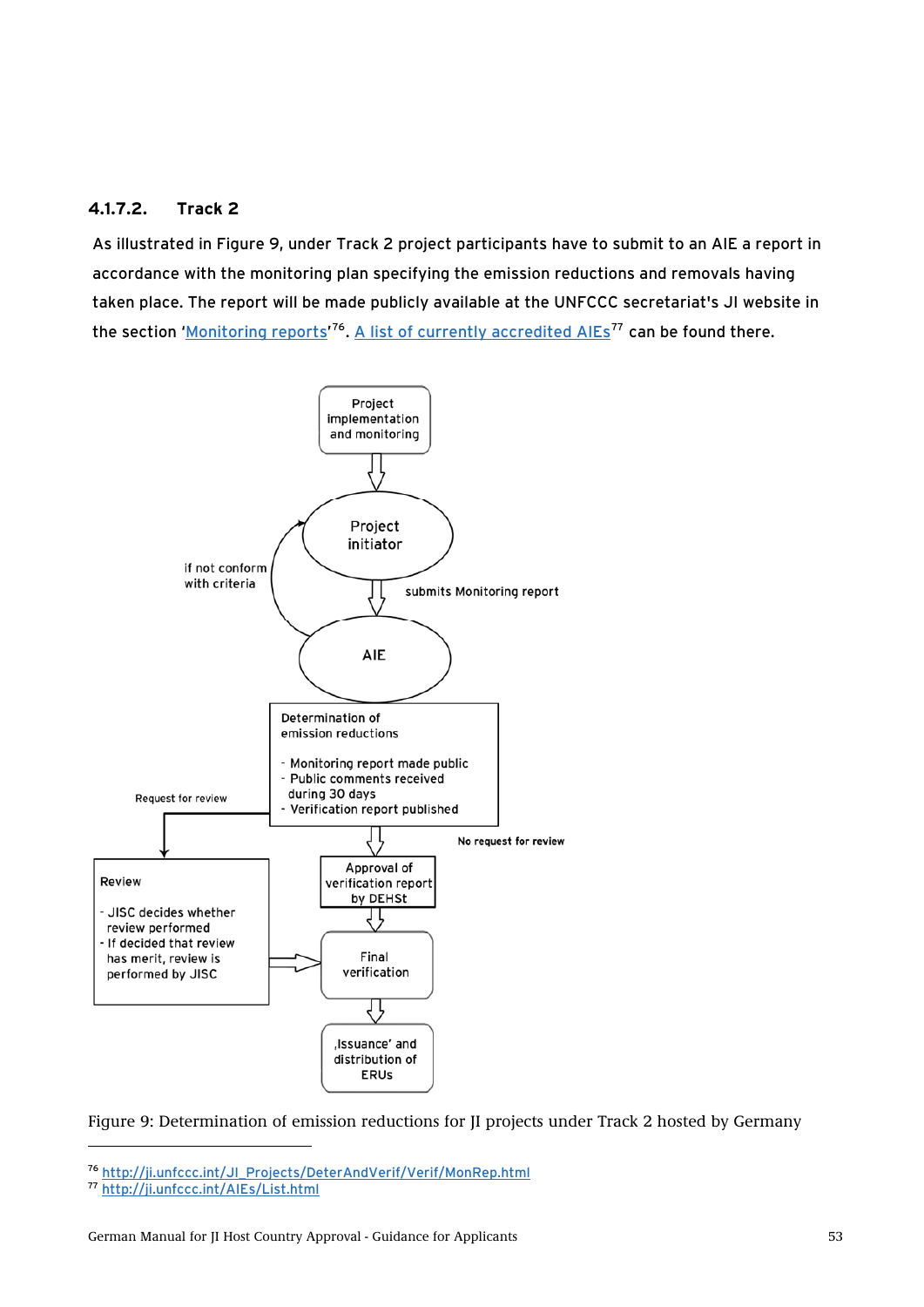### 4.1.7.2. Track 2

As illustrated in Figure 9, under Track 2 project participants have to submit to an AIE a report in accordance with the monitoring plan specifying the emission reductions and removals having taken place. The report will be made publicly available at the UNFCCC secretariat's JI website in the section 'Monitoring reports'[76]. A list of currently accredited AIEs[77] can be found there.

Project implementation and monitoring

Project initiator

if not conform with criteria

submits Monitoring report

AIE

Determination of emission reductions

- Monitoring report made public
- Public comments received during 30 days
- Verification report published

Request for review

No request for review

Review

- JISC decides whether review performed
- If decided that review has merit, review is performed by JISC

Approval of verification report by DEHSt

Final verification

‚Issuance' and distribution of ERUs

Figure 9: Determination of emission reductions for JI projects under Track 2 hosted by Germany

---

[76] http://ji.unfccc.int/JI_Projects/DeterAndVerif/Verif/MonRep.html
[77] http://ji.unfccc.int/AIEs/List.html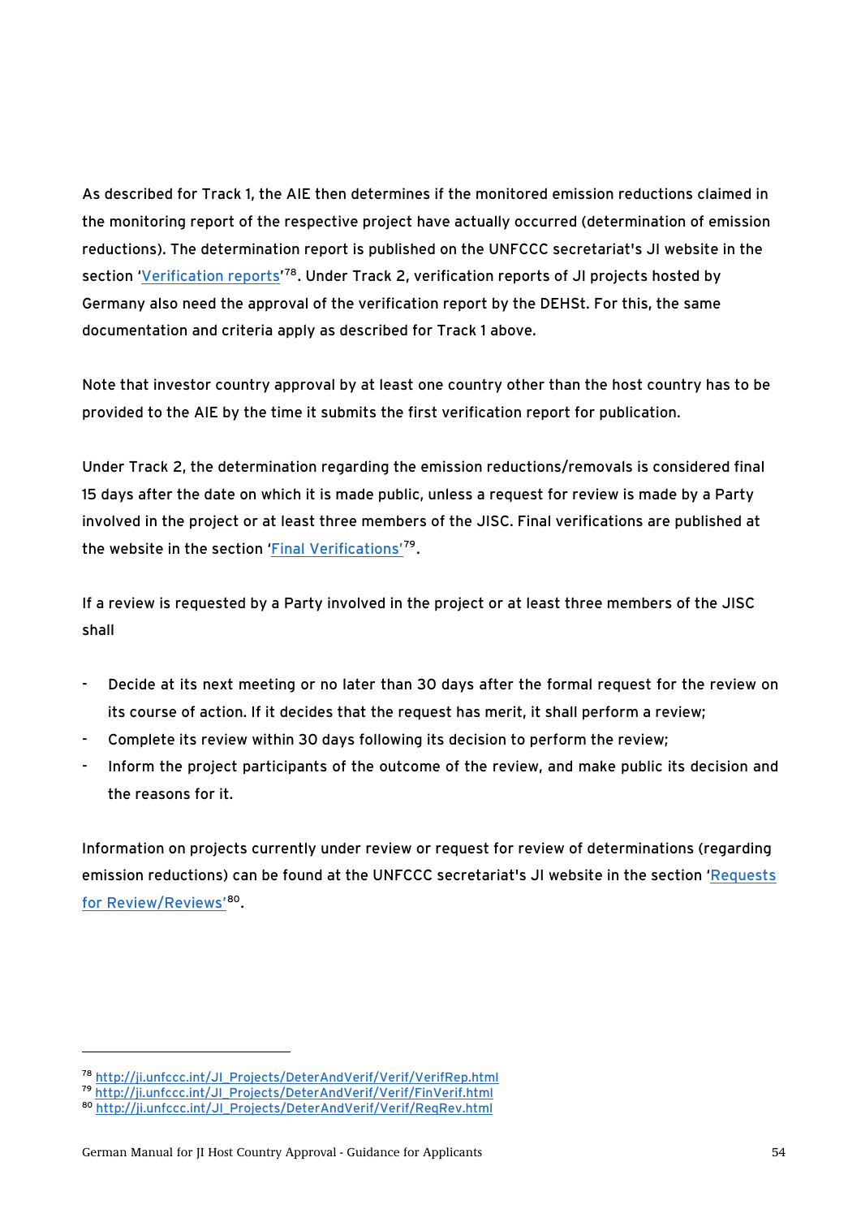As described for Track 1, the AIE then determines if the monitored emission reductions claimed in the monitoring report of the respective project have actually occurred (determination of emission reductions). The determination report is published on the UNFCCC secretariat's JI website in the section 'Verification reports'[78]. Under Track 2, verification reports of JI projects hosted by Germany also need the approval of the verification report by the DEHSt. For this, the same documentation and criteria apply as described for Track 1 above.

Note that investor country approval by at least one country other than the host country has to be provided to the AIE by the time it submits the first verification report for publication.

Under Track 2, the determination regarding the emission reductions/removals is considered final 15 days after the date on which it is made public, unless a request for review is made by a Party involved in the project or at least three members of the JISC. Final verifications are published at the website in the section 'Final Verifications'[79].

If a review is requested by a Party involved in the project or at least three members of the JISC shall

- Decide at its next meeting or no later than 30 days after the formal request for the review on its course of action. If it decides that the request has merit, it shall perform a review;
- Complete its review within 30 days following its decision to perform the review;
- Inform the project participants of the outcome of the review, and make public its decision and the reasons for it.

Information on projects currently under review or request for review of determinations (regarding emission reductions) can be found at the UNFCCC secretariat's JI website in the section 'Requests for Review/Reviews'[80].

---

[78] http://ji.unfccc.int/JI_Projects/DeterAndVerif/Verif/VerifRep.html
[79] http://ji.unfccc.int/JI_Projects/DeterAndVerif/Verif/FinVerif.html
[80] http://ji.unfccc.int/JI_Projects/DeterAndVerif/Verif/ReqRev.html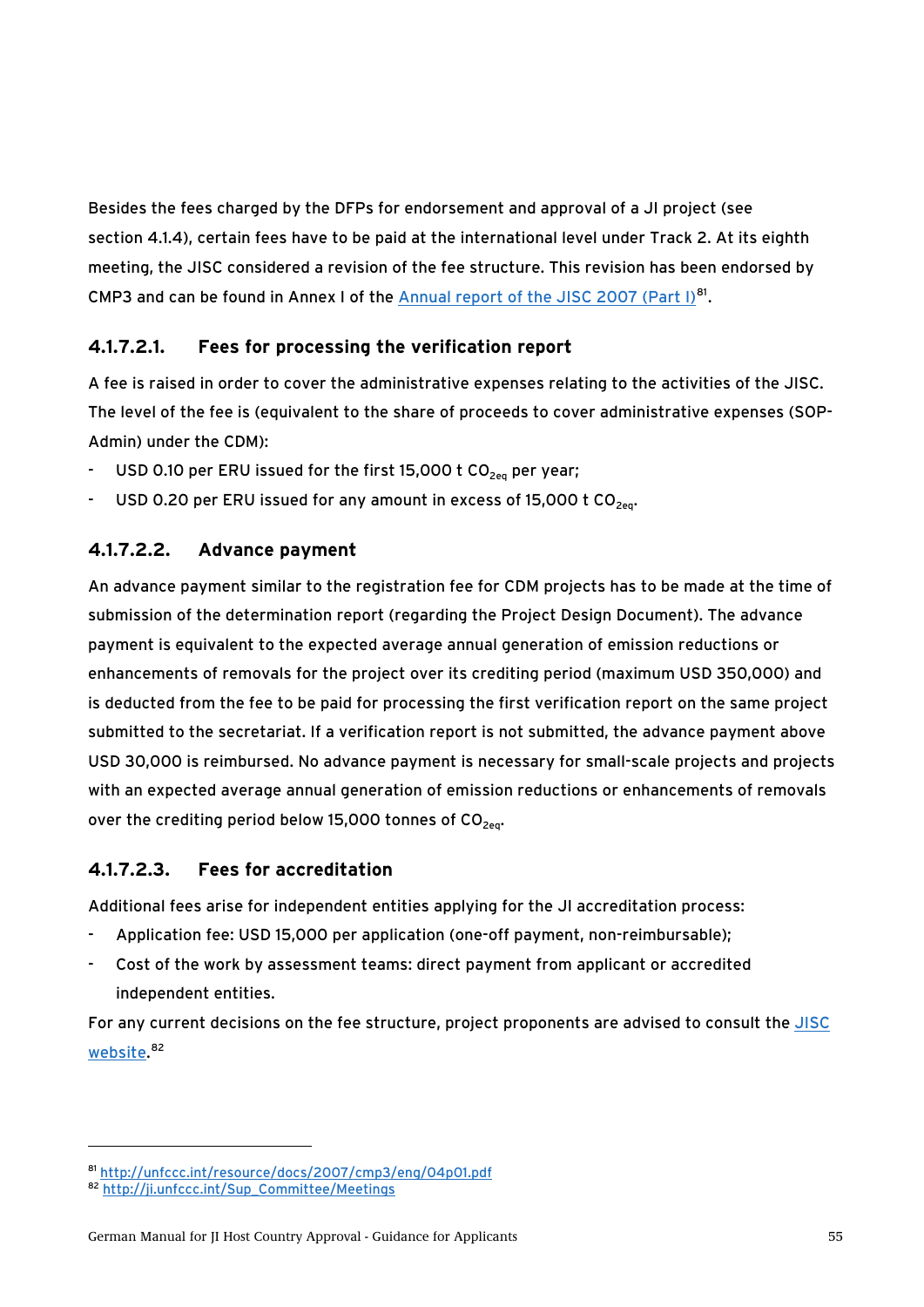Besides the fees charged by the DFPs for endorsement and approval of a JI project (see section 4.1.4), certain fees have to be paid at the international level under Track 2. At its eighth meeting, the JISC considered a revision of the fee structure. This revision has been endorsed by CMP3 and can be found in Annex I of the Annual report of the JISC 2007 (Part I)[81].

#### 4.1.7.2.1. Fees for processing the verification report

A fee is raised in order to cover the administrative expenses relating to the activities of the JISC. The level of the fee is (equivalent to the share of proceeds to cover administrative expenses (SOP-Admin) under the CDM):

- USD 0.10 per ERU issued for the first 15,000 t $CO_{2eq}$ per year;
- USD 0.20 per ERU issued for any amount in excess of 15,000 t $CO_{2eq}$.

#### 4.1.7.2.2. Advance payment

An advance payment similar to the registration fee for CDM projects has to be made at the time of submission of the determination report (regarding the Project Design Document). The advance payment is equivalent to the expected average annual generation of emission reductions or enhancements of removals for the project over its crediting period (maximum USD 350,000) and is deducted from the fee to be paid for processing the first verification report on the same project submitted to the secretariat. If a verification report is not submitted, the advance payment above USD 30,000 is reimbursed. No advance payment is necessary for small-scale projects and projects with an expected average annual generation of emission reductions or enhancements of removals over the crediting period below 15,000 tonnes of $CO_{2eq}$.

#### 4.1.7.2.3. Fees for accreditation

Additional fees arise for independent entities applying for the JI accreditation process:

- Application fee: USD 15,000 per application (one-off payment, non-reimbursable);
- Cost of the work by assessment teams: direct payment from applicant or accredited independent entities.

For any current decisions on the fee structure, project proponents are advised to consult the JISC website.[82]

---

[81] http://unfccc.int/resource/docs/2007/cmp3/eng/04p01.pdf
[82] http://ji.unfccc.int/Sup_Committee/Meetings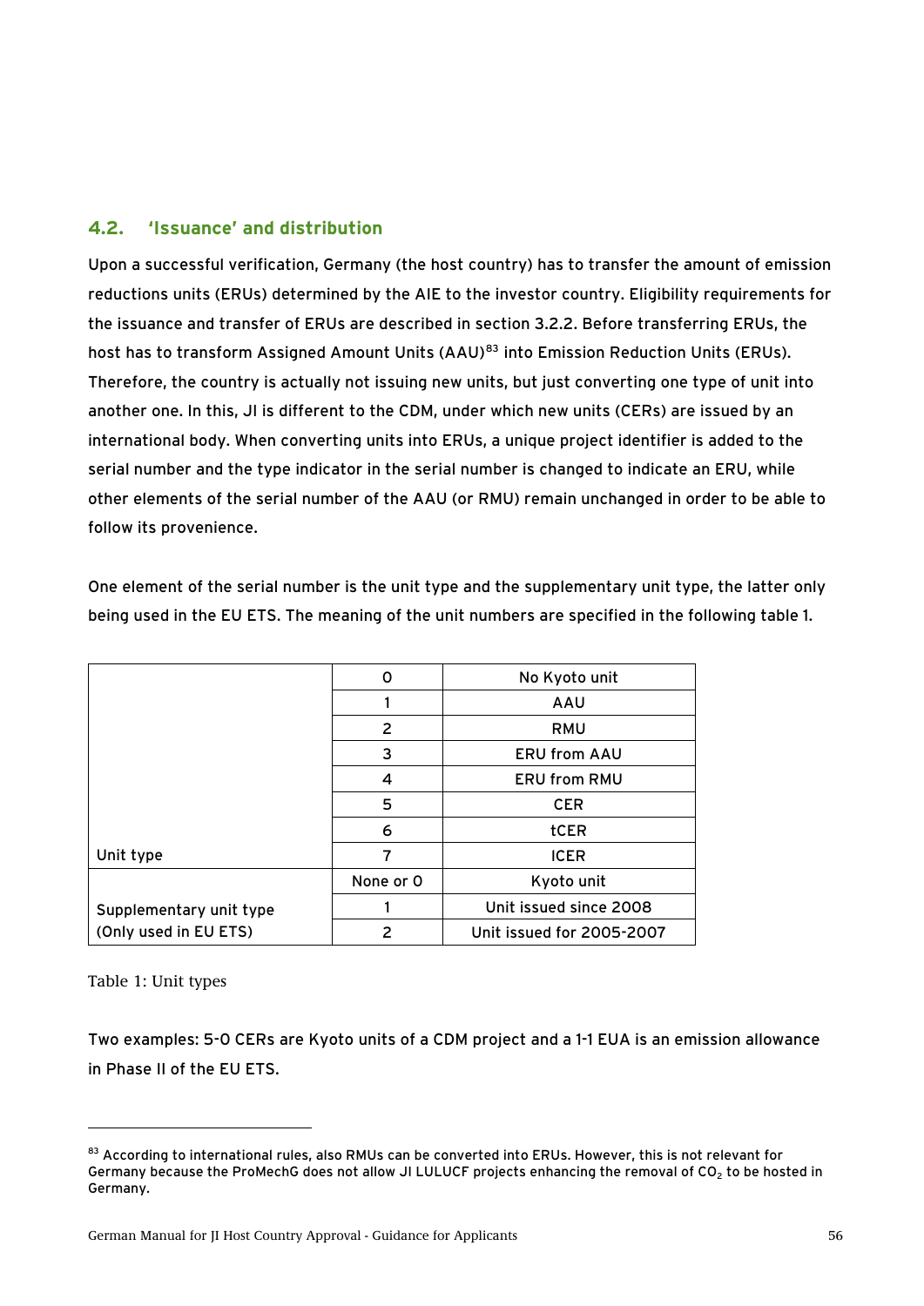## 4.2. 'Issuance' and distribution

Upon a successful verification, Germany (the host country) has to transfer the amount of emission reductions units (ERUs) determined by the AIE to the investor country. Eligibility requirements for the issuance and transfer of ERUs are described in section 3.2.2. Before transferring ERUs, the host has to transform Assigned Amount Units (AAU)[83] into Emission Reduction Units (ERUs). Therefore, the country is actually not issuing new units, but just converting one type of unit into another one. In this, JI is different to the CDM, under which new units (CERs) are issued by an international body. When converting units into ERUs, a unique project identifier is added to the serial number and the type indicator in the serial number is changed to indicate an ERU, while other elements of the serial number of the AAU (or RMU) remain unchanged in order to be able to follow its provenience.

One element of the serial number is the unit type and the supplementary unit type, the latter only being used in the EU ETS. The meaning of the unit numbers are specified in the following table 1.

| | | |
|---|---|---|
| | 0 | No Kyoto unit |
| | 1 | AAU |
| | 2 | RMU |
| | 3 | ERU from AAU |
| | 4 | ERU from RMU |
| | 5 | CER |
| | 6 | tCER |
| Unit type | 7 | lCER |
| | None or 0 | Kyoto unit |
| Supplementary unit type (Only used in EU ETS) | 1 | Unit issued since 2008 |
| | 2 | Unit issued for 2005-2007 |

Table 1: Unit types

Two examples: 5-0 CERs are Kyoto units of a CDM project and a 1-1 EUA is an emission allowance in Phase II of the EU ETS.

---

[83] According to international rules, also RMUs can be converted into ERUs. However, this is not relevant for Germany because the ProMechG does not allow JI LULUCF projects enhancing the removal of $CO_2$ to be hosted in Germany.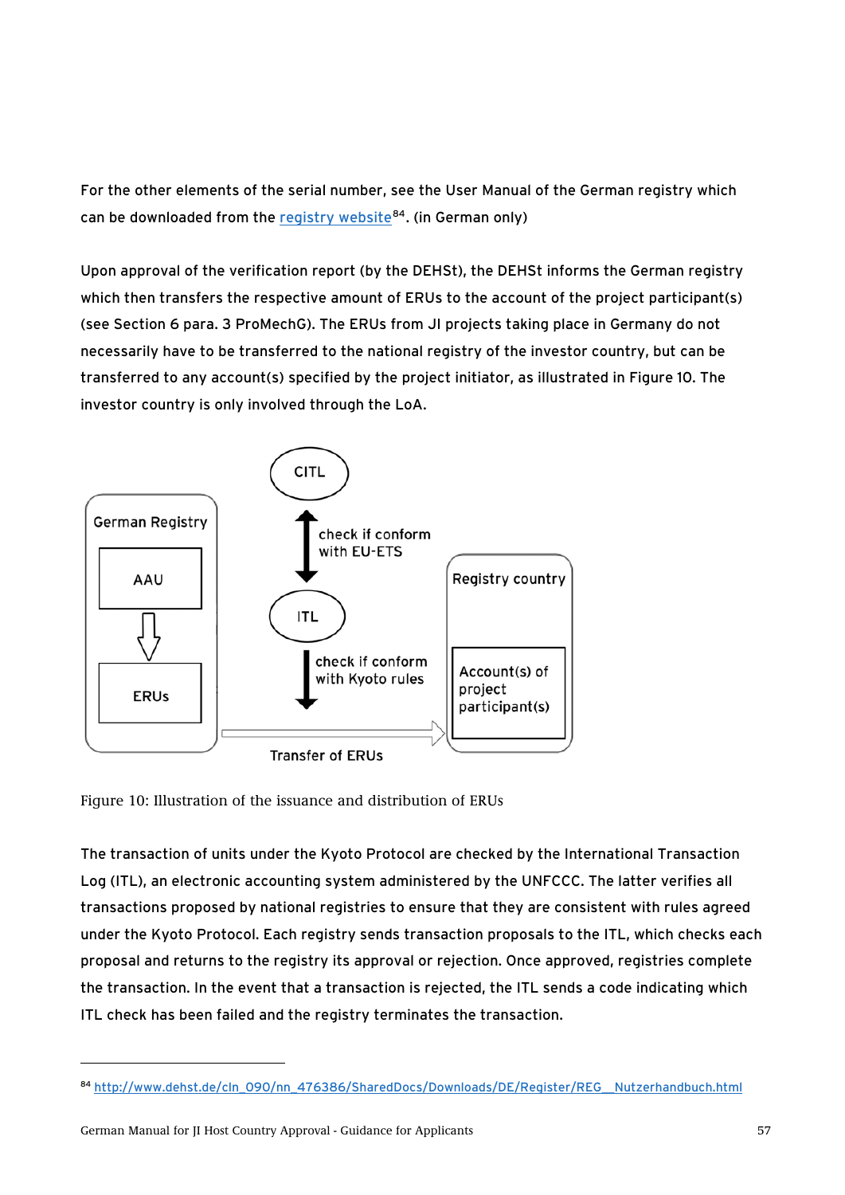For the other elements of the serial number, see the User Manual of the German registry which can be downloaded from the registry website[84]. (in German only)

Upon approval of the verification report (by the DEHSt), the DEHSt informs the German registry which then transfers the respective amount of ERUs to the account of the project participant(s) (see Section 6 para. 3 ProMechG). The ERUs from JI projects taking place in Germany do not necessarily have to be transferred to the national registry of the investor country, but can be transferred to any account(s) specified by the project initiator, as illustrated in Figure 10. The investor country is only involved through the LoA.

German Registry

AAU

ERUs

CITL

check if conform with EU-ETS

ITL

check if conform with Kyoto rules

Registry country

Account(s) of project participant(s)

Transfer of ERUs

Figure 10: Illustration of the issuance and distribution of ERUs

The transaction of units under the Kyoto Protocol are checked by the International Transaction Log (ITL), an electronic accounting system administered by the UNFCCC. The latter verifies all transactions proposed by national registries to ensure that they are consistent with rules agreed under the Kyoto Protocol. Each registry sends transaction proposals to the ITL, which checks each proposal and returns to the registry its approval or rejection. Once approved, registries complete the transaction. In the event that a transaction is rejected, the ITL sends a code indicating which ITL check has been failed and the registry terminates the transaction.

---

[84] http://www.dehst.de/cln_090/nn_476386/SharedDocs/Downloads/DE/Register/REG__Nutzerhandbuch.html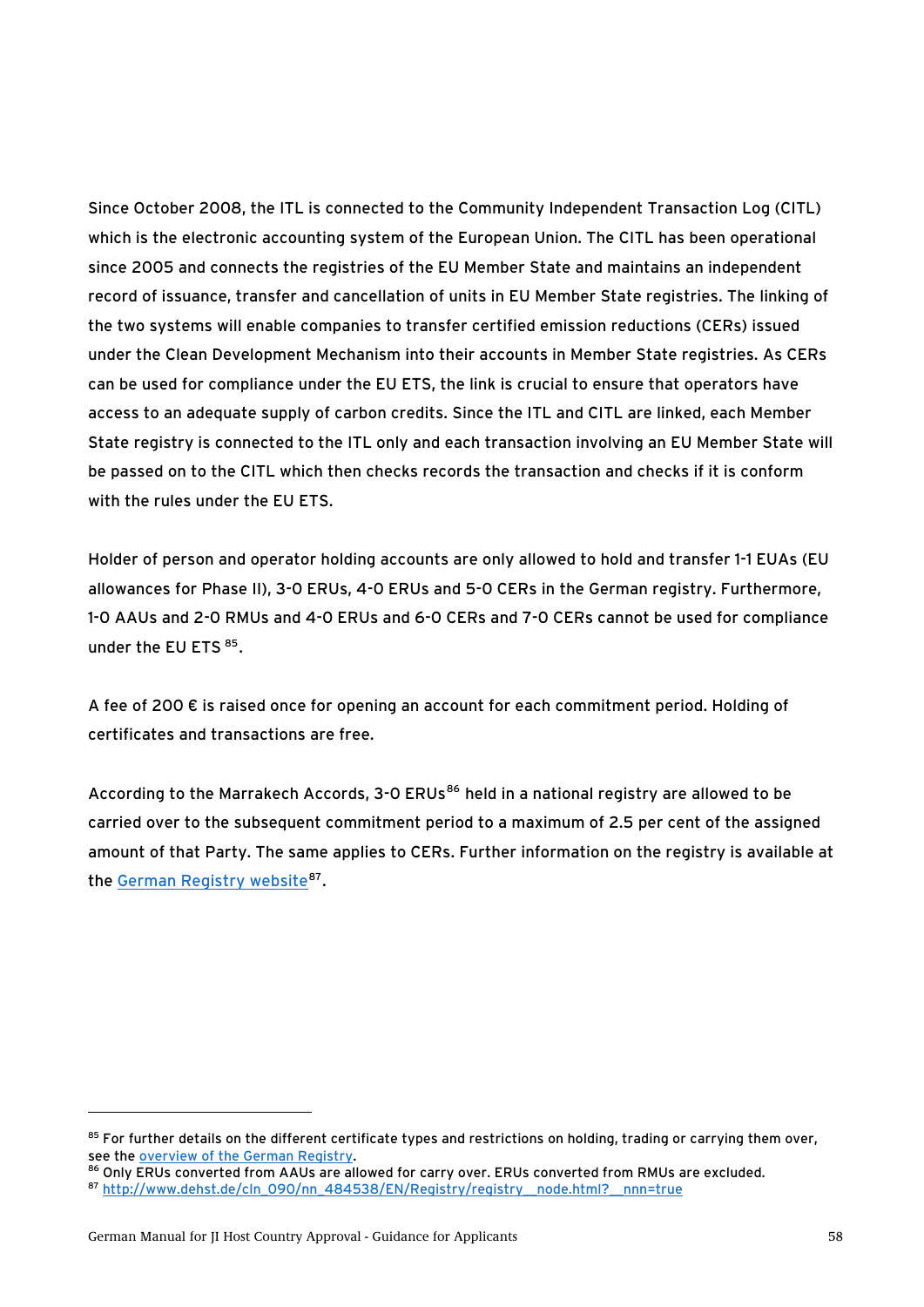Since October 2008, the ITL is connected to the Community Independent Transaction Log (CITL) which is the electronic accounting system of the European Union. The CITL has been operational since 2005 and connects the registries of the EU Member State and maintains an independent record of issuance, transfer and cancellation of units in EU Member State registries. The linking of the two systems will enable companies to transfer certified emission reductions (CERs) issued under the Clean Development Mechanism into their accounts in Member State registries. As CERs can be used for compliance under the EU ETS, the link is crucial to ensure that operators have access to an adequate supply of carbon credits. Since the ITL and CITL are linked, each Member State registry is connected to the ITL only and each transaction involving an EU Member State will be passed on to the CITL which then checks records the transaction and checks if it is conform with the rules under the EU ETS.

Holder of person and operator holding accounts are only allowed to hold and transfer 1-1 EUAs (EU allowances for Phase II), 3-0 ERUs, 4-0 ERUs and 5-0 CERs in the German registry. Furthermore, 1-0 AAUs and 2-0 RMUs and 4-0 ERUs and 6-0 CERs and 7-0 CERs cannot be used for compliance under the EU ETS [85].

A fee of 200 € is raised once for opening an account for each commitment period. Holding of certificates and transactions are free.

According to the Marrakech Accords, 3-0 ERUs[86] held in a national registry are allowed to be carried over to the subsequent commitment period to a maximum of 2.5 per cent of the assigned amount of that Party. The same applies to CERs. Further information on the registry is available at the German Registry website[87].

---

[85] For further details on the different certificate types and restrictions on holding, trading or carrying them over, see the overview of the German Registry.

[86] Only ERUs converted from AAUs are allowed for carry over. ERUs converted from RMUs are excluded.

[87] http://www.dehst.de/cln_090/nn_484538/EN/Registry/registry__node.html?__nnn=true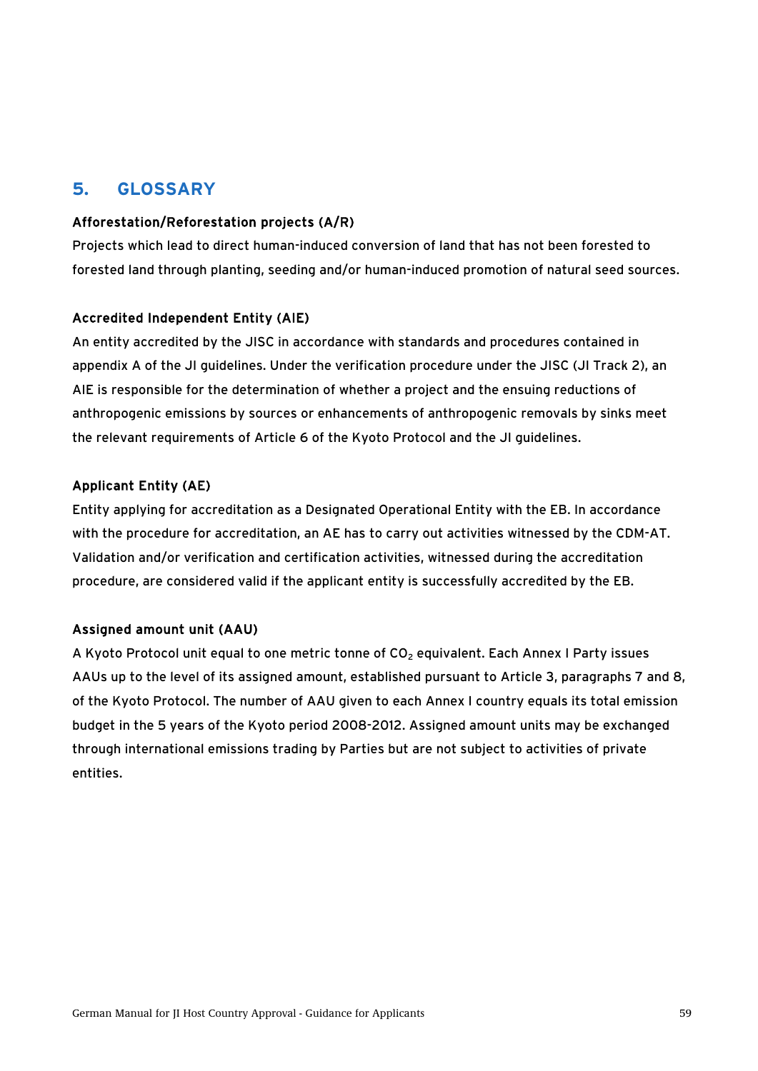# 5. GLOSSARY

**Afforestation/Reforestation projects (A/R)**

Projects which lead to direct human-induced conversion of land that has not been forested to forested land through planting, seeding and/or human-induced promotion of natural seed sources.

**Accredited Independent Entity (AIE)**

An entity accredited by the JISC in accordance with standards and procedures contained in appendix A of the JI guidelines. Under the verification procedure under the JISC (JI Track 2), an AIE is responsible for the determination of whether a project and the ensuing reductions of anthropogenic emissions by sources or enhancements of anthropogenic removals by sinks meet the relevant requirements of Article 6 of the Kyoto Protocol and the JI guidelines.

**Applicant Entity (AE)**

Entity applying for accreditation as a Designated Operational Entity with the EB. In accordance with the procedure for accreditation, an AE has to carry out activities witnessed by the CDM-AT. Validation and/or verification and certification activities, witnessed during the accreditation procedure, are considered valid if the applicant entity is successfully accredited by the EB.

**Assigned amount unit (AAU)**

A Kyoto Protocol unit equal to one metric tonne of $CO_2$ equivalent. Each Annex I Party issues AAUs up to the level of its assigned amount, established pursuant to Article 3, paragraphs 7 and 8, of the Kyoto Protocol. The number of AAU given to each Annex I country equals its total emission budget in the 5 years of the Kyoto period 2008-2012. Assigned amount units may be exchanged through international emissions trading by Parties but are not subject to activities of private entities.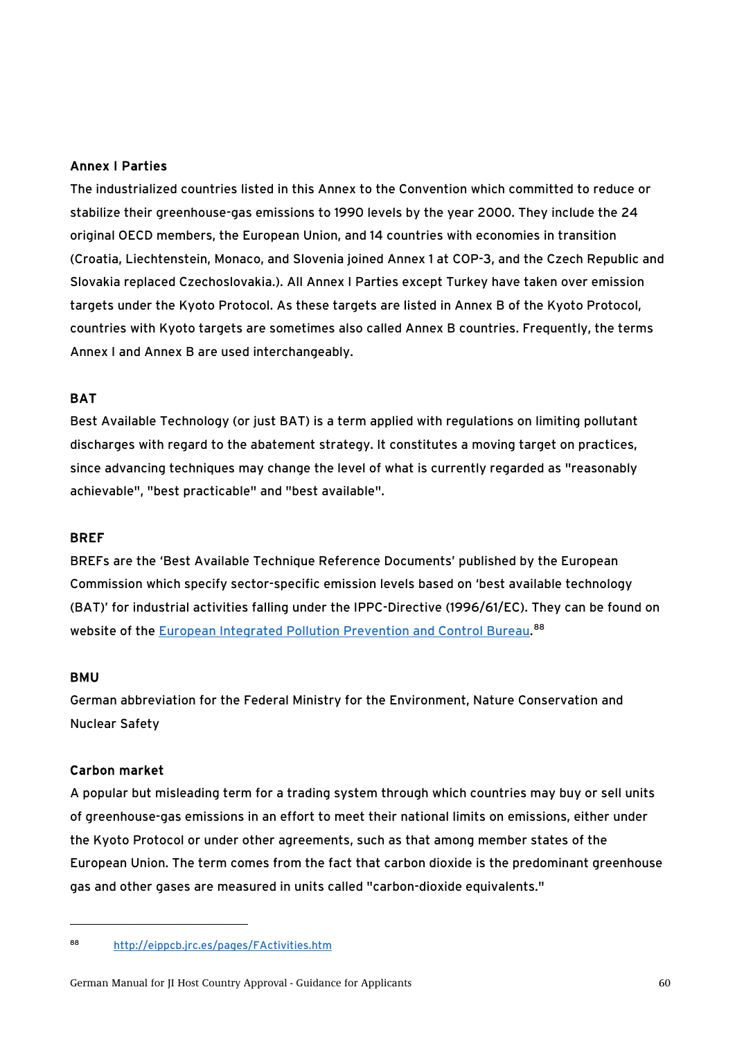**Annex I Parties**

The industrialized countries listed in this Annex to the Convention which committed to reduce or stabilize their greenhouse-gas emissions to 1990 levels by the year 2000. They include the 24 original OECD members, the European Union, and 14 countries with economies in transition (Croatia, Liechtenstein, Monaco, and Slovenia joined Annex 1 at COP-3, and the Czech Republic and Slovakia replaced Czechoslovakia.). All Annex I Parties except Turkey have taken over emission targets under the Kyoto Protocol. As these targets are listed in Annex B of the Kyoto Protocol, countries with Kyoto targets are sometimes also called Annex B countries. Frequently, the terms Annex I and Annex B are used interchangeably.

**BAT**

Best Available Technology (or just BAT) is a term applied with regulations on limiting pollutant discharges with regard to the abatement strategy. It constitutes a moving target on practices, since advancing techniques may change the level of what is currently regarded as "reasonably achievable", "best practicable" and "best available".

**BREF**

BREFs are the 'Best Available Technique Reference Documents' published by the European Commission which specify sector-specific emission levels based on 'best available technology (BAT)' for industrial activities falling under the IPPC-Directive (1996/61/EC). They can be found on website of the European Integrated Pollution Prevention and Control Bureau.[88]

**BMU**

German abbreviation for the Federal Ministry for the Environment, Nature Conservation and Nuclear Safety

**Carbon market**

A popular but misleading term for a trading system through which countries may buy or sell units of greenhouse-gas emissions in an effort to meet their national limits on emissions, either under the Kyoto Protocol or under other agreements, such as that among member states of the European Union. The term comes from the fact that carbon dioxide is the predominant greenhouse gas and other gases are measured in units called "carbon-dioxide equivalents."

---

[88] http://eippcb.jrc.es/pages/FActivities.htm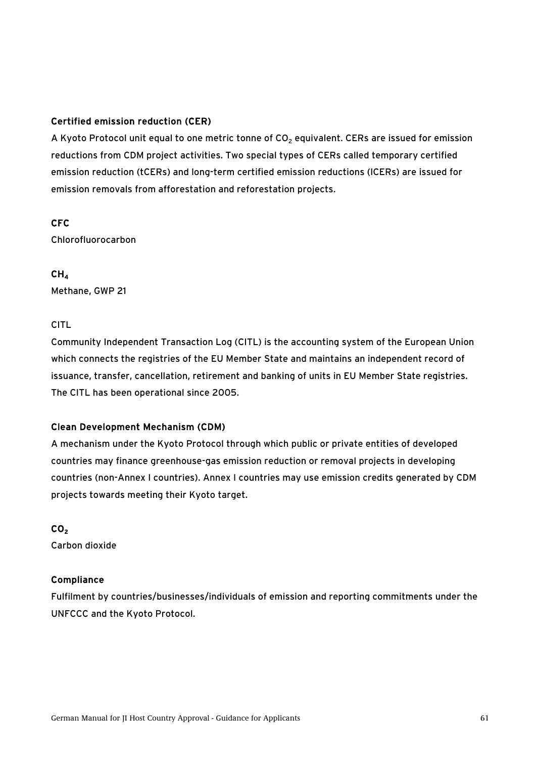**Certified emission reduction (CER)**

A Kyoto Protocol unit equal to one metric tonne of $CO_2$ equivalent. CERs are issued for emission reductions from CDM project activities. Two special types of CERs called temporary certified emission reduction (tCERs) and long-term certified emission reductions (lCERs) are issued for emission removals from afforestation and reforestation projects.

**CFC**

Chlorofluorocarbon

**$CH_4$**

Methane, GWP 21

CITL

Community Independent Transaction Log (CITL) is the accounting system of the European Union which connects the registries of the EU Member State and maintains an independent record of issuance, transfer, cancellation, retirement and banking of units in EU Member State registries. The CITL has been operational since 2005.

**Clean Development Mechanism (CDM)**

A mechanism under the Kyoto Protocol through which public or private entities of developed countries may finance greenhouse-gas emission reduction or removal projects in developing countries (non-Annex I countries). Annex I countries may use emission credits generated by CDM projects towards meeting their Kyoto target.

**$CO_2$**

Carbon dioxide

**Compliance**

Fulfilment by countries/businesses/individuals of emission and reporting commitments under the UNFCCC and the Kyoto Protocol.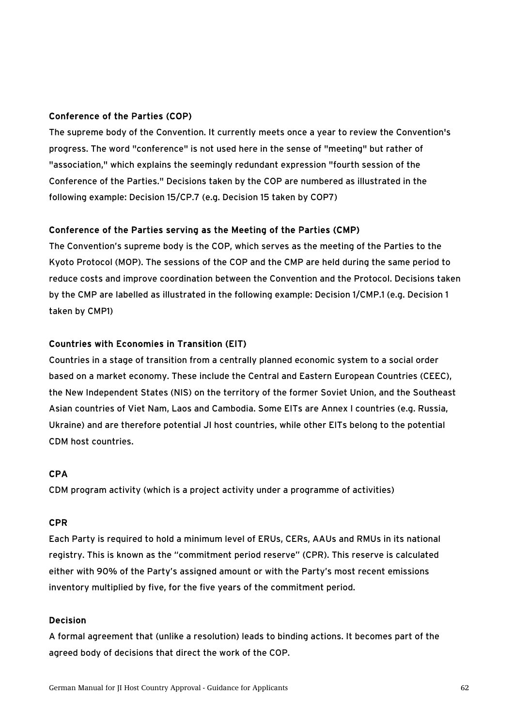**Conference of the Parties (COP)**

The supreme body of the Convention. It currently meets once a year to review the Convention's progress. The word "conference" is not used here in the sense of "meeting" but rather of "association," which explains the seemingly redundant expression "fourth session of the Conference of the Parties." Decisions taken by the COP are numbered as illustrated in the following example: Decision 15/CP.7 (e.g. Decision 15 taken by COP7)

**Conference of the Parties serving as the Meeting of the Parties (CMP)**

The Convention's supreme body is the COP, which serves as the meeting of the Parties to the Kyoto Protocol (MOP). The sessions of the COP and the CMP are held during the same period to reduce costs and improve coordination between the Convention and the Protocol. Decisions taken by the CMP are labelled as illustrated in the following example: Decision 1/CMP.1 (e.g. Decision 1 taken by CMP1)

**Countries with Economies in Transition (EIT)**

Countries in a stage of transition from a centrally planned economic system to a social order based on a market economy. These include the Central and Eastern European Countries (CEEC), the New Independent States (NIS) on the territory of the former Soviet Union, and the Southeast Asian countries of Viet Nam, Laos and Cambodia. Some EITs are Annex I countries (e.g. Russia, Ukraine) and are therefore potential JI host countries, while other EITs belong to the potential CDM host countries.

**CPA**

CDM program activity (which is a project activity under a programme of activities)

**CPR**

Each Party is required to hold a minimum level of ERUs, CERs, AAUs and RMUs in its national registry. This is known as the "commitment period reserve" (CPR). This reserve is calculated either with 90% of the Party's assigned amount or with the Party's most recent emissions inventory multiplied by five, for the five years of the commitment period.

**Decision**

A formal agreement that (unlike a resolution) leads to binding actions. It becomes part of the agreed body of decisions that direct the work of the COP.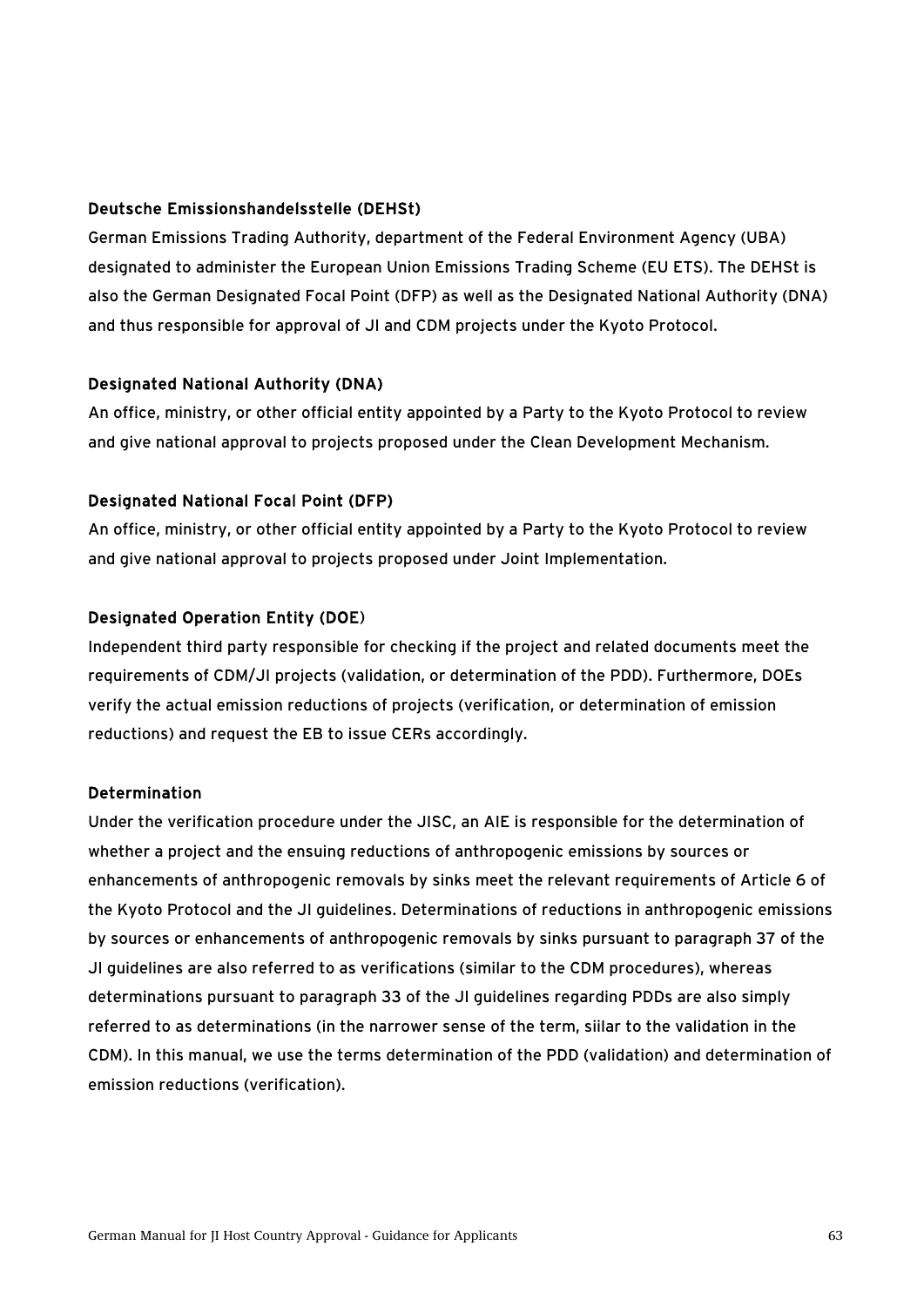**Deutsche Emissionshandelsstelle (DEHSt)**

German Emissions Trading Authority, department of the Federal Environment Agency (UBA) designated to administer the European Union Emissions Trading Scheme (EU ETS). The DEHSt is also the German Designated Focal Point (DFP) as well as the Designated National Authority (DNA) and thus responsible for approval of JI and CDM projects under the Kyoto Protocol.

**Designated National Authority (DNA)**

An office, ministry, or other official entity appointed by a Party to the Kyoto Protocol to review and give national approval to projects proposed under the Clean Development Mechanism.

**Designated National Focal Point (DFP)**

An office, ministry, or other official entity appointed by a Party to the Kyoto Protocol to review and give national approval to projects proposed under Joint Implementation.

**Designated Operation Entity (DOE)**

Independent third party responsible for checking if the project and related documents meet the requirements of CDM/JI projects (validation, or determination of the PDD). Furthermore, DOEs verify the actual emission reductions of projects (verification, or determination of emission reductions) and request the EB to issue CERs accordingly.

**Determination**

Under the verification procedure under the JISC, an AIE is responsible for the determination of whether a project and the ensuing reductions of anthropogenic emissions by sources or enhancements of anthropogenic removals by sinks meet the relevant requirements of Article 6 of the Kyoto Protocol and the JI guidelines. Determinations of reductions in anthropogenic emissions by sources or enhancements of anthropogenic removals by sinks pursuant to paragraph 37 of the JI guidelines are also referred to as verifications (similar to the CDM procedures), whereas determinations pursuant to paragraph 33 of the JI guidelines regarding PDDs are also simply referred to as determinations (in the narrower sense of the term, siilar to the validation in the CDM). In this manual, we use the terms determination of the PDD (validation) and determination of emission reductions (verification).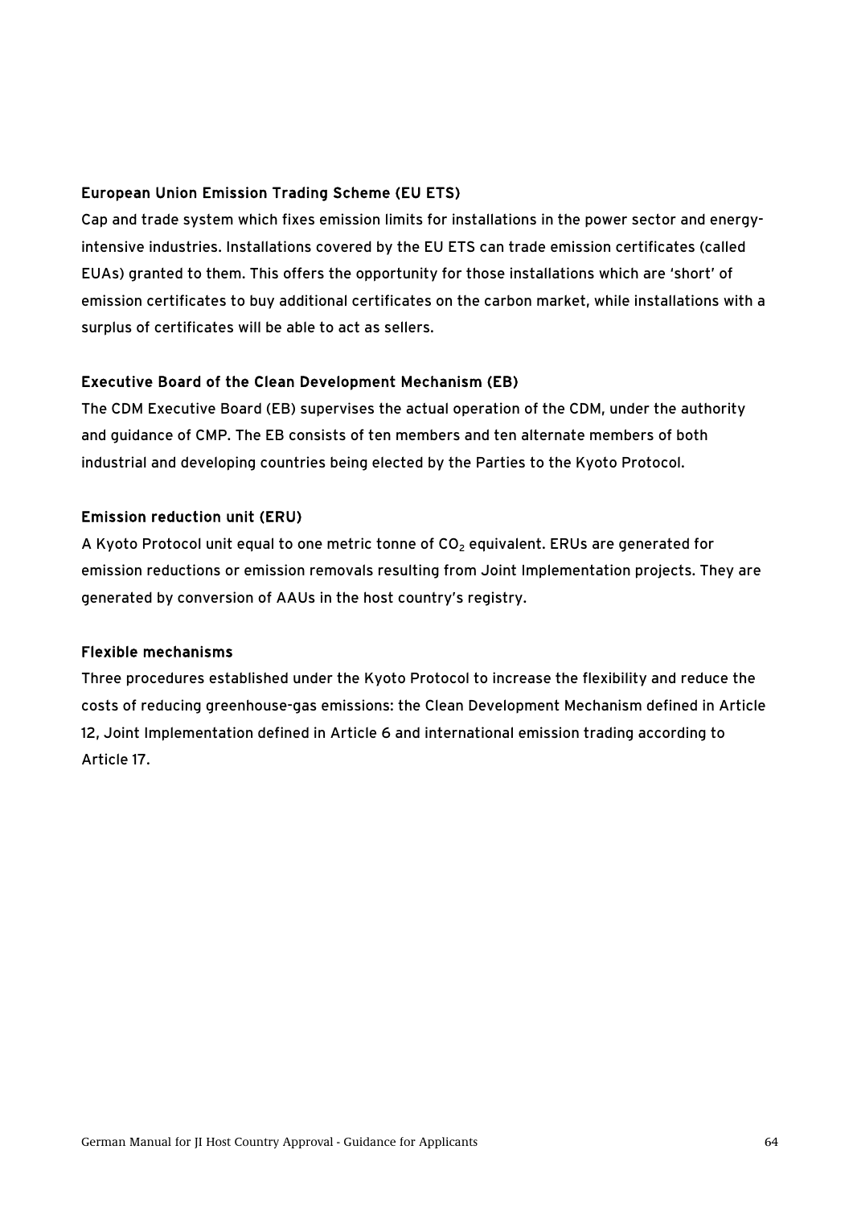**European Union Emission Trading Scheme (EU ETS)**
Cap and trade system which fixes emission limits for installations in the power sector and energy-intensive industries. Installations covered by the EU ETS can trade emission certificates (called EUAs) granted to them. This offers the opportunity for those installations which are 'short' of emission certificates to buy additional certificates on the carbon market, while installations with a surplus of certificates will be able to act as sellers.

**Executive Board of the Clean Development Mechanism (EB)**
The CDM Executive Board (EB) supervises the actual operation of the CDM, under the authority and guidance of CMP. The EB consists of ten members and ten alternate members of both industrial and developing countries being elected by the Parties to the Kyoto Protocol.

**Emission reduction unit (ERU)**
A Kyoto Protocol unit equal to one metric tonne of $CO_2$ equivalent. ERUs are generated for emission reductions or emission removals resulting from Joint Implementation projects. They are generated by conversion of AAUs in the host country's registry.

**Flexible mechanisms**
Three procedures established under the Kyoto Protocol to increase the flexibility and reduce the costs of reducing greenhouse-gas emissions: the Clean Development Mechanism defined in Article 12, Joint Implementation defined in Article 6 and international emission trading according to Article 17.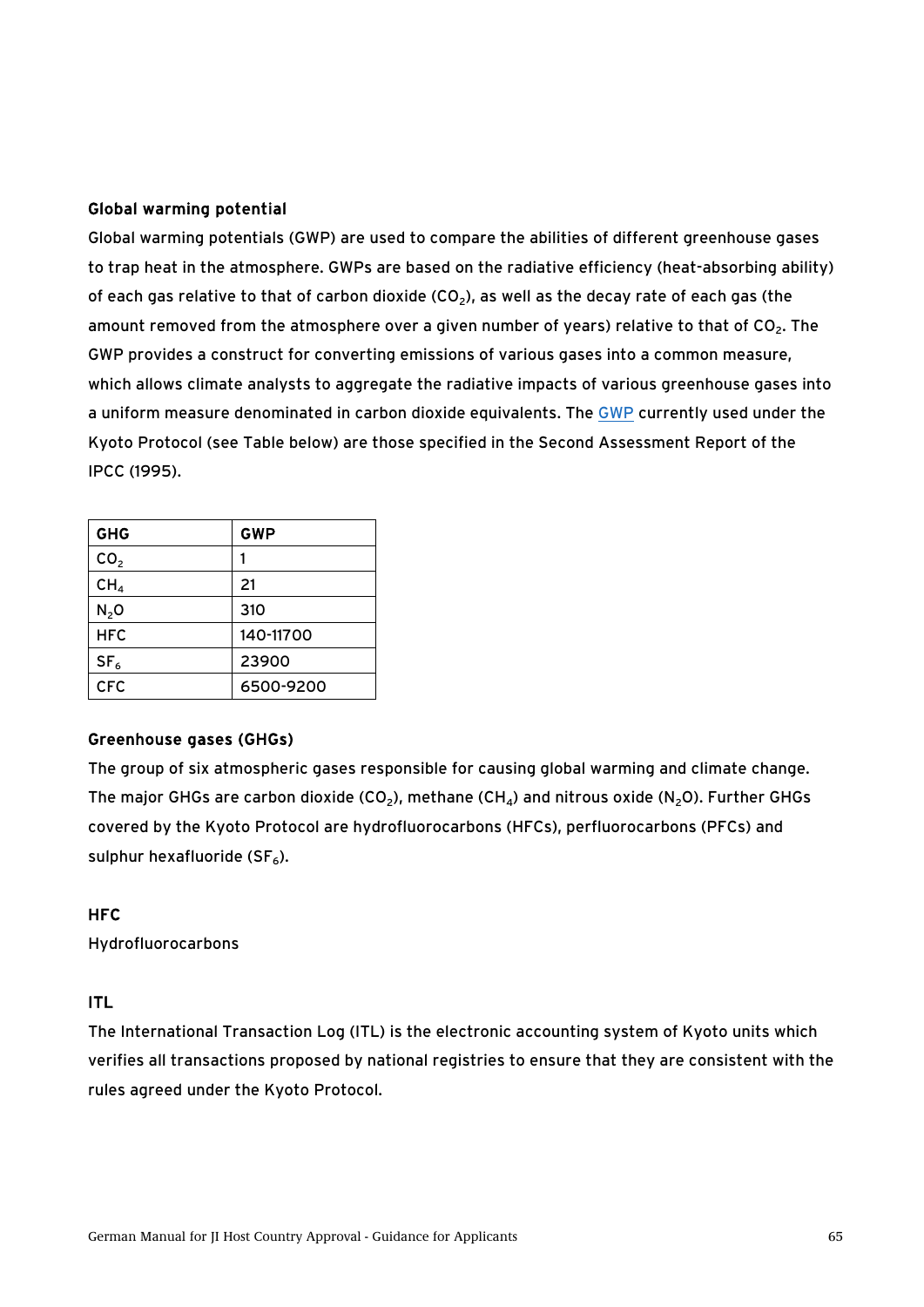**Global warming potential**

Global warming potentials (GWP) are used to compare the abilities of different greenhouse gases to trap heat in the atmosphere. GWPs are based on the radiative efficiency (heat-absorbing ability) of each gas relative to that of carbon dioxide ($CO_2$), as well as the decay rate of each gas (the amount removed from the atmosphere over a given number of years) relative to that of $CO_2$. The GWP provides a construct for converting emissions of various gases into a common measure, which allows climate analysts to aggregate the radiative impacts of various greenhouse gases into a uniform measure denominated in carbon dioxide equivalents. The GWP currently used under the Kyoto Protocol (see Table below) are those specified in the Second Assessment Report of the IPCC (1995).

| GHG | GWP |
|---|---|
| $CO_2$ | 1 |
| $CH_4$ | 21 |
| $N_2O$ | 310 |
| HFC | 140-11700 |
| $SF_6$ | 23900 |
| CFC | 6500-9200 |

**Greenhouse gases (GHGs)**

The group of six atmospheric gases responsible for causing global warming and climate change. The major GHGs are carbon dioxide ($CO_2$), methane ($CH_4$) and nitrous oxide ($N_2O$). Further GHGs covered by the Kyoto Protocol are hydrofluorocarbons (HFCs), perfluorocarbons (PFCs) and sulphur hexafluoride ($SF_6$).

**HFC**

Hydrofluorocarbons

**ITL**

The International Transaction Log (ITL) is the electronic accounting system of Kyoto units which verifies all transactions proposed by national registries to ensure that they are consistent with the rules agreed under the Kyoto Protocol.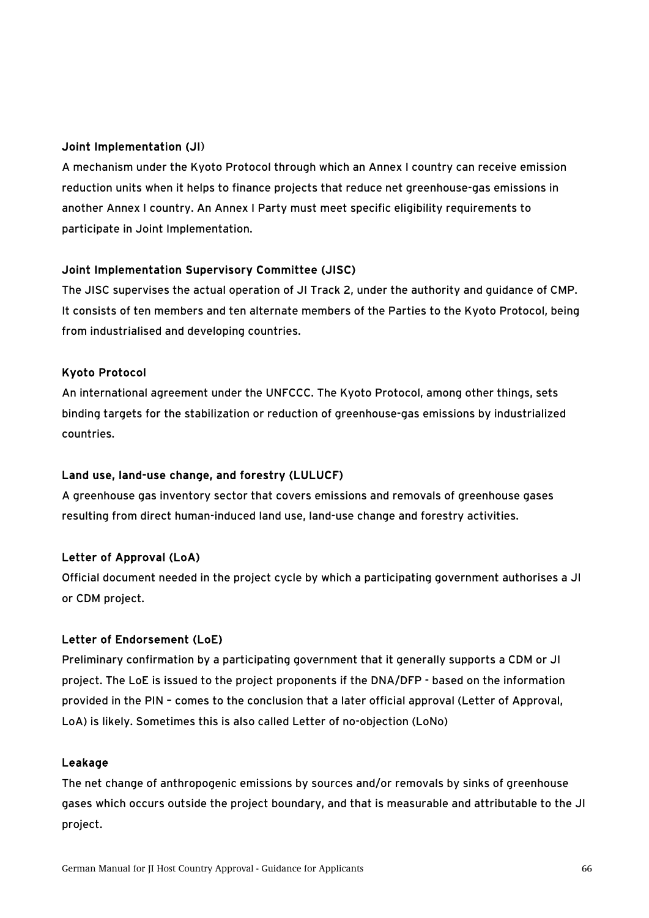**Joint Implementation (JI)**

A mechanism under the Kyoto Protocol through which an Annex I country can receive emission reduction units when it helps to finance projects that reduce net greenhouse-gas emissions in another Annex I country. An Annex I Party must meet specific eligibility requirements to participate in Joint Implementation.

**Joint Implementation Supervisory Committee (JISC)**

The JISC supervises the actual operation of JI Track 2, under the authority and guidance of CMP. It consists of ten members and ten alternate members of the Parties to the Kyoto Protocol, being from industrialised and developing countries.

**Kyoto Protocol**

An international agreement under the UNFCCC. The Kyoto Protocol, among other things, sets binding targets for the stabilization or reduction of greenhouse-gas emissions by industrialized countries.

**Land use, land-use change, and forestry (LULUCF)**

A greenhouse gas inventory sector that covers emissions and removals of greenhouse gases resulting from direct human-induced land use, land-use change and forestry activities.

**Letter of Approval (LoA)**

Official document needed in the project cycle by which a participating government authorises a JI or CDM project.

**Letter of Endorsement (LoE)**

Preliminary confirmation by a participating government that it generally supports a CDM or JI project. The LoE is issued to the project proponents if the DNA/DFP - based on the information provided in the PIN – comes to the conclusion that a later official approval (Letter of Approval, LoA) is likely. Sometimes this is also called Letter of no-objection (LoNo)

**Leakage**

The net change of anthropogenic emissions by sources and/or removals by sinks of greenhouse gases which occurs outside the project boundary, and that is measurable and attributable to the JI project.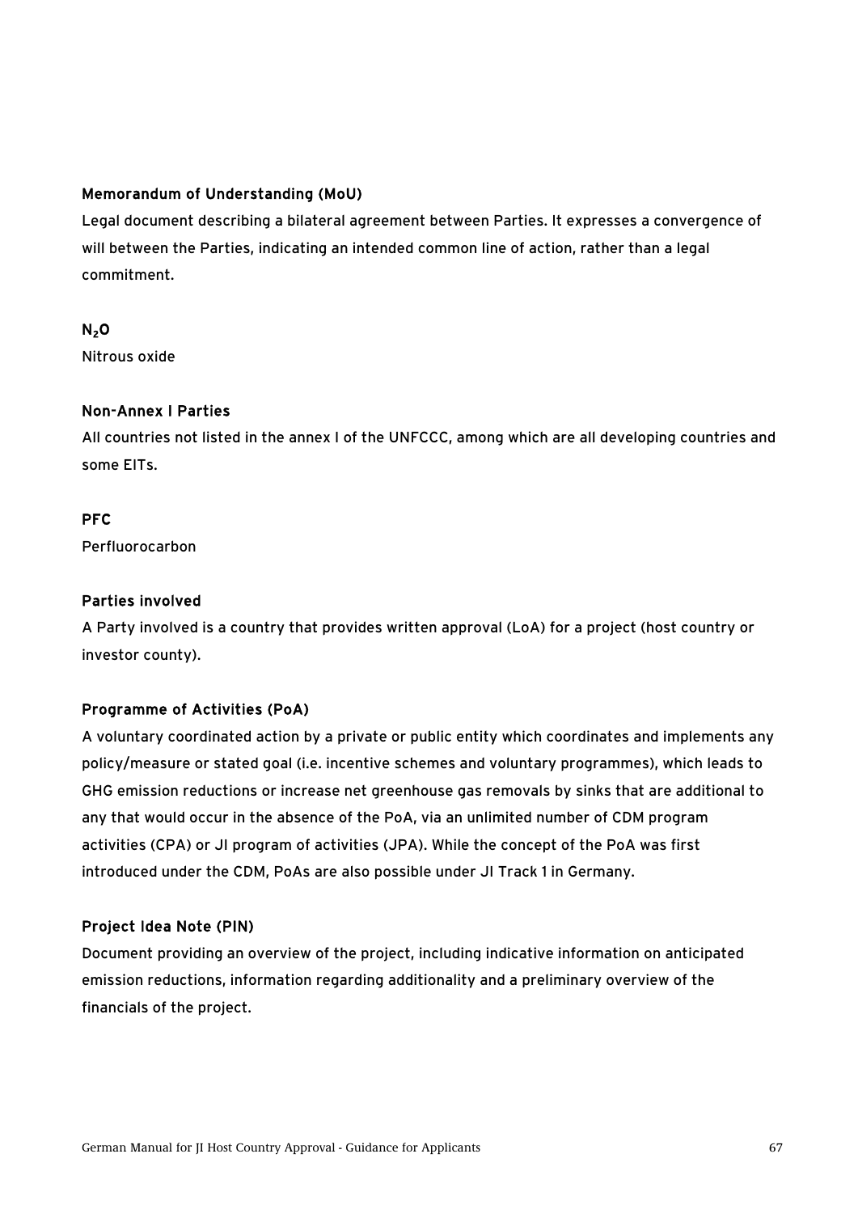**Memorandum of Understanding (MoU)**

Legal document describing a bilateral agreement between Parties. It expresses a convergence of will between the Parties, indicating an intended common line of action, rather than a legal commitment.

**$N_2O$**

Nitrous oxide

**Non-Annex I Parties**

All countries not listed in the annex I of the UNFCCC, among which are all developing countries and some EITs.

**PFC**

Perfluorocarbon

**Parties involved**

A Party involved is a country that provides written approval (LoA) for a project (host country or investor county).

**Programme of Activities (PoA)**

A voluntary coordinated action by a private or public entity which coordinates and implements any policy/measure or stated goal (i.e. incentive schemes and voluntary programmes), which leads to GHG emission reductions or increase net greenhouse gas removals by sinks that are additional to any that would occur in the absence of the PoA, via an unlimited number of CDM program activities (CPA) or JI program of activities (JPA). While the concept of the PoA was first introduced under the CDM, PoAs are also possible under JI Track 1 in Germany.

**Project Idea Note (PIN)**

Document providing an overview of the project, including indicative information on anticipated emission reductions, information regarding additionality and a preliminary overview of the financials of the project.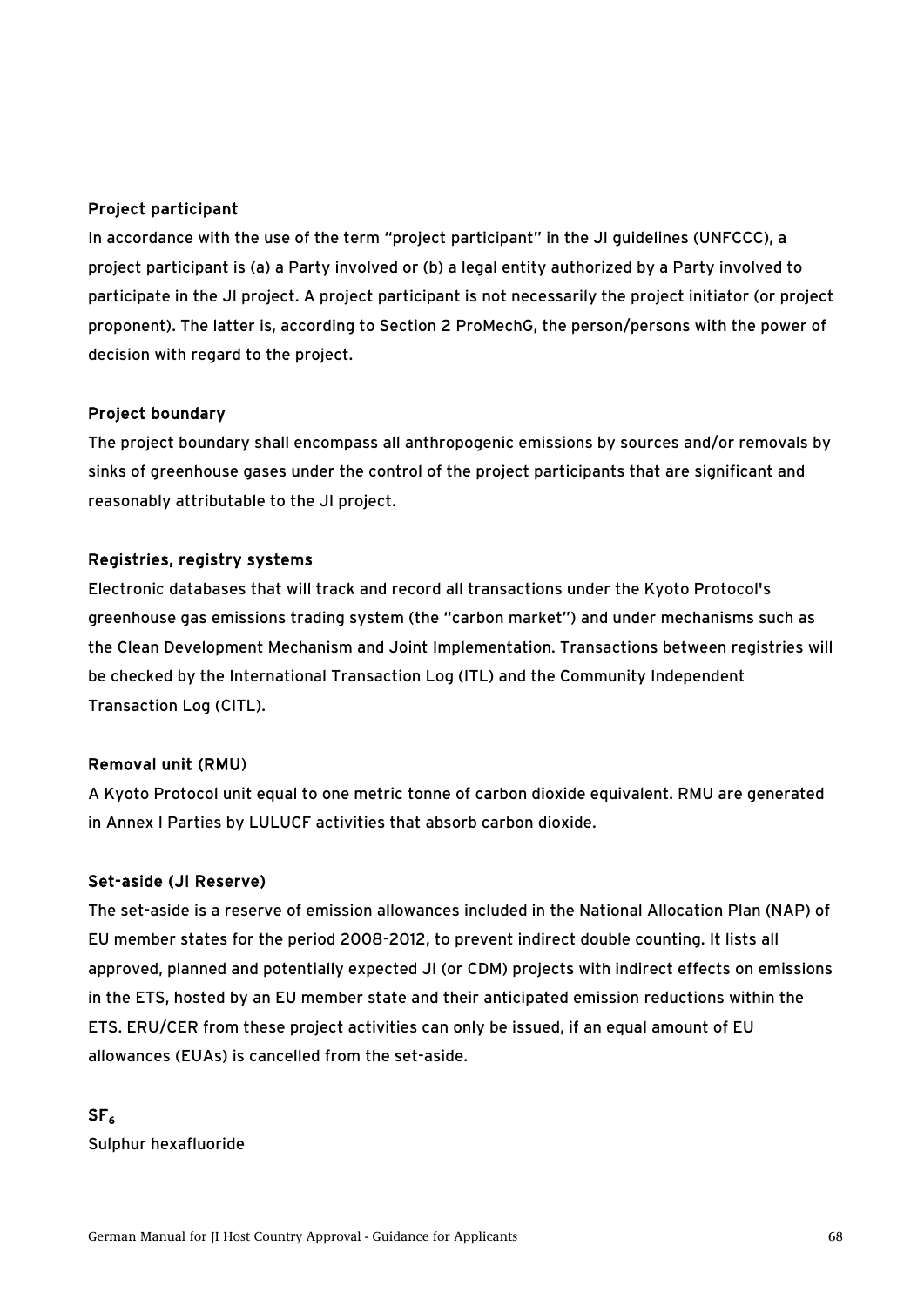**Project participant**

In accordance with the use of the term "project participant" in the JI guidelines (UNFCCC), a project participant is (a) a Party involved or (b) a legal entity authorized by a Party involved to participate in the JI project. A project participant is not necessarily the project initiator (or project proponent). The latter is, according to Section 2 ProMechG, the person/persons with the power of decision with regard to the project.

**Project boundary**

The project boundary shall encompass all anthropogenic emissions by sources and/or removals by sinks of greenhouse gases under the control of the project participants that are significant and reasonably attributable to the JI project.

**Registries, registry systems**

Electronic databases that will track and record all transactions under the Kyoto Protocol's greenhouse gas emissions trading system (the "carbon market") and under mechanisms such as the Clean Development Mechanism and Joint Implementation. Transactions between registries will be checked by the International Transaction Log (ITL) and the Community Independent Transaction Log (CITL).

**Removal unit (RMU)**

A Kyoto Protocol unit equal to one metric tonne of carbon dioxide equivalent. RMU are generated in Annex I Parties by LULUCF activities that absorb carbon dioxide.

**Set-aside (JI Reserve)**

The set-aside is a reserve of emission allowances included in the National Allocation Plan (NAP) of EU member states for the period 2008-2012, to prevent indirect double counting. It lists all approved, planned and potentially expected JI (or CDM) projects with indirect effects on emissions in the ETS, hosted by an EU member state and their anticipated emission reductions within the ETS. ERU/CER from these project activities can only be issued, if an equal amount of EU allowances (EUAs) is cancelled from the set-aside.

**$SF_6$**

Sulphur hexafluoride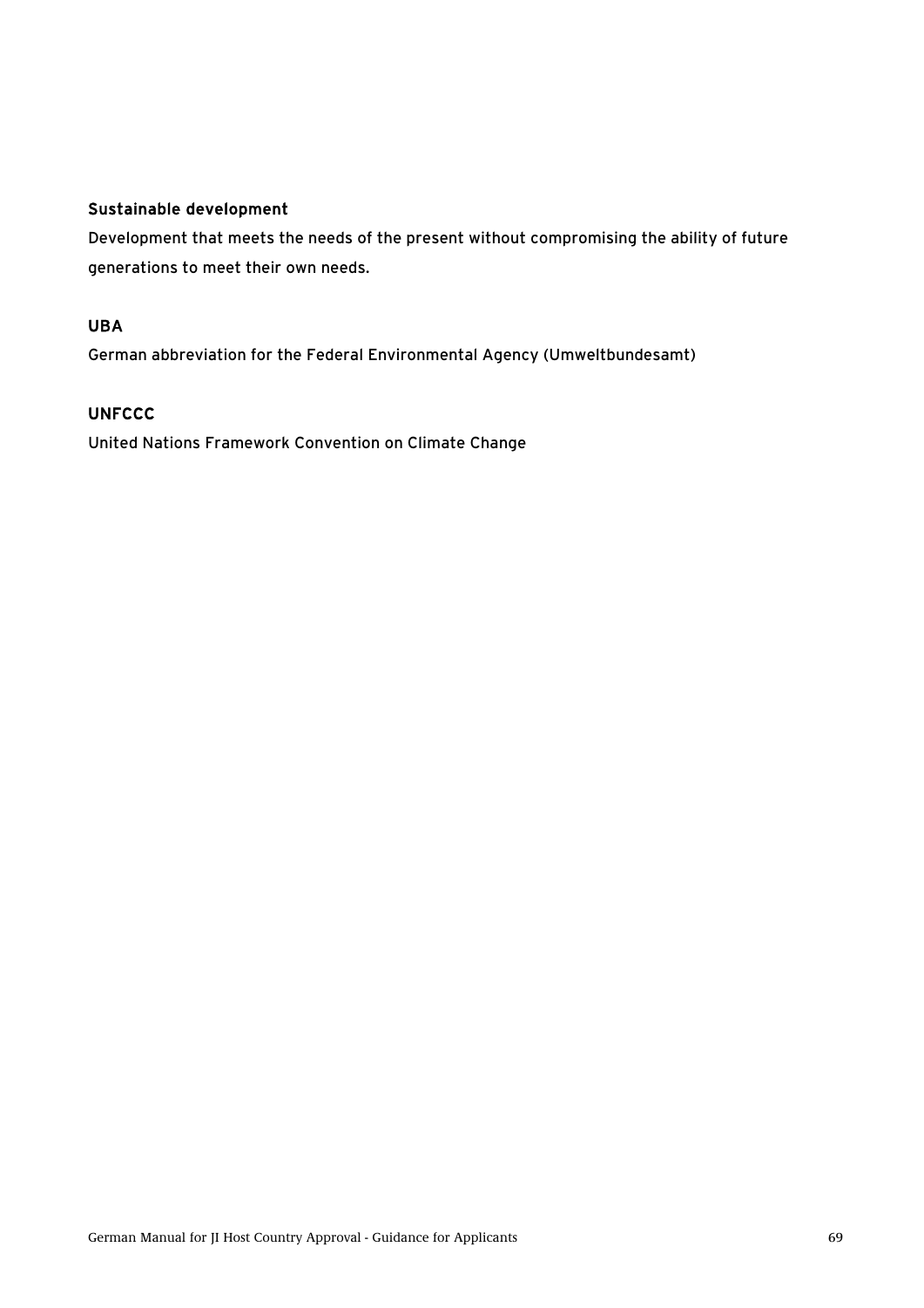**Sustainable development**

Development that meets the needs of the present without compromising the ability of future generations to meet their own needs.

**UBA**

German abbreviation for the Federal Environmental Agency (Umweltbundesamt)

**UNFCCC**

United Nations Framework Convention on Climate Change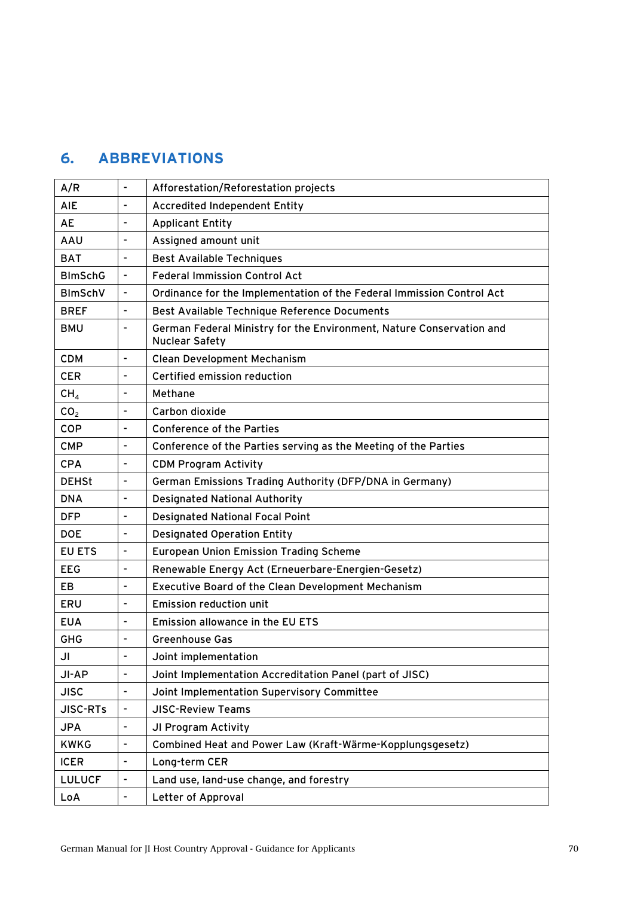# 6. ABBREVIATIONS

| | | |
|---|---|---|
| A/R | - | Afforestation/Reforestation projects |
| AIE | - | Accredited Independent Entity |
| AE | - | Applicant Entity |
| AAU | - | Assigned amount unit |
| BAT | - | Best Available Techniques |
| BImSchG | - | Federal Immission Control Act |
| BImSchV | - | Ordinance for the Implementation of the Federal Immission Control Act |
| BREF | - | Best Available Technique Reference Documents |
| BMU | - | German Federal Ministry for the Environment, Nature Conservation and Nuclear Safety |
| CDM | - | Clean Development Mechanism |
| CER | - | Certified emission reduction |
| $CH_4$ | - | Methane |
| $CO_2$ | - | Carbon dioxide |
| COP | - | Conference of the Parties |
| CMP | - | Conference of the Parties serving as the Meeting of the Parties |
| CPA | - | CDM Program Activity |
| DEHSt | - | German Emissions Trading Authority (DFP/DNA in Germany) |
| DNA | - | Designated National Authority |
| DFP | - | Designated National Focal Point |
| DOE | - | Designated Operation Entity |
| EU ETS | - | European Union Emission Trading Scheme |
| EEG | - | Renewable Energy Act (Erneuerbare-Energien-Gesetz) |
| EB | - | Executive Board of the Clean Development Mechanism |
| ERU | - | Emission reduction unit |
| EUA | - | Emission allowance in the EU ETS |
| GHG | - | Greenhouse Gas |
| JI | - | Joint implementation |
| JI-AP | - | Joint Implementation Accreditation Panel (part of JISC) |
| JISC | - | Joint Implementation Supervisory Committee |
| JISC-RTs | - | JISC-Review Teams |
| JPA | - | JI Program Activity |
| KWKG | - | Combined Heat and Power Law (Kraft-Wärme-Kopplungsgesetz) |
| ICER | - | Long-term CER |
| LULUCF | - | Land use, land-use change, and forestry |
| LoA | - | Letter of Approval |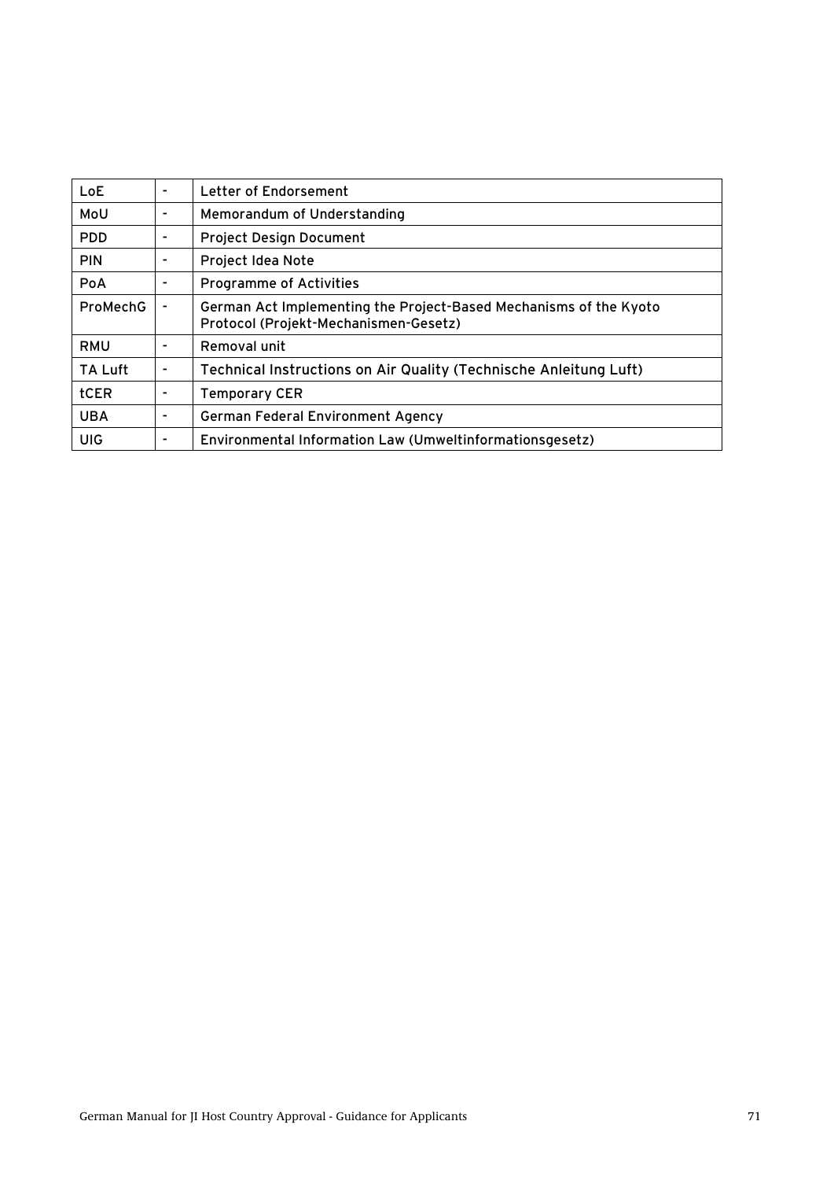| | | |
|---|---|---|
| LoE | - | Letter of Endorsement |
| MoU | - | Memorandum of Understanding |
| PDD | - | Project Design Document |
| PIN | - | Project Idea Note |
| PoA | - | Programme of Activities |
| ProMechG | - | German Act Implementing the Project-Based Mechanisms of the Kyoto Protocol (Projekt-Mechanismen-Gesetz) |
| RMU | - | Removal unit |
| TA Luft | - | Technical Instructions on Air Quality (Technische Anleitung Luft) |
| tCER | - | Temporary CER |
| UBA | - | German Federal Environment Agency |
| UIG | - | Environmental Information Law (Umweltinformationsgesetz) |